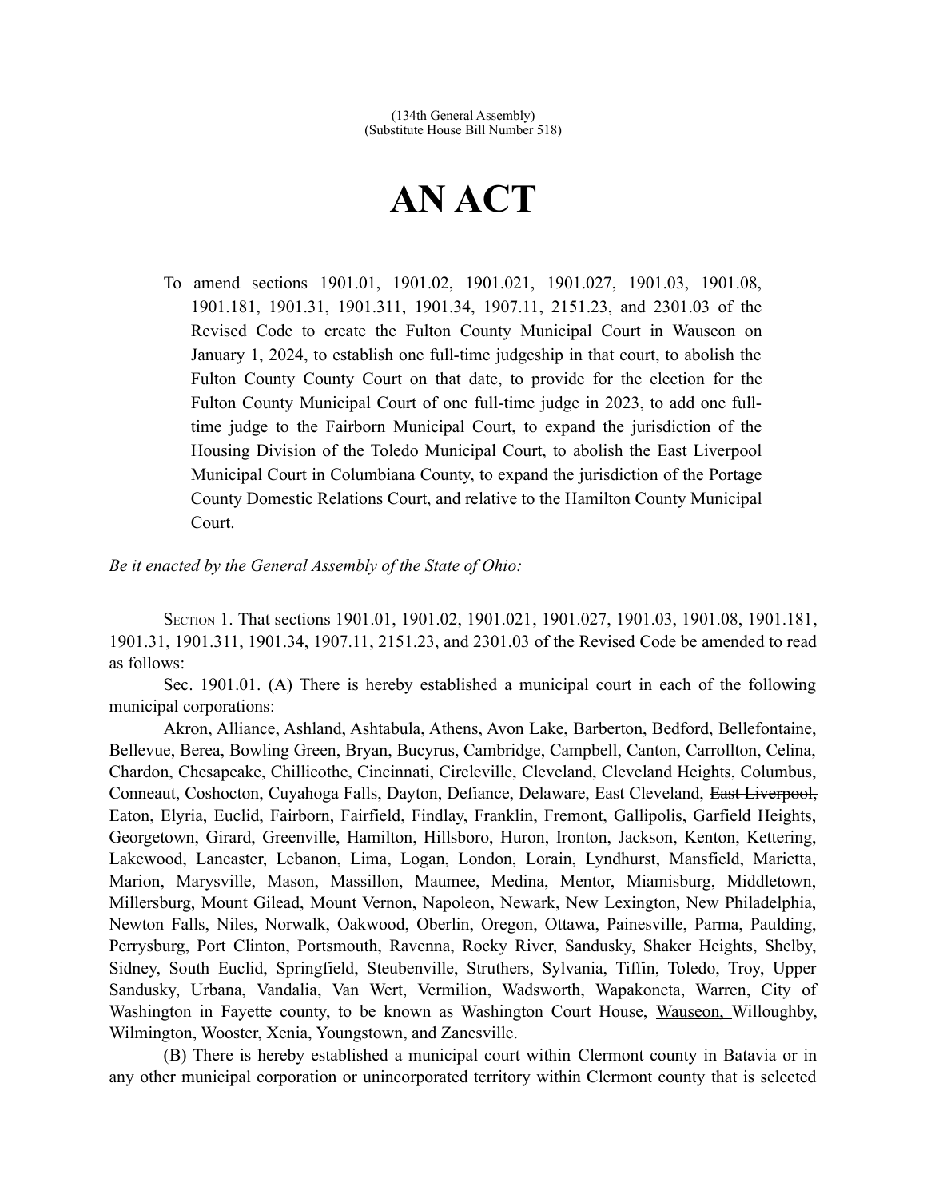(134th General Assembly)
(Substitute House Bill Number 518)

# AN ACT

To amend sections 1901.01, 1901.02, 1901.021, 1901.027, 1901.03, 1901.08, 1901.181, 1901.31, 1901.311, 1901.34, 1907.11, 2151.23, and 2301.03 of the Revised Code to create the Fulton County Municipal Court in Wauseon on January 1, 2024, to establish one full-time judgeship in that court, to abolish the Fulton County County Court on that date, to provide for the election for the Fulton County Municipal Court of one full-time judge in 2023, to add one full-time judge to the Fairborn Municipal Court, to expand the jurisdiction of the Housing Division of the Toledo Municipal Court, to abolish the East Liverpool Municipal Court in Columbiana County, to expand the jurisdiction of the Portage County Domestic Relations Court, and relative to the Hamilton County Municipal Court.

*Be it enacted by the General Assembly of the State of Ohio:*

SECTION 1. That sections 1901.01, 1901.02, 1901.021, 1901.027, 1901.03, 1901.08, 1901.181, 1901.31, 1901.311, 1901.34, 1907.11, 2151.23, and 2301.03 of the Revised Code be amended to read as follows:

Sec. 1901.01. (A) There is hereby established a municipal court in each of the following municipal corporations:

Akron, Alliance, Ashland, Ashtabula, Athens, Avon Lake, Barberton, Bedford, Bellefontaine, Bellevue, Berea, Bowling Green, Bryan, Bucyrus, Cambridge, Campbell, Canton, Carrollton, Celina, Chardon, Chesapeake, Chillicothe, Cincinnati, Circleville, Cleveland, Cleveland Heights, Columbus, Conneaut, Coshocton, Cuyahoga Falls, Dayton, Defiance, Delaware, East Cleveland, ~~East Liverpool,~~ Eaton, Elyria, Euclid, Fairborn, Fairfield, Findlay, Franklin, Fremont, Gallipolis, Garfield Heights, Georgetown, Girard, Greenville, Hamilton, Hillsboro, Huron, Ironton, Jackson, Kenton, Kettering, Lakewood, Lancaster, Lebanon, Lima, Logan, London, Lorain, Lyndhurst, Mansfield, Marietta, Marion, Marysville, Mason, Massillon, Maumee, Medina, Mentor, Miamisburg, Middletown, Millersburg, Mount Gilead, Mount Vernon, Napoleon, Newark, New Lexington, New Philadelphia, Newton Falls, Niles, Norwalk, Oakwood, Oberlin, Oregon, Ottawa, Painesville, Parma, Paulding, Perrysburg, Port Clinton, Portsmouth, Ravenna, Rocky River, Sandusky, Shaker Heights, Shelby, Sidney, South Euclid, Springfield, Steubenville, Struthers, Sylvania, Tiffin, Toledo, Troy, Upper Sandusky, Urbana, Vandalia, Van Wert, Vermilion, Wadsworth, Wapakoneta, Warren, City of Washington in Fayette county, to be known as Washington Court House, <u>Wauseon,</u> Willoughby, Wilmington, Wooster, Xenia, Youngstown, and Zanesville.

(B) There is hereby established a municipal court within Clermont county in Batavia or in any other municipal corporation or unincorporated territory within Clermont county that is selected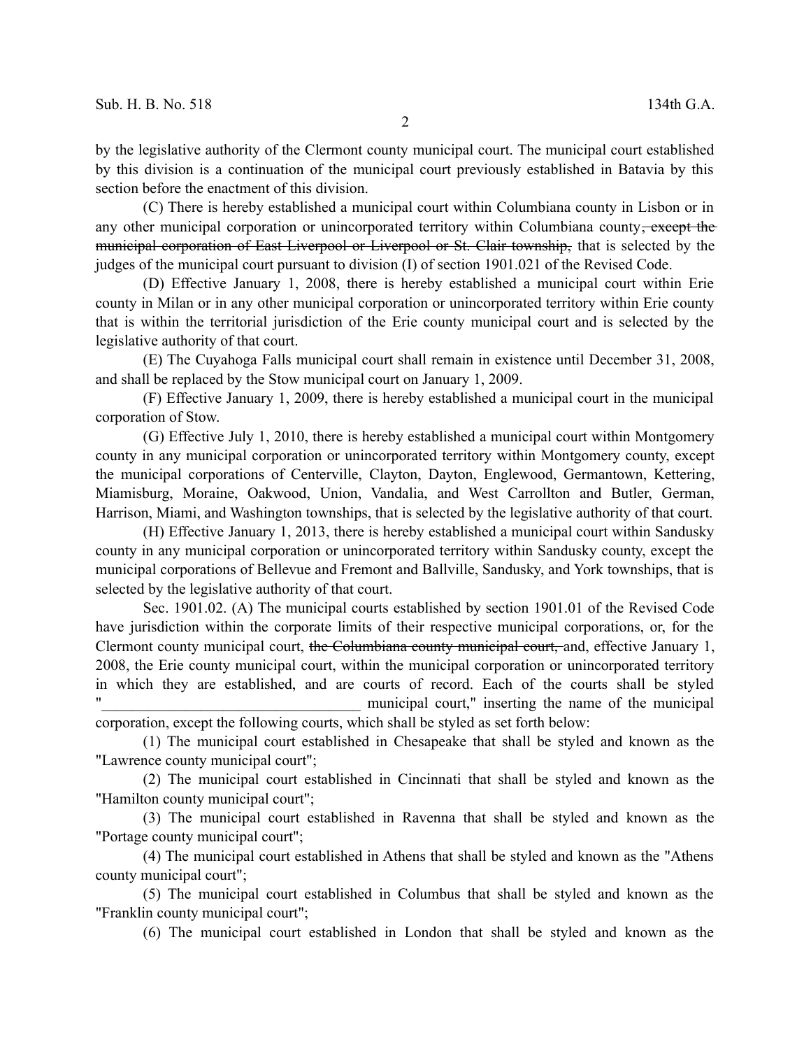by the legislative authority of the Clermont county municipal court. The municipal court established by this division is a continuation of the municipal court previously established in Batavia by this section before the enactment of this division.

(C) There is hereby established a municipal court within Columbiana county in Lisbon or in any other municipal corporation or unincorporated territory within Columbiana county~~, except the municipal corporation of East Liverpool or Liverpool or St. Clair township,~~ that is selected by the judges of the municipal court pursuant to division (I) of section 1901.021 of the Revised Code.

(D) Effective January 1, 2008, there is hereby established a municipal court within Erie county in Milan or in any other municipal corporation or unincorporated territory within Erie county that is within the territorial jurisdiction of the Erie county municipal court and is selected by the legislative authority of that court.

(E) The Cuyahoga Falls municipal court shall remain in existence until December 31, 2008, and shall be replaced by the Stow municipal court on January 1, 2009.

(F) Effective January 1, 2009, there is hereby established a municipal court in the municipal corporation of Stow.

(G) Effective July 1, 2010, there is hereby established a municipal court within Montgomery county in any municipal corporation or unincorporated territory within Montgomery county, except the municipal corporations of Centerville, Clayton, Dayton, Englewood, Germantown, Kettering, Miamisburg, Moraine, Oakwood, Union, Vandalia, and West Carrollton and Butler, German, Harrison, Miami, and Washington townships, that is selected by the legislative authority of that court.

(H) Effective January 1, 2013, there is hereby established a municipal court within Sandusky county in any municipal corporation or unincorporated territory within Sandusky county, except the municipal corporations of Bellevue and Fremont and Ballville, Sandusky, and York townships, that is selected by the legislative authority of that court.

Sec. 1901.02. (A) The municipal courts established by section 1901.01 of the Revised Code have jurisdiction within the corporate limits of their respective municipal corporations, or, for the Clermont county municipal court, ~~the Columbiana county municipal court,~~ and, effective January 1, 2008, the Erie county municipal court, within the municipal corporation or unincorporated territory in which they are established, and are courts of record. Each of the courts shall be styled "__________________________________ municipal court," inserting the name of the municipal corporation, except the following courts, which shall be styled as set forth below:

(1) The municipal court established in Chesapeake that shall be styled and known as the "Lawrence county municipal court";

(2) The municipal court established in Cincinnati that shall be styled and known as the "Hamilton county municipal court";

(3) The municipal court established in Ravenna that shall be styled and known as the "Portage county municipal court";

(4) The municipal court established in Athens that shall be styled and known as the "Athens county municipal court";

(5) The municipal court established in Columbus that shall be styled and known as the "Franklin county municipal court";

(6) The municipal court established in London that shall be styled and known as the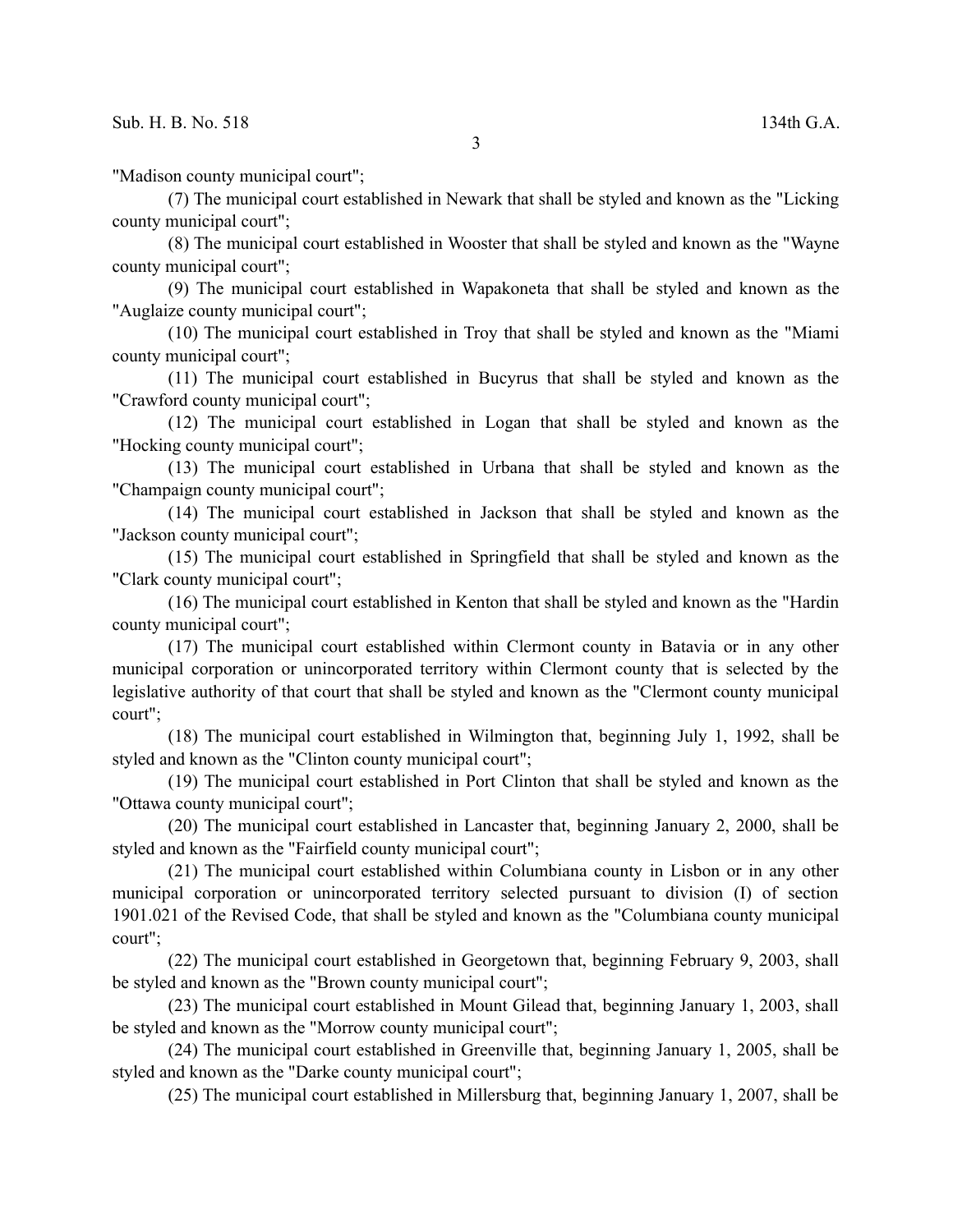"Madison county municipal court";

(7) The municipal court established in Newark that shall be styled and known as the "Licking county municipal court";

(8) The municipal court established in Wooster that shall be styled and known as the "Wayne county municipal court";

(9) The municipal court established in Wapakoneta that shall be styled and known as the "Auglaize county municipal court";

(10) The municipal court established in Troy that shall be styled and known as the "Miami county municipal court";

(11) The municipal court established in Bucyrus that shall be styled and known as the "Crawford county municipal court";

(12) The municipal court established in Logan that shall be styled and known as the "Hocking county municipal court";

(13) The municipal court established in Urbana that shall be styled and known as the "Champaign county municipal court";

(14) The municipal court established in Jackson that shall be styled and known as the "Jackson county municipal court";

(15) The municipal court established in Springfield that shall be styled and known as the "Clark county municipal court";

(16) The municipal court established in Kenton that shall be styled and known as the "Hardin county municipal court";

(17) The municipal court established within Clermont county in Batavia or in any other municipal corporation or unincorporated territory within Clermont county that is selected by the legislative authority of that court that shall be styled and known as the "Clermont county municipal court";

(18) The municipal court established in Wilmington that, beginning July 1, 1992, shall be styled and known as the "Clinton county municipal court";

(19) The municipal court established in Port Clinton that shall be styled and known as the "Ottawa county municipal court";

(20) The municipal court established in Lancaster that, beginning January 2, 2000, shall be styled and known as the "Fairfield county municipal court";

(21) The municipal court established within Columbiana county in Lisbon or in any other municipal corporation or unincorporated territory selected pursuant to division (I) of section 1901.021 of the Revised Code, that shall be styled and known as the "Columbiana county municipal court";

(22) The municipal court established in Georgetown that, beginning February 9, 2003, shall be styled and known as the "Brown county municipal court";

(23) The municipal court established in Mount Gilead that, beginning January 1, 2003, shall be styled and known as the "Morrow county municipal court";

(24) The municipal court established in Greenville that, beginning January 1, 2005, shall be styled and known as the "Darke county municipal court";

(25) The municipal court established in Millersburg that, beginning January 1, 2007, shall be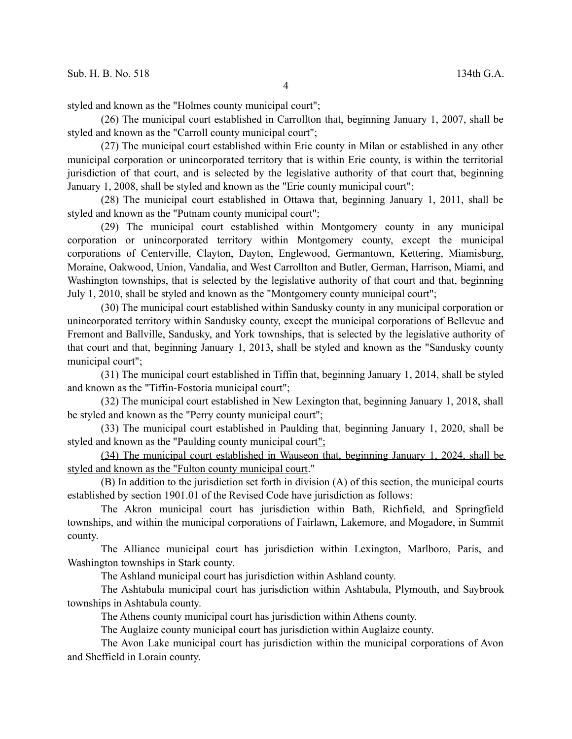styled and known as the "Holmes county municipal court";

(26) The municipal court established in Carrollton that, beginning January 1, 2007, shall be styled and known as the "Carroll county municipal court";

(27) The municipal court established within Erie county in Milan or established in any other municipal corporation or unincorporated territory that is within Erie county, is within the territorial jurisdiction of that court, and is selected by the legislative authority of that court that, beginning January 1, 2008, shall be styled and known as the "Erie county municipal court";

(28) The municipal court established in Ottawa that, beginning January 1, 2011, shall be styled and known as the "Putnam county municipal court";

(29) The municipal court established within Montgomery county in any municipal corporation or unincorporated territory within Montgomery county, except the municipal corporations of Centerville, Clayton, Dayton, Englewood, Germantown, Kettering, Miamisburg, Moraine, Oakwood, Union, Vandalia, and West Carrollton and Butler, German, Harrison, Miami, and Washington townships, that is selected by the legislative authority of that court and that, beginning July 1, 2010, shall be styled and known as the "Montgomery county municipal court";

(30) The municipal court established within Sandusky county in any municipal corporation or unincorporated territory within Sandusky county, except the municipal corporations of Bellevue and Fremont and Ballville, Sandusky, and York townships, that is selected by the legislative authority of that court and that, beginning January 1, 2013, shall be styled and known as the "Sandusky county municipal court";

(31) The municipal court established in Tiffin that, beginning January 1, 2014, shall be styled and known as the "Tiffin-Fostoria municipal court";

(32) The municipal court established in New Lexington that, beginning January 1, 2018, shall be styled and known as the "Perry county municipal court";

(33) The municipal court established in Paulding that, beginning January 1, 2020, shall be styled and known as the "Paulding county municipal court";

(34) The municipal court established in Wauseon that, beginning January 1, 2024, shall be styled and known as the "Fulton county municipal court."

(B) In addition to the jurisdiction set forth in division (A) of this section, the municipal courts established by section 1901.01 of the Revised Code have jurisdiction as follows:

The Akron municipal court has jurisdiction within Bath, Richfield, and Springfield townships, and within the municipal corporations of Fairlawn, Lakemore, and Mogadore, in Summit county.

The Alliance municipal court has jurisdiction within Lexington, Marlboro, Paris, and Washington townships in Stark county.

The Ashland municipal court has jurisdiction within Ashland county.

The Ashtabula municipal court has jurisdiction within Ashtabula, Plymouth, and Saybrook townships in Ashtabula county.

The Athens county municipal court has jurisdiction within Athens county.

The Auglaize county municipal court has jurisdiction within Auglaize county.

The Avon Lake municipal court has jurisdiction within the municipal corporations of Avon and Sheffield in Lorain county.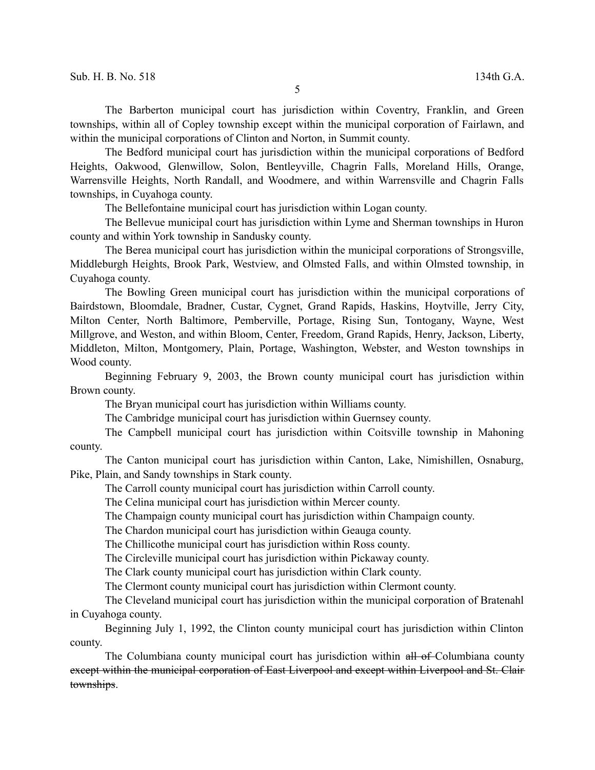The Barberton municipal court has jurisdiction within Coventry, Franklin, and Green townships, within all of Copley township except within the municipal corporation of Fairlawn, and within the municipal corporations of Clinton and Norton, in Summit county.

The Bedford municipal court has jurisdiction within the municipal corporations of Bedford Heights, Oakwood, Glenwillow, Solon, Bentleyville, Chagrin Falls, Moreland Hills, Orange, Warrensville Heights, North Randall, and Woodmere, and within Warrensville and Chagrin Falls townships, in Cuyahoga county.

The Bellefontaine municipal court has jurisdiction within Logan county.

The Bellevue municipal court has jurisdiction within Lyme and Sherman townships in Huron county and within York township in Sandusky county.

The Berea municipal court has jurisdiction within the municipal corporations of Strongsville, Middleburgh Heights, Brook Park, Westview, and Olmsted Falls, and within Olmsted township, in Cuyahoga county.

The Bowling Green municipal court has jurisdiction within the municipal corporations of Bairdstown, Bloomdale, Bradner, Custar, Cygnet, Grand Rapids, Haskins, Hoytville, Jerry City, Milton Center, North Baltimore, Pemberville, Portage, Rising Sun, Tontogany, Wayne, West Millgrove, and Weston, and within Bloom, Center, Freedom, Grand Rapids, Henry, Jackson, Liberty, Middleton, Milton, Montgomery, Plain, Portage, Washington, Webster, and Weston townships in Wood county.

Beginning February 9, 2003, the Brown county municipal court has jurisdiction within Brown county.

The Bryan municipal court has jurisdiction within Williams county.

The Cambridge municipal court has jurisdiction within Guernsey county.

The Campbell municipal court has jurisdiction within Coitsville township in Mahoning county.

The Canton municipal court has jurisdiction within Canton, Lake, Nimishillen, Osnaburg, Pike, Plain, and Sandy townships in Stark county.

The Carroll county municipal court has jurisdiction within Carroll county.

The Celina municipal court has jurisdiction within Mercer county.

The Champaign county municipal court has jurisdiction within Champaign county.

The Chardon municipal court has jurisdiction within Geauga county.

The Chillicothe municipal court has jurisdiction within Ross county.

The Circleville municipal court has jurisdiction within Pickaway county.

The Clark county municipal court has jurisdiction within Clark county.

The Clermont county municipal court has jurisdiction within Clermont county.

The Cleveland municipal court has jurisdiction within the municipal corporation of Bratenahl in Cuyahoga county.

Beginning July 1, 1992, the Clinton county municipal court has jurisdiction within Clinton county.

The Columbiana county municipal court has jurisdiction within ~~all of~~ Columbiana county ~~except within the municipal corporation of East Liverpool and except within Liverpool and St. Clair townships~~.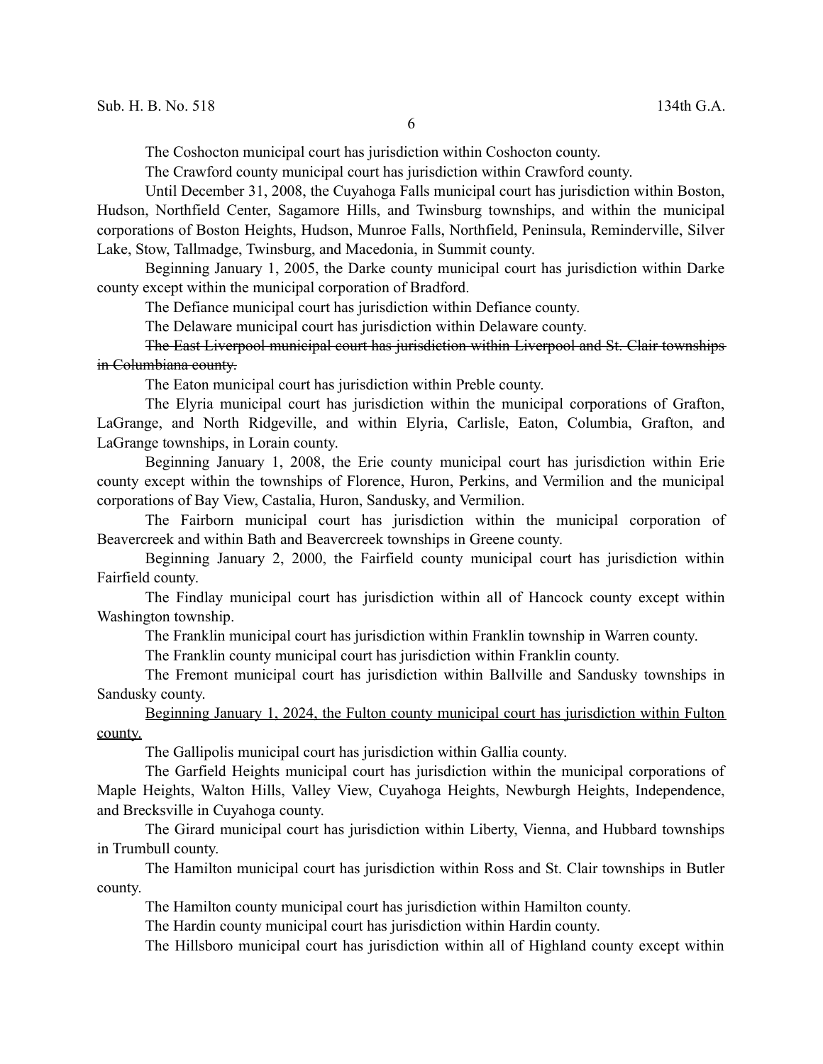The Coshocton municipal court has jurisdiction within Coshocton county.

The Crawford county municipal court has jurisdiction within Crawford county.

Until December 31, 2008, the Cuyahoga Falls municipal court has jurisdiction within Boston, Hudson, Northfield Center, Sagamore Hills, and Twinsburg townships, and within the municipal corporations of Boston Heights, Hudson, Munroe Falls, Northfield, Peninsula, Reminderville, Silver Lake, Stow, Tallmadge, Twinsburg, and Macedonia, in Summit county.

Beginning January 1, 2005, the Darke county municipal court has jurisdiction within Darke county except within the municipal corporation of Bradford.

The Defiance municipal court has jurisdiction within Defiance county.

The Delaware municipal court has jurisdiction within Delaware county.

~~The East Liverpool municipal court has jurisdiction within Liverpool and St. Clair townships in Columbiana county.~~

The Eaton municipal court has jurisdiction within Preble county.

The Elyria municipal court has jurisdiction within the municipal corporations of Grafton, LaGrange, and North Ridgeville, and within Elyria, Carlisle, Eaton, Columbia, Grafton, and LaGrange townships, in Lorain county.

Beginning January 1, 2008, the Erie county municipal court has jurisdiction within Erie county except within the townships of Florence, Huron, Perkins, and Vermilion and the municipal corporations of Bay View, Castalia, Huron, Sandusky, and Vermilion.

The Fairborn municipal court has jurisdiction within the municipal corporation of Beavercreek and within Bath and Beavercreek townships in Greene county.

Beginning January 2, 2000, the Fairfield county municipal court has jurisdiction within Fairfield county.

The Findlay municipal court has jurisdiction within all of Hancock county except within Washington township.

The Franklin municipal court has jurisdiction within Franklin township in Warren county.

The Franklin county municipal court has jurisdiction within Franklin county.

The Fremont municipal court has jurisdiction within Ballville and Sandusky townships in Sandusky county.

<u>Beginning January 1, 2024, the Fulton county municipal court has jurisdiction within Fulton county.</u>

The Gallipolis municipal court has jurisdiction within Gallia county.

The Garfield Heights municipal court has jurisdiction within the municipal corporations of Maple Heights, Walton Hills, Valley View, Cuyahoga Heights, Newburgh Heights, Independence, and Brecksville in Cuyahoga county.

The Girard municipal court has jurisdiction within Liberty, Vienna, and Hubbard townships in Trumbull county.

The Hamilton municipal court has jurisdiction within Ross and St. Clair townships in Butler county.

The Hamilton county municipal court has jurisdiction within Hamilton county.

The Hardin county municipal court has jurisdiction within Hardin county.

The Hillsboro municipal court has jurisdiction within all of Highland county except within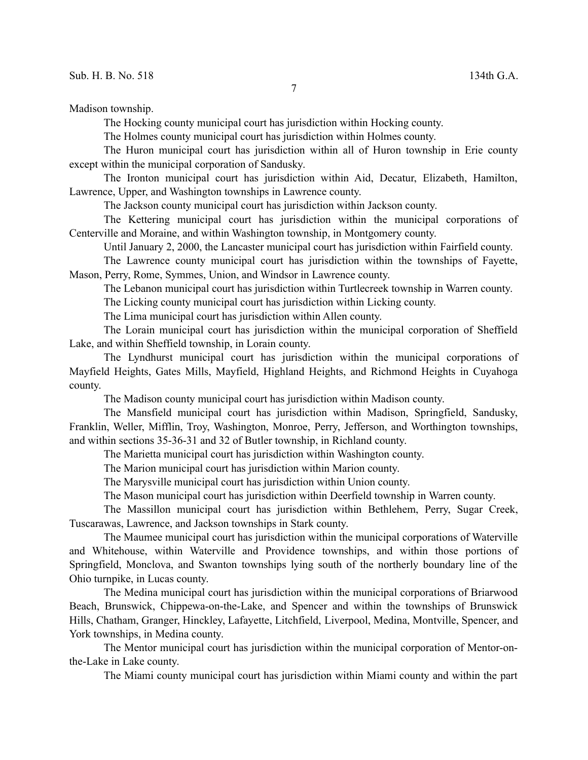Madison township.

The Hocking county municipal court has jurisdiction within Hocking county.

The Holmes county municipal court has jurisdiction within Holmes county.

The Huron municipal court has jurisdiction within all of Huron township in Erie county except within the municipal corporation of Sandusky.

The Ironton municipal court has jurisdiction within Aid, Decatur, Elizabeth, Hamilton, Lawrence, Upper, and Washington townships in Lawrence county.

The Jackson county municipal court has jurisdiction within Jackson county.

The Kettering municipal court has jurisdiction within the municipal corporations of Centerville and Moraine, and within Washington township, in Montgomery county.

Until January 2, 2000, the Lancaster municipal court has jurisdiction within Fairfield county.

The Lawrence county municipal court has jurisdiction within the townships of Fayette, Mason, Perry, Rome, Symmes, Union, and Windsor in Lawrence county.

The Lebanon municipal court has jurisdiction within Turtlecreek township in Warren county.

The Licking county municipal court has jurisdiction within Licking county.

The Lima municipal court has jurisdiction within Allen county.

The Lorain municipal court has jurisdiction within the municipal corporation of Sheffield Lake, and within Sheffield township, in Lorain county.

The Lyndhurst municipal court has jurisdiction within the municipal corporations of Mayfield Heights, Gates Mills, Mayfield, Highland Heights, and Richmond Heights in Cuyahoga county.

The Madison county municipal court has jurisdiction within Madison county.

The Mansfield municipal court has jurisdiction within Madison, Springfield, Sandusky, Franklin, Weller, Mifflin, Troy, Washington, Monroe, Perry, Jefferson, and Worthington townships, and within sections 35-36-31 and 32 of Butler township, in Richland county.

The Marietta municipal court has jurisdiction within Washington county.

The Marion municipal court has jurisdiction within Marion county.

The Marysville municipal court has jurisdiction within Union county.

The Mason municipal court has jurisdiction within Deerfield township in Warren county.

The Massillon municipal court has jurisdiction within Bethlehem, Perry, Sugar Creek, Tuscarawas, Lawrence, and Jackson townships in Stark county.

The Maumee municipal court has jurisdiction within the municipal corporations of Waterville and Whitehouse, within Waterville and Providence townships, and within those portions of Springfield, Monclova, and Swanton townships lying south of the northerly boundary line of the Ohio turnpike, in Lucas county.

The Medina municipal court has jurisdiction within the municipal corporations of Briarwood Beach, Brunswick, Chippewa-on-the-Lake, and Spencer and within the townships of Brunswick Hills, Chatham, Granger, Hinckley, Lafayette, Litchfield, Liverpool, Medina, Montville, Spencer, and York townships, in Medina county.

The Mentor municipal court has jurisdiction within the municipal corporation of Mentor-on-the-Lake in Lake county.

The Miami county municipal court has jurisdiction within Miami county and within the part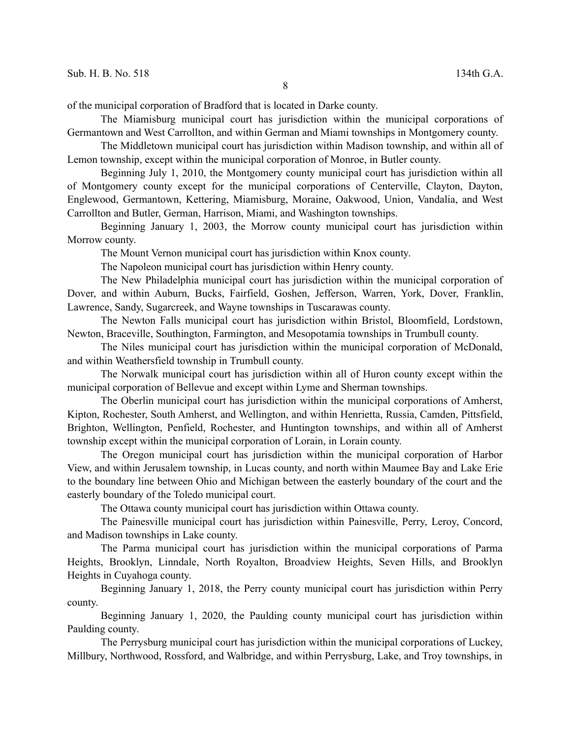of the municipal corporation of Bradford that is located in Darke county.

The Miamisburg municipal court has jurisdiction within the municipal corporations of Germantown and West Carrollton, and within German and Miami townships in Montgomery county.

The Middletown municipal court has jurisdiction within Madison township, and within all of Lemon township, except within the municipal corporation of Monroe, in Butler county.

Beginning July 1, 2010, the Montgomery county municipal court has jurisdiction within all of Montgomery county except for the municipal corporations of Centerville, Clayton, Dayton, Englewood, Germantown, Kettering, Miamisburg, Moraine, Oakwood, Union, Vandalia, and West Carrollton and Butler, German, Harrison, Miami, and Washington townships.

Beginning January 1, 2003, the Morrow county municipal court has jurisdiction within Morrow county.

The Mount Vernon municipal court has jurisdiction within Knox county.

The Napoleon municipal court has jurisdiction within Henry county.

The New Philadelphia municipal court has jurisdiction within the municipal corporation of Dover, and within Auburn, Bucks, Fairfield, Goshen, Jefferson, Warren, York, Dover, Franklin, Lawrence, Sandy, Sugarcreek, and Wayne townships in Tuscarawas county.

The Newton Falls municipal court has jurisdiction within Bristol, Bloomfield, Lordstown, Newton, Braceville, Southington, Farmington, and Mesopotamia townships in Trumbull county.

The Niles municipal court has jurisdiction within the municipal corporation of McDonald, and within Weathersfield township in Trumbull county.

The Norwalk municipal court has jurisdiction within all of Huron county except within the municipal corporation of Bellevue and except within Lyme and Sherman townships.

The Oberlin municipal court has jurisdiction within the municipal corporations of Amherst, Kipton, Rochester, South Amherst, and Wellington, and within Henrietta, Russia, Camden, Pittsfield, Brighton, Wellington, Penfield, Rochester, and Huntington townships, and within all of Amherst township except within the municipal corporation of Lorain, in Lorain county.

The Oregon municipal court has jurisdiction within the municipal corporation of Harbor View, and within Jerusalem township, in Lucas county, and north within Maumee Bay and Lake Erie to the boundary line between Ohio and Michigan between the easterly boundary of the court and the easterly boundary of the Toledo municipal court.

The Ottawa county municipal court has jurisdiction within Ottawa county.

The Painesville municipal court has jurisdiction within Painesville, Perry, Leroy, Concord, and Madison townships in Lake county.

The Parma municipal court has jurisdiction within the municipal corporations of Parma Heights, Brooklyn, Linndale, North Royalton, Broadview Heights, Seven Hills, and Brooklyn Heights in Cuyahoga county.

Beginning January 1, 2018, the Perry county municipal court has jurisdiction within Perry county.

Beginning January 1, 2020, the Paulding county municipal court has jurisdiction within Paulding county.

The Perrysburg municipal court has jurisdiction within the municipal corporations of Luckey, Millbury, Northwood, Rossford, and Walbridge, and within Perrysburg, Lake, and Troy townships, in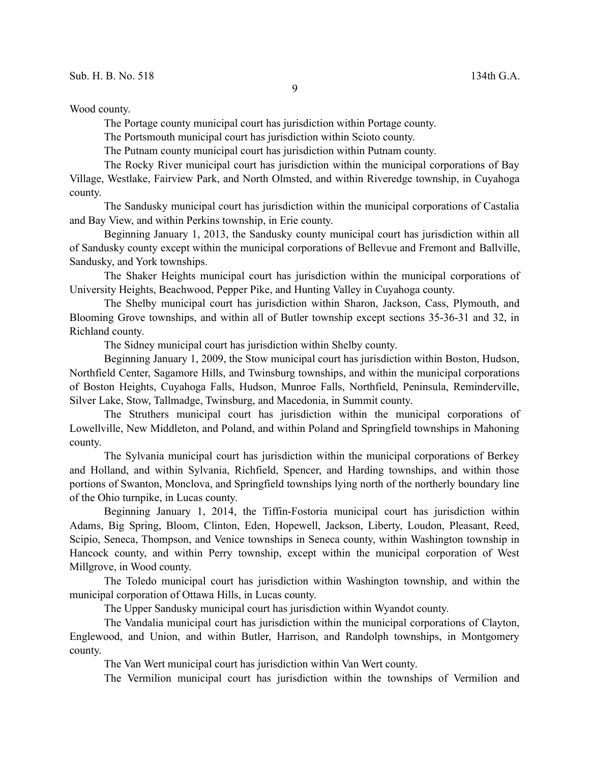Wood county.

The Portage county municipal court has jurisdiction within Portage county.

The Portsmouth municipal court has jurisdiction within Scioto county.

The Putnam county municipal court has jurisdiction within Putnam county.

The Rocky River municipal court has jurisdiction within the municipal corporations of Bay Village, Westlake, Fairview Park, and North Olmsted, and within Riveredge township, in Cuyahoga county.

The Sandusky municipal court has jurisdiction within the municipal corporations of Castalia and Bay View, and within Perkins township, in Erie county.

Beginning January 1, 2013, the Sandusky county municipal court has jurisdiction within all of Sandusky county except within the municipal corporations of Bellevue and Fremont and Ballville, Sandusky, and York townships.

The Shaker Heights municipal court has jurisdiction within the municipal corporations of University Heights, Beachwood, Pepper Pike, and Hunting Valley in Cuyahoga county.

The Shelby municipal court has jurisdiction within Sharon, Jackson, Cass, Plymouth, and Blooming Grove townships, and within all of Butler township except sections 35-36-31 and 32, in Richland county.

The Sidney municipal court has jurisdiction within Shelby county.

Beginning January 1, 2009, the Stow municipal court has jurisdiction within Boston, Hudson, Northfield Center, Sagamore Hills, and Twinsburg townships, and within the municipal corporations of Boston Heights, Cuyahoga Falls, Hudson, Munroe Falls, Northfield, Peninsula, Reminderville, Silver Lake, Stow, Tallmadge, Twinsburg, and Macedonia, in Summit county.

The Struthers municipal court has jurisdiction within the municipal corporations of Lowellville, New Middleton, and Poland, and within Poland and Springfield townships in Mahoning county.

The Sylvania municipal court has jurisdiction within the municipal corporations of Berkey and Holland, and within Sylvania, Richfield, Spencer, and Harding townships, and within those portions of Swanton, Monclova, and Springfield townships lying north of the northerly boundary line of the Ohio turnpike, in Lucas county.

Beginning January 1, 2014, the Tiffin-Fostoria municipal court has jurisdiction within Adams, Big Spring, Bloom, Clinton, Eden, Hopewell, Jackson, Liberty, Loudon, Pleasant, Reed, Scipio, Seneca, Thompson, and Venice townships in Seneca county, within Washington township in Hancock county, and within Perry township, except within the municipal corporation of West Millgrove, in Wood county.

The Toledo municipal court has jurisdiction within Washington township, and within the municipal corporation of Ottawa Hills, in Lucas county.

The Upper Sandusky municipal court has jurisdiction within Wyandot county.

The Vandalia municipal court has jurisdiction within the municipal corporations of Clayton, Englewood, and Union, and within Butler, Harrison, and Randolph townships, in Montgomery county.

The Van Wert municipal court has jurisdiction within Van Wert county.

The Vermilion municipal court has jurisdiction within the townships of Vermilion and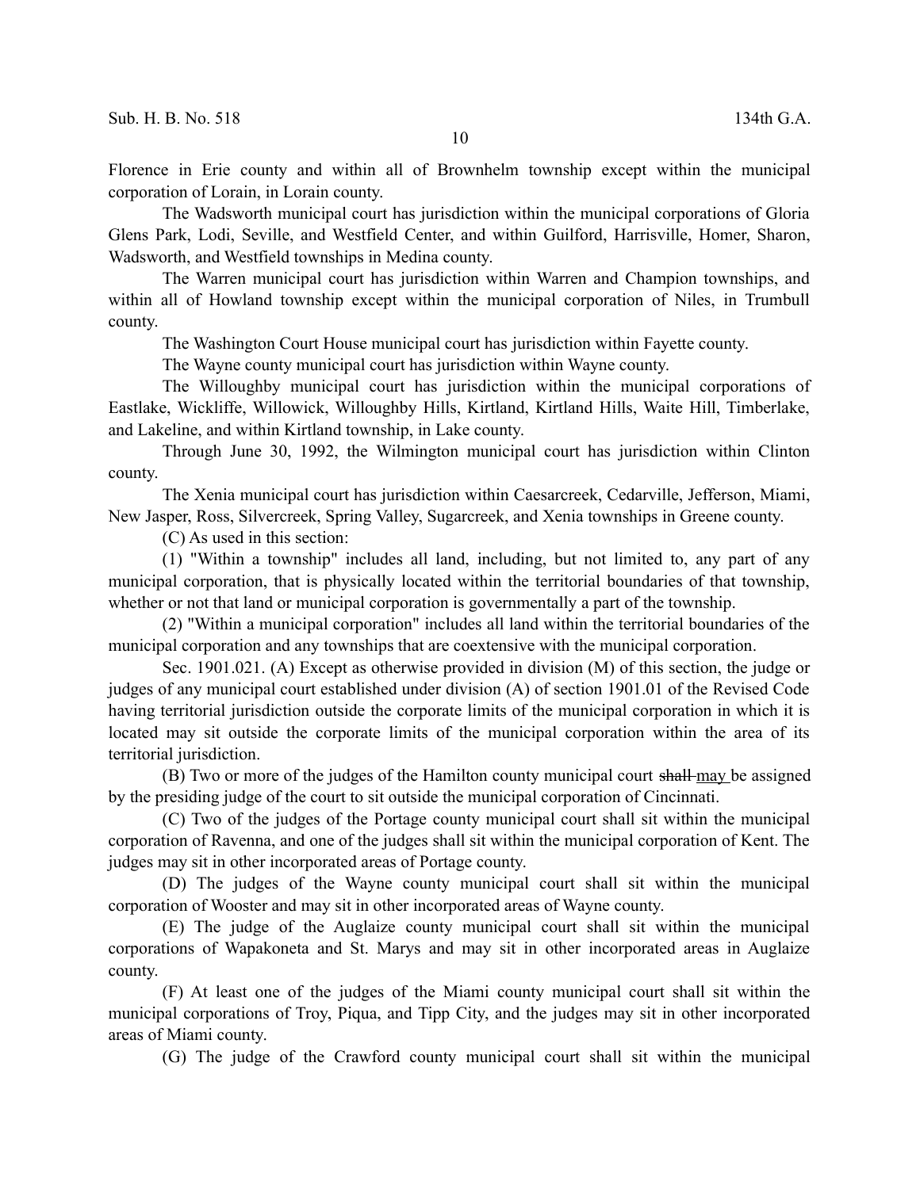Florence in Erie county and within all of Brownhelm township except within the municipal corporation of Lorain, in Lorain county.

The Wadsworth municipal court has jurisdiction within the municipal corporations of Gloria Glens Park, Lodi, Seville, and Westfield Center, and within Guilford, Harrisville, Homer, Sharon, Wadsworth, and Westfield townships in Medina county.

The Warren municipal court has jurisdiction within Warren and Champion townships, and within all of Howland township except within the municipal corporation of Niles, in Trumbull county.

The Washington Court House municipal court has jurisdiction within Fayette county.

The Wayne county municipal court has jurisdiction within Wayne county.

The Willoughby municipal court has jurisdiction within the municipal corporations of Eastlake, Wickliffe, Willowick, Willoughby Hills, Kirtland, Kirtland Hills, Waite Hill, Timberlake, and Lakeline, and within Kirtland township, in Lake county.

Through June 30, 1992, the Wilmington municipal court has jurisdiction within Clinton county.

The Xenia municipal court has jurisdiction within Caesarcreek, Cedarville, Jefferson, Miami, New Jasper, Ross, Silvercreek, Spring Valley, Sugarcreek, and Xenia townships in Greene county.

(C) As used in this section:

(1) "Within a township" includes all land, including, but not limited to, any part of any municipal corporation, that is physically located within the territorial boundaries of that township, whether or not that land or municipal corporation is governmentally a part of the township.

(2) "Within a municipal corporation" includes all land within the territorial boundaries of the municipal corporation and any townships that are coextensive with the municipal corporation.

Sec. 1901.021. (A) Except as otherwise provided in division (M) of this section, the judge or judges of any municipal court established under division (A) of section 1901.01 of the Revised Code having territorial jurisdiction outside the corporate limits of the municipal corporation in which it is located may sit outside the corporate limits of the municipal corporation within the area of its territorial jurisdiction.

(B) Two or more of the judges of the Hamilton county municipal court ~~shall~~ <u>may</u> be assigned by the presiding judge of the court to sit outside the municipal corporation of Cincinnati.

(C) Two of the judges of the Portage county municipal court shall sit within the municipal corporation of Ravenna, and one of the judges shall sit within the municipal corporation of Kent. The judges may sit in other incorporated areas of Portage county.

(D) The judges of the Wayne county municipal court shall sit within the municipal corporation of Wooster and may sit in other incorporated areas of Wayne county.

(E) The judge of the Auglaize county municipal court shall sit within the municipal corporations of Wapakoneta and St. Marys and may sit in other incorporated areas in Auglaize county.

(F) At least one of the judges of the Miami county municipal court shall sit within the municipal corporations of Troy, Piqua, and Tipp City, and the judges may sit in other incorporated areas of Miami county.

(G) The judge of the Crawford county municipal court shall sit within the municipal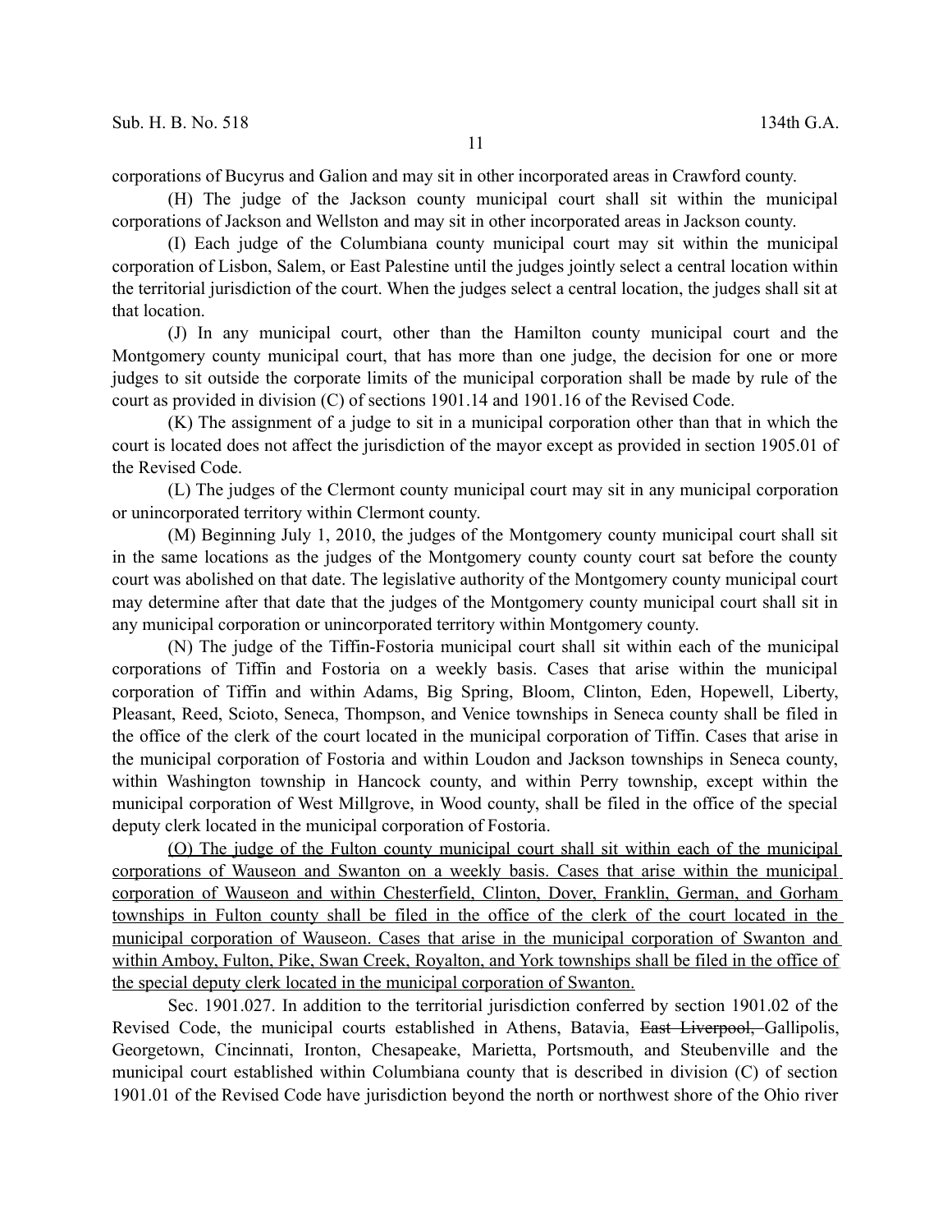corporations of Bucyrus and Galion and may sit in other incorporated areas in Crawford county.

(H) The judge of the Jackson county municipal court shall sit within the municipal corporations of Jackson and Wellston and may sit in other incorporated areas in Jackson county.

(I) Each judge of the Columbiana county municipal court may sit within the municipal corporation of Lisbon, Salem, or East Palestine until the judges jointly select a central location within the territorial jurisdiction of the court. When the judges select a central location, the judges shall sit at that location.

(J) In any municipal court, other than the Hamilton county municipal court and the Montgomery county municipal court, that has more than one judge, the decision for one or more judges to sit outside the corporate limits of the municipal corporation shall be made by rule of the court as provided in division (C) of sections 1901.14 and 1901.16 of the Revised Code.

(K) The assignment of a judge to sit in a municipal corporation other than that in which the court is located does not affect the jurisdiction of the mayor except as provided in section 1905.01 of the Revised Code.

(L) The judges of the Clermont county municipal court may sit in any municipal corporation or unincorporated territory within Clermont county.

(M) Beginning July 1, 2010, the judges of the Montgomery county municipal court shall sit in the same locations as the judges of the Montgomery county county court sat before the county court was abolished on that date. The legislative authority of the Montgomery county municipal court may determine after that date that the judges of the Montgomery county municipal court shall sit in any municipal corporation or unincorporated territory within Montgomery county.

(N) The judge of the Tiffin-Fostoria municipal court shall sit within each of the municipal corporations of Tiffin and Fostoria on a weekly basis. Cases that arise within the municipal corporation of Tiffin and within Adams, Big Spring, Bloom, Clinton, Eden, Hopewell, Liberty, Pleasant, Reed, Scioto, Seneca, Thompson, and Venice townships in Seneca county shall be filed in the office of the clerk of the court located in the municipal corporation of Tiffin. Cases that arise in the municipal corporation of Fostoria and within Loudon and Jackson townships in Seneca county, within Washington township in Hancock county, and within Perry township, except within the municipal corporation of West Millgrove, in Wood county, shall be filed in the office of the special deputy clerk located in the municipal corporation of Fostoria.

<u>(O) The judge of the Fulton county municipal court shall sit within each of the municipal corporations of Wauseon and Swanton on a weekly basis. Cases that arise within the municipal corporation of Wauseon and within Chesterfield, Clinton, Dover, Franklin, German, and Gorham townships in Fulton county shall be filed in the office of the clerk of the court located in the municipal corporation of Wauseon. Cases that arise in the municipal corporation of Swanton and within Amboy, Fulton, Pike, Swan Creek, Royalton, and York townships shall be filed in the office of the special deputy clerk located in the municipal corporation of Swanton.</u>

Sec. 1901.027. In addition to the territorial jurisdiction conferred by section 1901.02 of the Revised Code, the municipal courts established in Athens, Batavia, ~~East Liverpool,~~ Gallipolis, Georgetown, Cincinnati, Ironton, Chesapeake, Marietta, Portsmouth, and Steubenville and the municipal court established within Columbiana county that is described in division (C) of section 1901.01 of the Revised Code have jurisdiction beyond the north or northwest shore of the Ohio river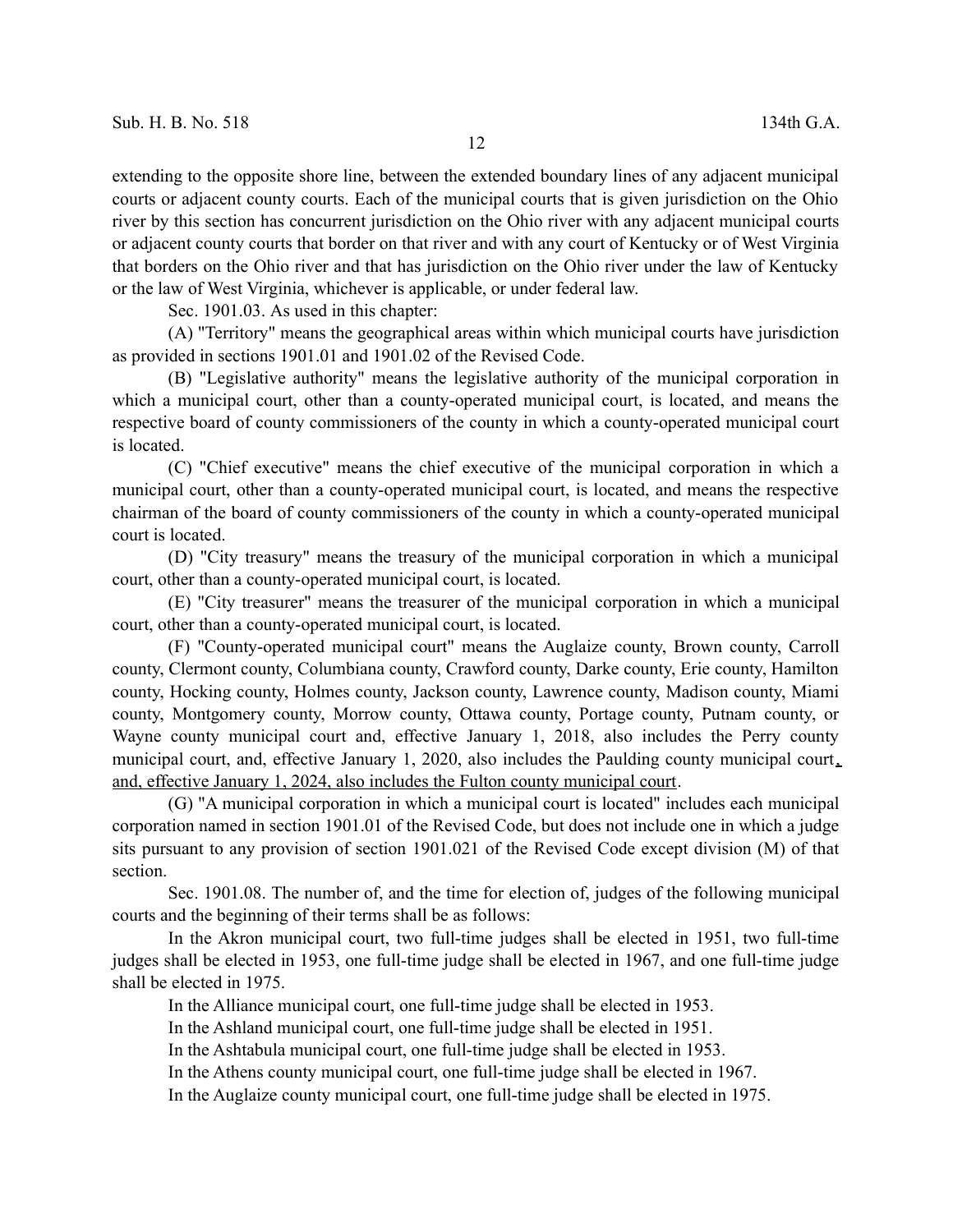extending to the opposite shore line, between the extended boundary lines of any adjacent municipal courts or adjacent county courts. Each of the municipal courts that is given jurisdiction on the Ohio river by this section has concurrent jurisdiction on the Ohio river with any adjacent municipal courts or adjacent county courts that border on that river and with any court of Kentucky or of West Virginia that borders on the Ohio river and that has jurisdiction on the Ohio river under the law of Kentucky or the law of West Virginia, whichever is applicable, or under federal law.

Sec. 1901.03. As used in this chapter:

(A) "Territory" means the geographical areas within which municipal courts have jurisdiction as provided in sections 1901.01 and 1901.02 of the Revised Code.

(B) "Legislative authority" means the legislative authority of the municipal corporation in which a municipal court, other than a county-operated municipal court, is located, and means the respective board of county commissioners of the county in which a county-operated municipal court is located.

(C) "Chief executive" means the chief executive of the municipal corporation in which a municipal court, other than a county-operated municipal court, is located, and means the respective chairman of the board of county commissioners of the county in which a county-operated municipal court is located.

(D) "City treasury" means the treasury of the municipal corporation in which a municipal court, other than a county-operated municipal court, is located.

(E) "City treasurer" means the treasurer of the municipal corporation in which a municipal court, other than a county-operated municipal court, is located.

(F) "County-operated municipal court" means the Auglaize county, Brown county, Carroll county, Clermont county, Columbiana county, Crawford county, Darke county, Erie county, Hamilton county, Hocking county, Holmes county, Jackson county, Lawrence county, Madison county, Miami county, Montgomery county, Morrow county, Ottawa county, Portage county, Putnam county, or Wayne county municipal court and, effective January 1, 2018, also includes the Perry county municipal court, and, effective January 1, 2020, also includes the Paulding county municipal court, and, effective January 1, 2024, also includes the Fulton county municipal court.

(G) "A municipal corporation in which a municipal court is located" includes each municipal corporation named in section 1901.01 of the Revised Code, but does not include one in which a judge sits pursuant to any provision of section 1901.021 of the Revised Code except division (M) of that section.

Sec. 1901.08. The number of, and the time for election of, judges of the following municipal courts and the beginning of their terms shall be as follows:

In the Akron municipal court, two full-time judges shall be elected in 1951, two full-time judges shall be elected in 1953, one full-time judge shall be elected in 1967, and one full-time judge shall be elected in 1975.

In the Alliance municipal court, one full-time judge shall be elected in 1953.

In the Ashland municipal court, one full-time judge shall be elected in 1951.

In the Ashtabula municipal court, one full-time judge shall be elected in 1953.

In the Athens county municipal court, one full-time judge shall be elected in 1967.

In the Auglaize county municipal court, one full-time judge shall be elected in 1975.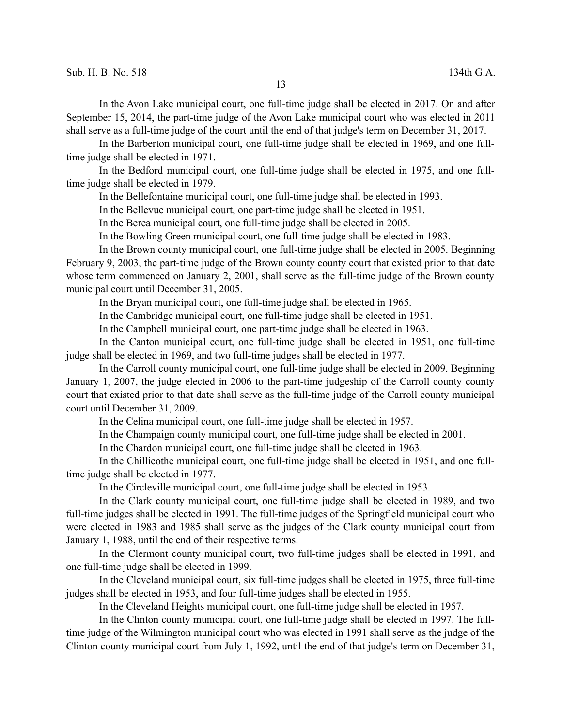In the Avon Lake municipal court, one full-time judge shall be elected in 2017. On and after September 15, 2014, the part-time judge of the Avon Lake municipal court who was elected in 2011 shall serve as a full-time judge of the court until the end of that judge's term on December 31, 2017.

In the Barberton municipal court, one full-time judge shall be elected in 1969, and one full-time judge shall be elected in 1971.

In the Bedford municipal court, one full-time judge shall be elected in 1975, and one full-time judge shall be elected in 1979.

In the Bellefontaine municipal court, one full-time judge shall be elected in 1993.

In the Bellevue municipal court, one part-time judge shall be elected in 1951.

In the Berea municipal court, one full-time judge shall be elected in 2005.

In the Bowling Green municipal court, one full-time judge shall be elected in 1983.

In the Brown county municipal court, one full-time judge shall be elected in 2005. Beginning February 9, 2003, the part-time judge of the Brown county county court that existed prior to that date whose term commenced on January 2, 2001, shall serve as the full-time judge of the Brown county municipal court until December 31, 2005.

In the Bryan municipal court, one full-time judge shall be elected in 1965.

In the Cambridge municipal court, one full-time judge shall be elected in 1951.

In the Campbell municipal court, one part-time judge shall be elected in 1963.

In the Canton municipal court, one full-time judge shall be elected in 1951, one full-time judge shall be elected in 1969, and two full-time judges shall be elected in 1977.

In the Carroll county municipal court, one full-time judge shall be elected in 2009. Beginning January 1, 2007, the judge elected in 2006 to the part-time judgeship of the Carroll county county court that existed prior to that date shall serve as the full-time judge of the Carroll county municipal court until December 31, 2009.

In the Celina municipal court, one full-time judge shall be elected in 1957.

In the Champaign county municipal court, one full-time judge shall be elected in 2001.

In the Chardon municipal court, one full-time judge shall be elected in 1963.

In the Chillicothe municipal court, one full-time judge shall be elected in 1951, and one full-time judge shall be elected in 1977.

In the Circleville municipal court, one full-time judge shall be elected in 1953.

In the Clark county municipal court, one full-time judge shall be elected in 1989, and two full-time judges shall be elected in 1991. The full-time judges of the Springfield municipal court who were elected in 1983 and 1985 shall serve as the judges of the Clark county municipal court from January 1, 1988, until the end of their respective terms.

In the Clermont county municipal court, two full-time judges shall be elected in 1991, and one full-time judge shall be elected in 1999.

In the Cleveland municipal court, six full-time judges shall be elected in 1975, three full-time judges shall be elected in 1953, and four full-time judges shall be elected in 1955.

In the Cleveland Heights municipal court, one full-time judge shall be elected in 1957.

In the Clinton county municipal court, one full-time judge shall be elected in 1997. The full-time judge of the Wilmington municipal court who was elected in 1991 shall serve as the judge of the Clinton county municipal court from July 1, 1992, until the end of that judge's term on December 31,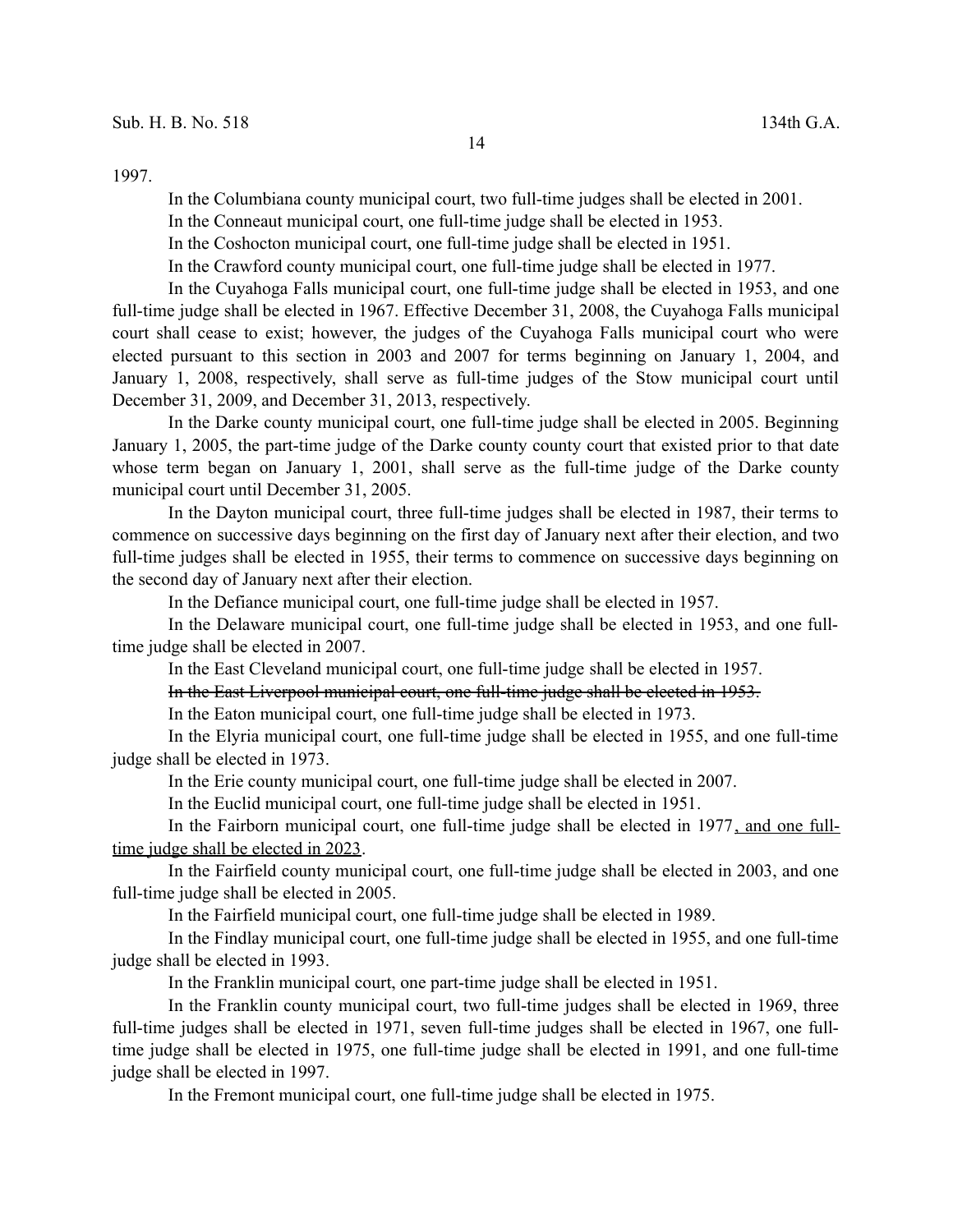1997.

In the Columbiana county municipal court, two full-time judges shall be elected in 2001.

In the Conneaut municipal court, one full-time judge shall be elected in 1953.

In the Coshocton municipal court, one full-time judge shall be elected in 1951.

In the Crawford county municipal court, one full-time judge shall be elected in 1977.

In the Cuyahoga Falls municipal court, one full-time judge shall be elected in 1953, and one full-time judge shall be elected in 1967. Effective December 31, 2008, the Cuyahoga Falls municipal court shall cease to exist; however, the judges of the Cuyahoga Falls municipal court who were elected pursuant to this section in 2003 and 2007 for terms beginning on January 1, 2004, and January 1, 2008, respectively, shall serve as full-time judges of the Stow municipal court until December 31, 2009, and December 31, 2013, respectively.

In the Darke county municipal court, one full-time judge shall be elected in 2005. Beginning January 1, 2005, the part-time judge of the Darke county county court that existed prior to that date whose term began on January 1, 2001, shall serve as the full-time judge of the Darke county municipal court until December 31, 2005.

In the Dayton municipal court, three full-time judges shall be elected in 1987, their terms to commence on successive days beginning on the first day of January next after their election, and two full-time judges shall be elected in 1955, their terms to commence on successive days beginning on the second day of January next after their election.

In the Defiance municipal court, one full-time judge shall be elected in 1957.

In the Delaware municipal court, one full-time judge shall be elected in 1953, and one full-time judge shall be elected in 2007.

In the East Cleveland municipal court, one full-time judge shall be elected in 1957.

~~In the East Liverpool municipal court, one full-time judge shall be elected in 1953.~~

In the Eaton municipal court, one full-time judge shall be elected in 1973.

In the Elyria municipal court, one full-time judge shall be elected in 1955, and one full-time judge shall be elected in 1973.

In the Erie county municipal court, one full-time judge shall be elected in 2007.

In the Euclid municipal court, one full-time judge shall be elected in 1951.

In the Fairborn municipal court, one full-time judge shall be elected in 1977<u>, and one full-time judge shall be elected in 2023</u>.

In the Fairfield county municipal court, one full-time judge shall be elected in 2003, and one full-time judge shall be elected in 2005.

In the Fairfield municipal court, one full-time judge shall be elected in 1989.

In the Findlay municipal court, one full-time judge shall be elected in 1955, and one full-time judge shall be elected in 1993.

In the Franklin municipal court, one part-time judge shall be elected in 1951.

In the Franklin county municipal court, two full-time judges shall be elected in 1969, three full-time judges shall be elected in 1971, seven full-time judges shall be elected in 1967, one full-time judge shall be elected in 1975, one full-time judge shall be elected in 1991, and one full-time judge shall be elected in 1997.

In the Fremont municipal court, one full-time judge shall be elected in 1975.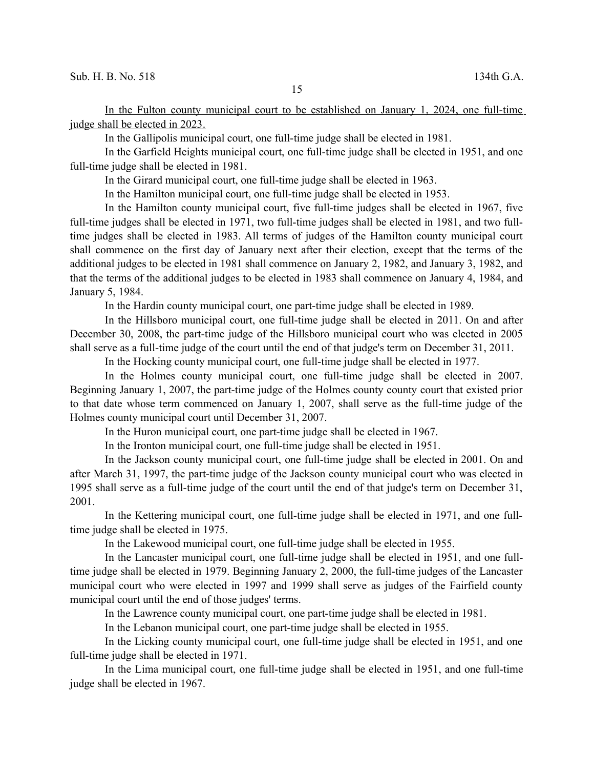<u>In the Fulton county municipal court to be established on January 1, 2024, one full-time judge shall be elected in 2023.</u>

In the Gallipolis municipal court, one full-time judge shall be elected in 1981.

In the Garfield Heights municipal court, one full-time judge shall be elected in 1951, and one full-time judge shall be elected in 1981.

In the Girard municipal court, one full-time judge shall be elected in 1963.

In the Hamilton municipal court, one full-time judge shall be elected in 1953.

In the Hamilton county municipal court, five full-time judges shall be elected in 1967, five full-time judges shall be elected in 1971, two full-time judges shall be elected in 1981, and two full-time judges shall be elected in 1983. All terms of judges of the Hamilton county municipal court shall commence on the first day of January next after their election, except that the terms of the additional judges to be elected in 1981 shall commence on January 2, 1982, and January 3, 1982, and that the terms of the additional judges to be elected in 1983 shall commence on January 4, 1984, and January 5, 1984.

In the Hardin county municipal court, one part-time judge shall be elected in 1989.

In the Hillsboro municipal court, one full-time judge shall be elected in 2011. On and after December 30, 2008, the part-time judge of the Hillsboro municipal court who was elected in 2005 shall serve as a full-time judge of the court until the end of that judge's term on December 31, 2011.

In the Hocking county municipal court, one full-time judge shall be elected in 1977.

In the Holmes county municipal court, one full-time judge shall be elected in 2007. Beginning January 1, 2007, the part-time judge of the Holmes county county court that existed prior to that date whose term commenced on January 1, 2007, shall serve as the full-time judge of the Holmes county municipal court until December 31, 2007.

In the Huron municipal court, one part-time judge shall be elected in 1967.

In the Ironton municipal court, one full-time judge shall be elected in 1951.

In the Jackson county municipal court, one full-time judge shall be elected in 2001. On and after March 31, 1997, the part-time judge of the Jackson county municipal court who was elected in 1995 shall serve as a full-time judge of the court until the end of that judge's term on December 31, 2001.

In the Kettering municipal court, one full-time judge shall be elected in 1971, and one full-time judge shall be elected in 1975.

In the Lakewood municipal court, one full-time judge shall be elected in 1955.

In the Lancaster municipal court, one full-time judge shall be elected in 1951, and one full-time judge shall be elected in 1979. Beginning January 2, 2000, the full-time judges of the Lancaster municipal court who were elected in 1997 and 1999 shall serve as judges of the Fairfield county municipal court until the end of those judges' terms.

In the Lawrence county municipal court, one part-time judge shall be elected in 1981.

In the Lebanon municipal court, one part-time judge shall be elected in 1955.

In the Licking county municipal court, one full-time judge shall be elected in 1951, and one full-time judge shall be elected in 1971.

In the Lima municipal court, one full-time judge shall be elected in 1951, and one full-time judge shall be elected in 1967.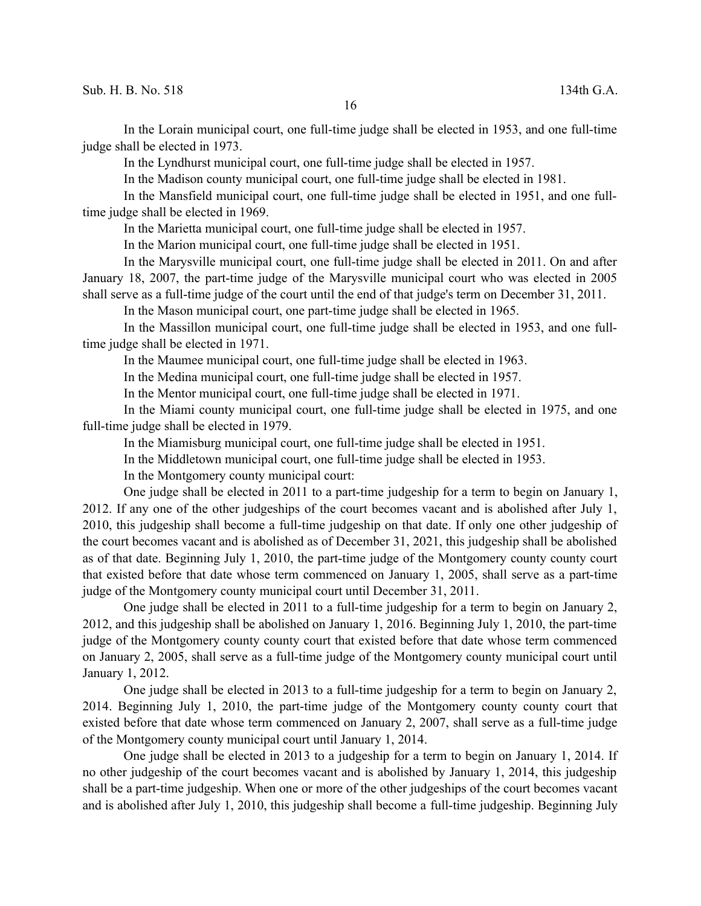In the Lorain municipal court, one full-time judge shall be elected in 1953, and one full-time judge shall be elected in 1973.

In the Lyndhurst municipal court, one full-time judge shall be elected in 1957.

In the Madison county municipal court, one full-time judge shall be elected in 1981.

In the Mansfield municipal court, one full-time judge shall be elected in 1951, and one full-time judge shall be elected in 1969.

In the Marietta municipal court, one full-time judge shall be elected in 1957.

In the Marion municipal court, one full-time judge shall be elected in 1951.

In the Marysville municipal court, one full-time judge shall be elected in 2011. On and after January 18, 2007, the part-time judge of the Marysville municipal court who was elected in 2005 shall serve as a full-time judge of the court until the end of that judge's term on December 31, 2011.

In the Mason municipal court, one part-time judge shall be elected in 1965.

In the Massillon municipal court, one full-time judge shall be elected in 1953, and one full-time judge shall be elected in 1971.

In the Maumee municipal court, one full-time judge shall be elected in 1963.

In the Medina municipal court, one full-time judge shall be elected in 1957.

In the Mentor municipal court, one full-time judge shall be elected in 1971.

In the Miami county municipal court, one full-time judge shall be elected in 1975, and one full-time judge shall be elected in 1979.

In the Miamisburg municipal court, one full-time judge shall be elected in 1951.

In the Middletown municipal court, one full-time judge shall be elected in 1953.

In the Montgomery county municipal court:

One judge shall be elected in 2011 to a part-time judgeship for a term to begin on January 1, 2012. If any one of the other judgeships of the court becomes vacant and is abolished after July 1, 2010, this judgeship shall become a full-time judgeship on that date. If only one other judgeship of the court becomes vacant and is abolished as of December 31, 2021, this judgeship shall be abolished as of that date. Beginning July 1, 2010, the part-time judge of the Montgomery county county court that existed before that date whose term commenced on January 1, 2005, shall serve as a part-time judge of the Montgomery county municipal court until December 31, 2011.

One judge shall be elected in 2011 to a full-time judgeship for a term to begin on January 2, 2012, and this judgeship shall be abolished on January 1, 2016. Beginning July 1, 2010, the part-time judge of the Montgomery county county court that existed before that date whose term commenced on January 2, 2005, shall serve as a full-time judge of the Montgomery county municipal court until January 1, 2012.

One judge shall be elected in 2013 to a full-time judgeship for a term to begin on January 2, 2014. Beginning July 1, 2010, the part-time judge of the Montgomery county county court that existed before that date whose term commenced on January 2, 2007, shall serve as a full-time judge of the Montgomery county municipal court until January 1, 2014.

One judge shall be elected in 2013 to a judgeship for a term to begin on January 1, 2014. If no other judgeship of the court becomes vacant and is abolished by January 1, 2014, this judgeship shall be a part-time judgeship. When one or more of the other judgeships of the court becomes vacant and is abolished after July 1, 2010, this judgeship shall become a full-time judgeship. Beginning July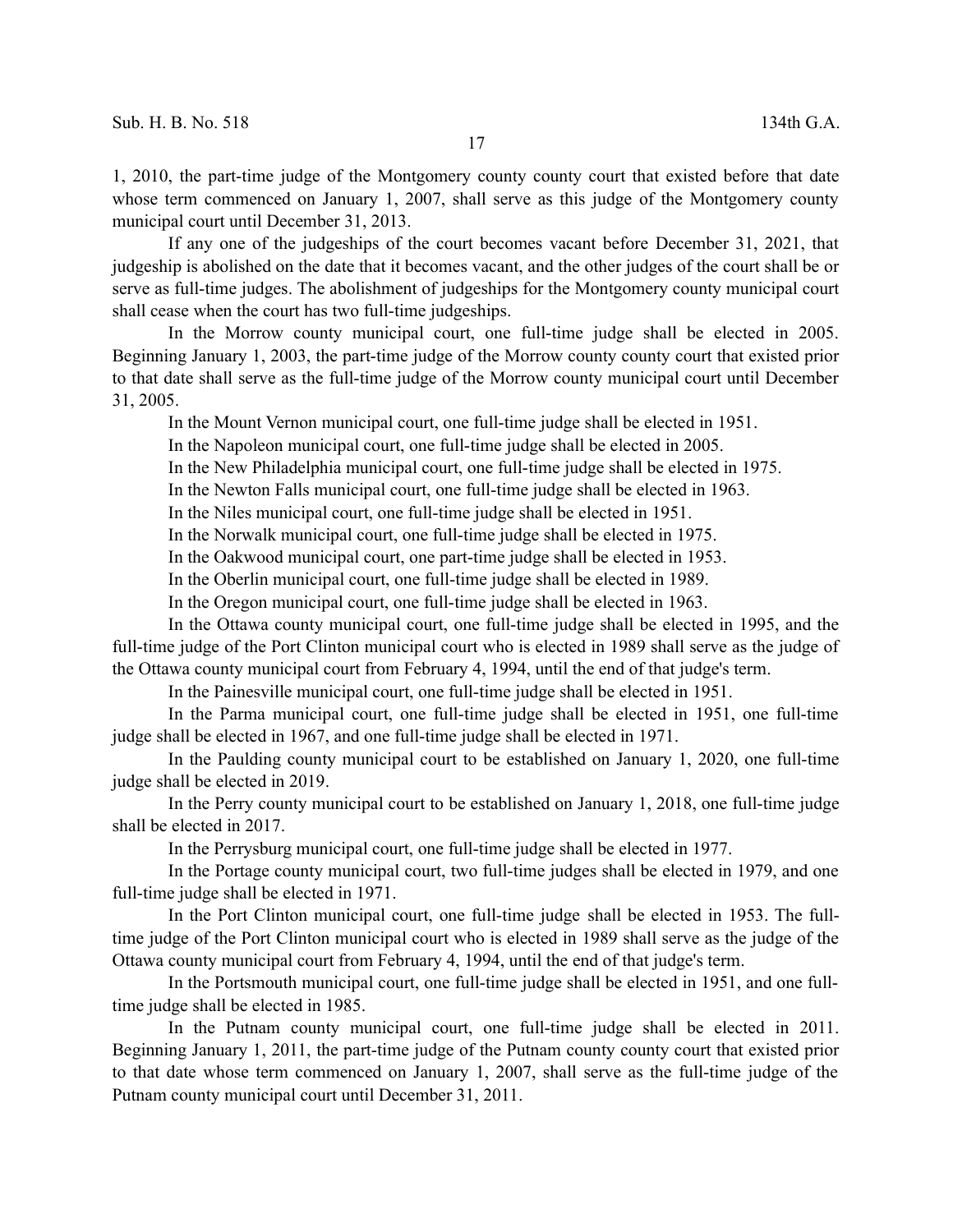1, 2010, the part-time judge of the Montgomery county county court that existed before that date whose term commenced on January 1, 2007, shall serve as this judge of the Montgomery county municipal court until December 31, 2013.

If any one of the judgeships of the court becomes vacant before December 31, 2021, that judgeship is abolished on the date that it becomes vacant, and the other judges of the court shall be or serve as full-time judges. The abolishment of judgeships for the Montgomery county municipal court shall cease when the court has two full-time judgeships.

In the Morrow county municipal court, one full-time judge shall be elected in 2005. Beginning January 1, 2003, the part-time judge of the Morrow county county court that existed prior to that date shall serve as the full-time judge of the Morrow county municipal court until December 31, 2005.

In the Mount Vernon municipal court, one full-time judge shall be elected in 1951.

In the Napoleon municipal court, one full-time judge shall be elected in 2005.

In the New Philadelphia municipal court, one full-time judge shall be elected in 1975.

In the Newton Falls municipal court, one full-time judge shall be elected in 1963.

In the Niles municipal court, one full-time judge shall be elected in 1951.

In the Norwalk municipal court, one full-time judge shall be elected in 1975.

In the Oakwood municipal court, one part-time judge shall be elected in 1953.

In the Oberlin municipal court, one full-time judge shall be elected in 1989.

In the Oregon municipal court, one full-time judge shall be elected in 1963.

In the Ottawa county municipal court, one full-time judge shall be elected in 1995, and the full-time judge of the Port Clinton municipal court who is elected in 1989 shall serve as the judge of the Ottawa county municipal court from February 4, 1994, until the end of that judge's term.

In the Painesville municipal court, one full-time judge shall be elected in 1951.

In the Parma municipal court, one full-time judge shall be elected in 1951, one full-time judge shall be elected in 1967, and one full-time judge shall be elected in 1971.

In the Paulding county municipal court to be established on January 1, 2020, one full-time judge shall be elected in 2019.

In the Perry county municipal court to be established on January 1, 2018, one full-time judge shall be elected in 2017.

In the Perrysburg municipal court, one full-time judge shall be elected in 1977.

In the Portage county municipal court, two full-time judges shall be elected in 1979, and one full-time judge shall be elected in 1971.

In the Port Clinton municipal court, one full-time judge shall be elected in 1953. The full-time judge of the Port Clinton municipal court who is elected in 1989 shall serve as the judge of the Ottawa county municipal court from February 4, 1994, until the end of that judge's term.

In the Portsmouth municipal court, one full-time judge shall be elected in 1951, and one full-time judge shall be elected in 1985.

In the Putnam county municipal court, one full-time judge shall be elected in 2011. Beginning January 1, 2011, the part-time judge of the Putnam county county court that existed prior to that date whose term commenced on January 1, 2007, shall serve as the full-time judge of the Putnam county municipal court until December 31, 2011.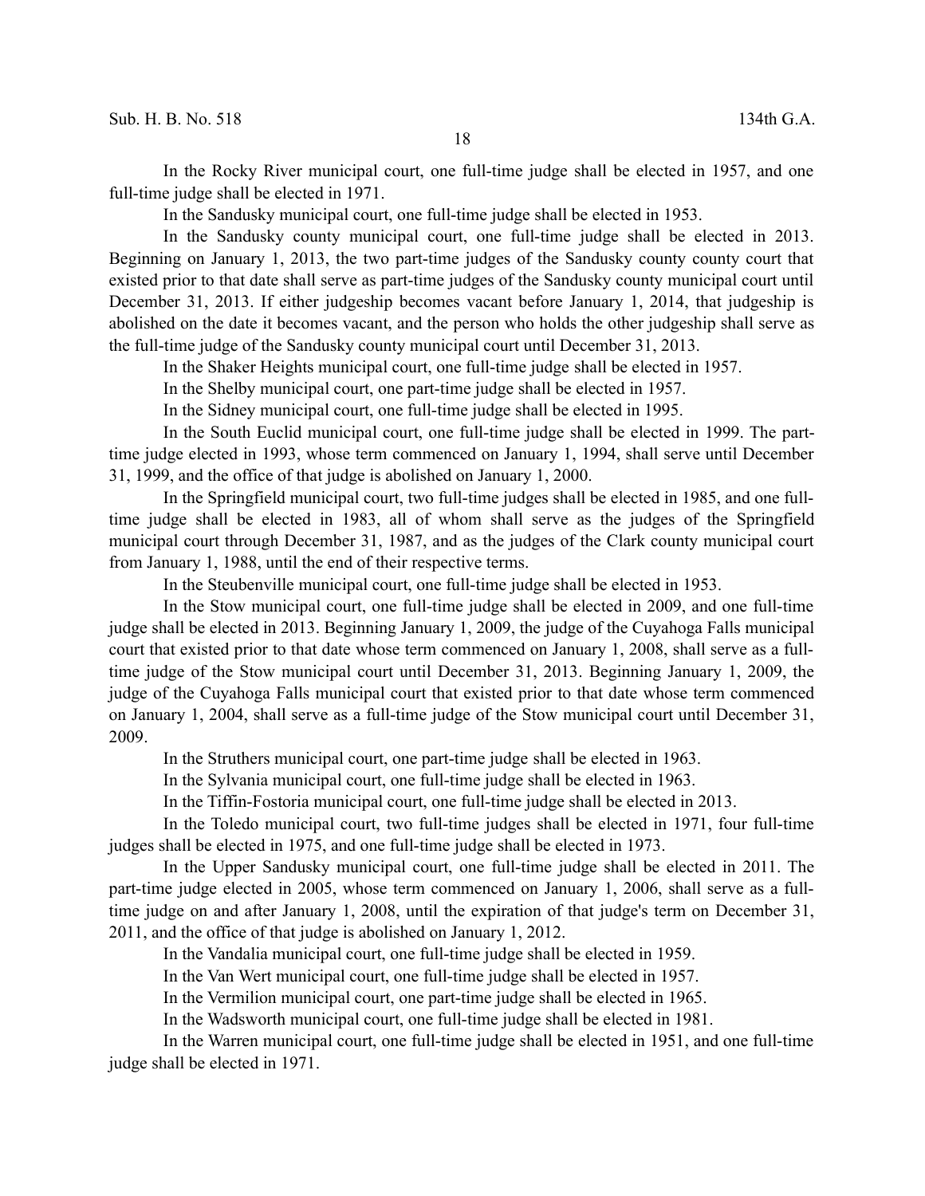In the Rocky River municipal court, one full-time judge shall be elected in 1957, and one full-time judge shall be elected in 1971.

In the Sandusky municipal court, one full-time judge shall be elected in 1953.

In the Sandusky county municipal court, one full-time judge shall be elected in 2013. Beginning on January 1, 2013, the two part-time judges of the Sandusky county county court that existed prior to that date shall serve as part-time judges of the Sandusky county municipal court until December 31, 2013. If either judgeship becomes vacant before January 1, 2014, that judgeship is abolished on the date it becomes vacant, and the person who holds the other judgeship shall serve as the full-time judge of the Sandusky county municipal court until December 31, 2013.

In the Shaker Heights municipal court, one full-time judge shall be elected in 1957.

In the Shelby municipal court, one part-time judge shall be elected in 1957.

In the Sidney municipal court, one full-time judge shall be elected in 1995.

In the South Euclid municipal court, one full-time judge shall be elected in 1999. The part-time judge elected in 1993, whose term commenced on January 1, 1994, shall serve until December 31, 1999, and the office of that judge is abolished on January 1, 2000.

In the Springfield municipal court, two full-time judges shall be elected in 1985, and one full-time judge shall be elected in 1983, all of whom shall serve as the judges of the Springfield municipal court through December 31, 1987, and as the judges of the Clark county municipal court from January 1, 1988, until the end of their respective terms.

In the Steubenville municipal court, one full-time judge shall be elected in 1953.

In the Stow municipal court, one full-time judge shall be elected in 2009, and one full-time judge shall be elected in 2013. Beginning January 1, 2009, the judge of the Cuyahoga Falls municipal court that existed prior to that date whose term commenced on January 1, 2008, shall serve as a full-time judge of the Stow municipal court until December 31, 2013. Beginning January 1, 2009, the judge of the Cuyahoga Falls municipal court that existed prior to that date whose term commenced on January 1, 2004, shall serve as a full-time judge of the Stow municipal court until December 31, 2009.

In the Struthers municipal court, one part-time judge shall be elected in 1963.

In the Sylvania municipal court, one full-time judge shall be elected in 1963.

In the Tiffin-Fostoria municipal court, one full-time judge shall be elected in 2013.

In the Toledo municipal court, two full-time judges shall be elected in 1971, four full-time judges shall be elected in 1975, and one full-time judge shall be elected in 1973.

In the Upper Sandusky municipal court, one full-time judge shall be elected in 2011. The part-time judge elected in 2005, whose term commenced on January 1, 2006, shall serve as a full-time judge on and after January 1, 2008, until the expiration of that judge's term on December 31, 2011, and the office of that judge is abolished on January 1, 2012.

In the Vandalia municipal court, one full-time judge shall be elected in 1959.

In the Van Wert municipal court, one full-time judge shall be elected in 1957.

In the Vermilion municipal court, one part-time judge shall be elected in 1965.

In the Wadsworth municipal court, one full-time judge shall be elected in 1981.

In the Warren municipal court, one full-time judge shall be elected in 1951, and one full-time judge shall be elected in 1971.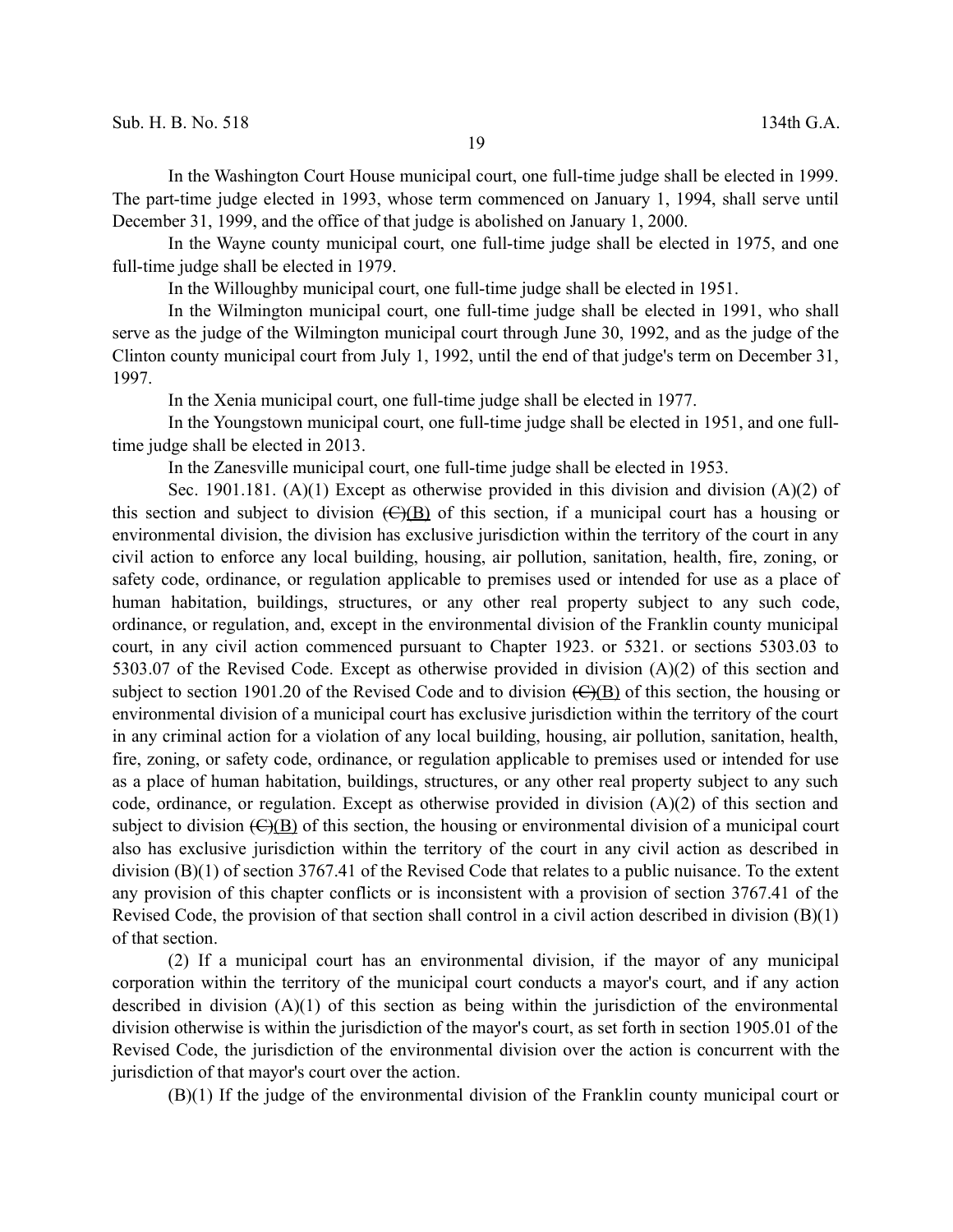In the Washington Court House municipal court, one full-time judge shall be elected in 1999. The part-time judge elected in 1993, whose term commenced on January 1, 1994, shall serve until December 31, 1999, and the office of that judge is abolished on January 1, 2000.

In the Wayne county municipal court, one full-time judge shall be elected in 1975, and one full-time judge shall be elected in 1979.

In the Willoughby municipal court, one full-time judge shall be elected in 1951.

In the Wilmington municipal court, one full-time judge shall be elected in 1991, who shall serve as the judge of the Wilmington municipal court through June 30, 1992, and as the judge of the Clinton county municipal court from July 1, 1992, until the end of that judge's term on December 31, 1997.

In the Xenia municipal court, one full-time judge shall be elected in 1977.

In the Youngstown municipal court, one full-time judge shall be elected in 1951, and one full-time judge shall be elected in 2013.

In the Zanesville municipal court, one full-time judge shall be elected in 1953.

Sec. 1901.181. (A)(1) Except as otherwise provided in this division and division (A)(2) of this section and subject to division ~~(C)~~(B) of this section, if a municipal court has a housing or environmental division, the division has exclusive jurisdiction within the territory of the court in any civil action to enforce any local building, housing, air pollution, sanitation, health, fire, zoning, or safety code, ordinance, or regulation applicable to premises used or intended for use as a place of human habitation, buildings, structures, or any other real property subject to any such code, ordinance, or regulation, and, except in the environmental division of the Franklin county municipal court, in any civil action commenced pursuant to Chapter 1923. or 5321. or sections 5303.03 to 5303.07 of the Revised Code. Except as otherwise provided in division (A)(2) of this section and subject to section 1901.20 of the Revised Code and to division ~~(C)~~(B) of this section, the housing or environmental division of a municipal court has exclusive jurisdiction within the territory of the court in any criminal action for a violation of any local building, housing, air pollution, sanitation, health, fire, zoning, or safety code, ordinance, or regulation applicable to premises used or intended for use as a place of human habitation, buildings, structures, or any other real property subject to any such code, ordinance, or regulation. Except as otherwise provided in division (A)(2) of this section and subject to division ~~(C)~~(B) of this section, the housing or environmental division of a municipal court also has exclusive jurisdiction within the territory of the court in any civil action as described in division (B)(1) of section 3767.41 of the Revised Code that relates to a public nuisance. To the extent any provision of this chapter conflicts or is inconsistent with a provision of section 3767.41 of the Revised Code, the provision of that section shall control in a civil action described in division (B)(1) of that section.

(2) If a municipal court has an environmental division, if the mayor of any municipal corporation within the territory of the municipal court conducts a mayor's court, and if any action described in division (A)(1) of this section as being within the jurisdiction of the environmental division otherwise is within the jurisdiction of the mayor's court, as set forth in section 1905.01 of the Revised Code, the jurisdiction of the environmental division over the action is concurrent with the jurisdiction of that mayor's court over the action.

(B)(1) If the judge of the environmental division of the Franklin county municipal court or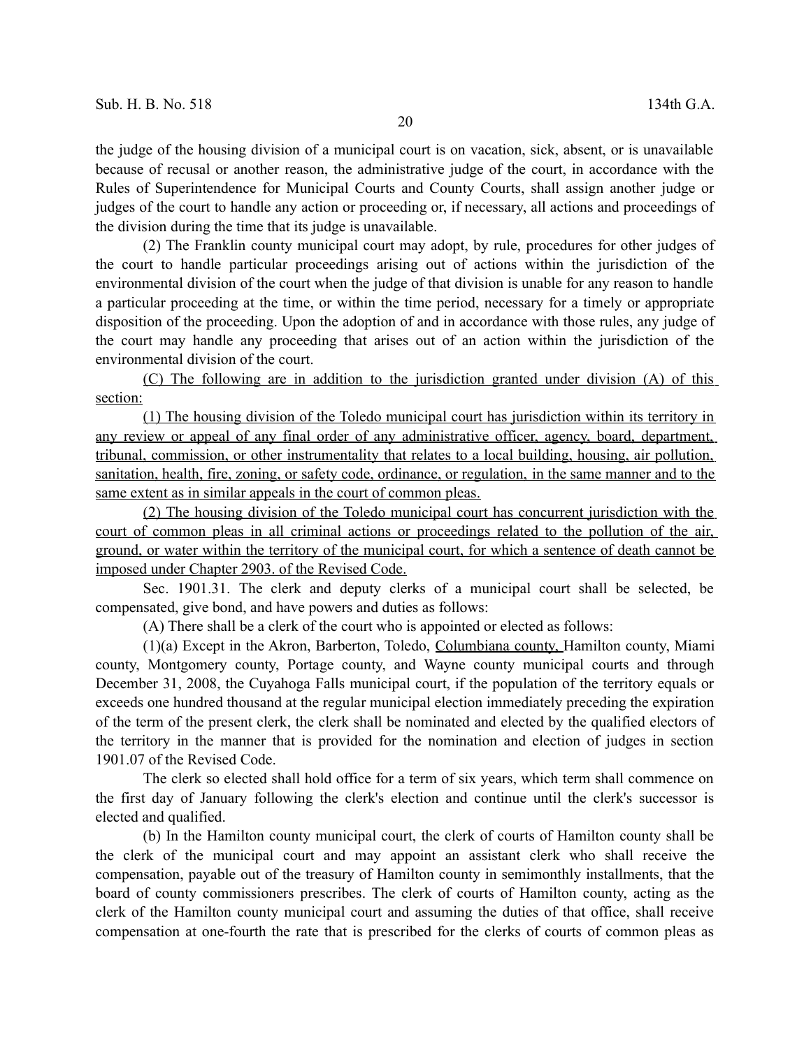the judge of the housing division of a municipal court is on vacation, sick, absent, or is unavailable because of recusal or another reason, the administrative judge of the court, in accordance with the Rules of Superintendence for Municipal Courts and County Courts, shall assign another judge or judges of the court to handle any action or proceeding or, if necessary, all actions and proceedings of the division during the time that its judge is unavailable.

(2) The Franklin county municipal court may adopt, by rule, procedures for other judges of the court to handle particular proceedings arising out of actions within the jurisdiction of the environmental division of the court when the judge of that division is unable for any reason to handle a particular proceeding at the time, or within the time period, necessary for a timely or appropriate disposition of the proceeding. Upon the adoption of and in accordance with those rules, any judge of the court may handle any proceeding that arises out of an action within the jurisdiction of the environmental division of the court.

<u>(C) The following are in addition to the jurisdiction granted under division (A) of this section:</u>

<u>(1) The housing division of the Toledo municipal court has jurisdiction within its territory in any review or appeal of any final order of any administrative officer, agency, board, department, tribunal, commission, or other instrumentality that relates to a local building, housing, air pollution, sanitation, health, fire, zoning, or safety code, ordinance, or regulation, in the same manner and to the same extent as in similar appeals in the court of common pleas.</u>

<u>(2) The housing division of the Toledo municipal court has concurrent jurisdiction with the court of common pleas in all criminal actions or proceedings related to the pollution of the air, ground, or water within the territory of the municipal court, for which a sentence of death cannot be imposed under Chapter 2903. of the Revised Code.</u>

Sec. 1901.31. The clerk and deputy clerks of a municipal court shall be selected, be compensated, give bond, and have powers and duties as follows:

(A) There shall be a clerk of the court who is appointed or elected as follows:

(1)(a) Except in the Akron, Barberton, Toledo, <u>Columbiana county,</u> Hamilton county, Miami county, Montgomery county, Portage county, and Wayne county municipal courts and through December 31, 2008, the Cuyahoga Falls municipal court, if the population of the territory equals or exceeds one hundred thousand at the regular municipal election immediately preceding the expiration of the term of the present clerk, the clerk shall be nominated and elected by the qualified electors of the territory in the manner that is provided for the nomination and election of judges in section 1901.07 of the Revised Code.

The clerk so elected shall hold office for a term of six years, which term shall commence on the first day of January following the clerk's election and continue until the clerk's successor is elected and qualified.

(b) In the Hamilton county municipal court, the clerk of courts of Hamilton county shall be the clerk of the municipal court and may appoint an assistant clerk who shall receive the compensation, payable out of the treasury of Hamilton county in semimonthly installments, that the board of county commissioners prescribes. The clerk of courts of Hamilton county, acting as the clerk of the Hamilton county municipal court and assuming the duties of that office, shall receive compensation at one-fourth the rate that is prescribed for the clerks of courts of common pleas as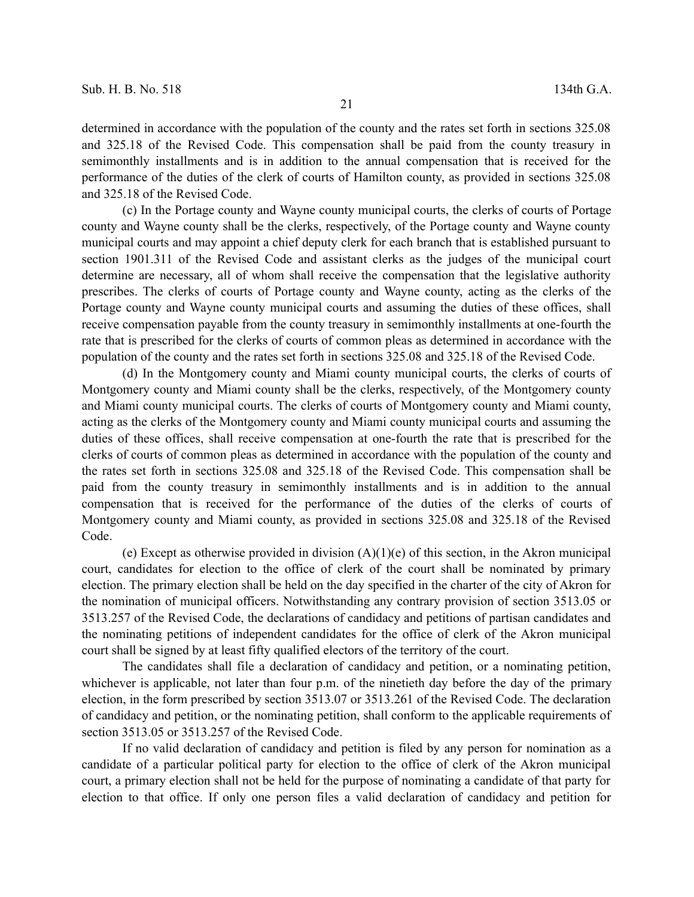determined in accordance with the population of the county and the rates set forth in sections 325.08 and 325.18 of the Revised Code. This compensation shall be paid from the county treasury in semimonthly installments and is in addition to the annual compensation that is received for the performance of the duties of the clerk of courts of Hamilton county, as provided in sections 325.08 and 325.18 of the Revised Code.

(c) In the Portage county and Wayne county municipal courts, the clerks of courts of Portage county and Wayne county shall be the clerks, respectively, of the Portage county and Wayne county municipal courts and may appoint a chief deputy clerk for each branch that is established pursuant to section 1901.311 of the Revised Code and assistant clerks as the judges of the municipal court determine are necessary, all of whom shall receive the compensation that the legislative authority prescribes. The clerks of courts of Portage county and Wayne county, acting as the clerks of the Portage county and Wayne county municipal courts and assuming the duties of these offices, shall receive compensation payable from the county treasury in semimonthly installments at one-fourth the rate that is prescribed for the clerks of courts of common pleas as determined in accordance with the population of the county and the rates set forth in sections 325.08 and 325.18 of the Revised Code.

(d) In the Montgomery county and Miami county municipal courts, the clerks of courts of Montgomery county and Miami county shall be the clerks, respectively, of the Montgomery county and Miami county municipal courts. The clerks of courts of Montgomery county and Miami county, acting as the clerks of the Montgomery county and Miami county municipal courts and assuming the duties of these offices, shall receive compensation at one-fourth the rate that is prescribed for the clerks of courts of common pleas as determined in accordance with the population of the county and the rates set forth in sections 325.08 and 325.18 of the Revised Code. This compensation shall be paid from the county treasury in semimonthly installments and is in addition to the annual compensation that is received for the performance of the duties of the clerks of courts of Montgomery county and Miami county, as provided in sections 325.08 and 325.18 of the Revised Code.

(e) Except as otherwise provided in division (A)(1)(e) of this section, in the Akron municipal court, candidates for election to the office of clerk of the court shall be nominated by primary election. The primary election shall be held on the day specified in the charter of the city of Akron for the nomination of municipal officers. Notwithstanding any contrary provision of section 3513.05 or 3513.257 of the Revised Code, the declarations of candidacy and petitions of partisan candidates and the nominating petitions of independent candidates for the office of clerk of the Akron municipal court shall be signed by at least fifty qualified electors of the territory of the court.

The candidates shall file a declaration of candidacy and petition, or a nominating petition, whichever is applicable, not later than four p.m. of the ninetieth day before the day of the primary election, in the form prescribed by section 3513.07 or 3513.261 of the Revised Code. The declaration of candidacy and petition, or the nominating petition, shall conform to the applicable requirements of section 3513.05 or 3513.257 of the Revised Code.

If no valid declaration of candidacy and petition is filed by any person for nomination as a candidate of a particular political party for election to the office of clerk of the Akron municipal court, a primary election shall not be held for the purpose of nominating a candidate of that party for election to that office. If only one person files a valid declaration of candidacy and petition for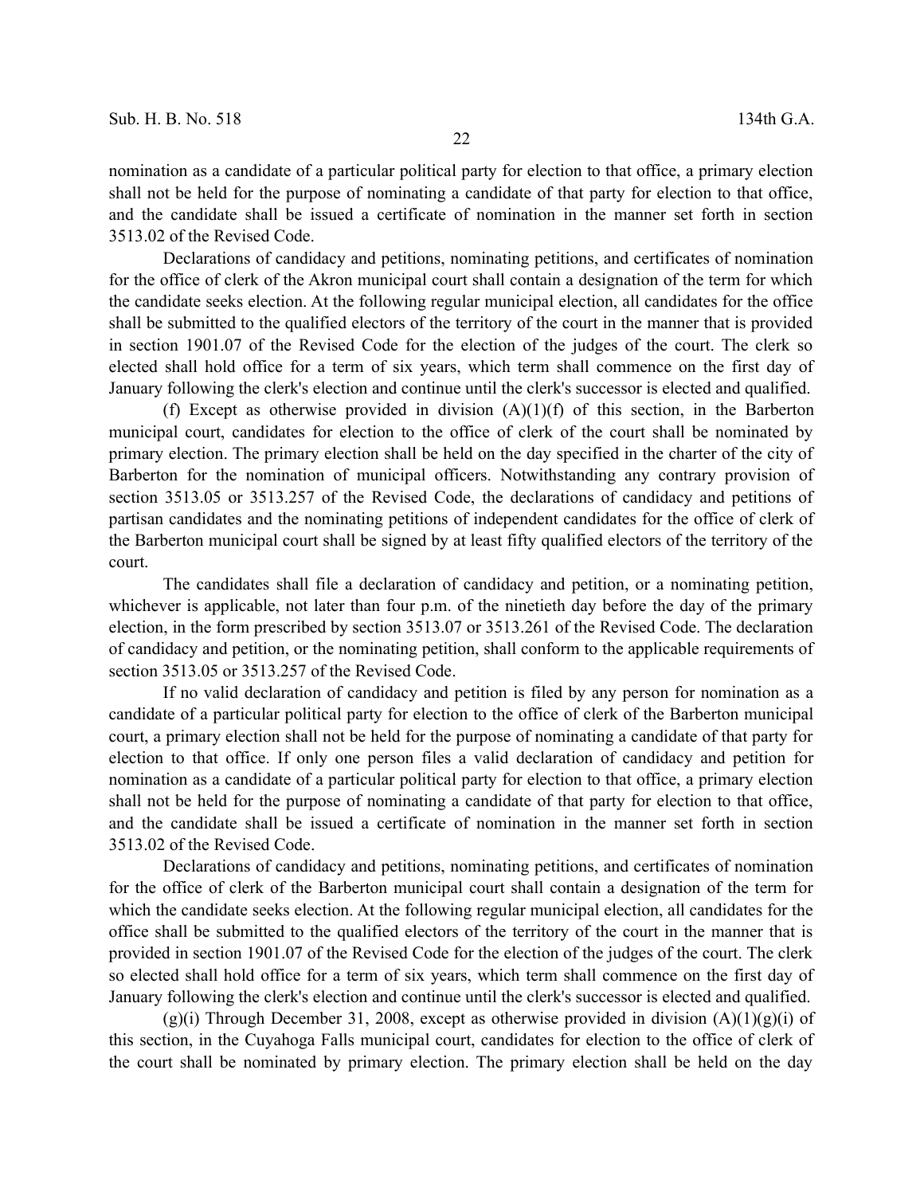nomination as a candidate of a particular political party for election to that office, a primary election shall not be held for the purpose of nominating a candidate of that party for election to that office, and the candidate shall be issued a certificate of nomination in the manner set forth in section 3513.02 of the Revised Code.

Declarations of candidacy and petitions, nominating petitions, and certificates of nomination for the office of clerk of the Akron municipal court shall contain a designation of the term for which the candidate seeks election. At the following regular municipal election, all candidates for the office shall be submitted to the qualified electors of the territory of the court in the manner that is provided in section 1901.07 of the Revised Code for the election of the judges of the court. The clerk so elected shall hold office for a term of six years, which term shall commence on the first day of January following the clerk's election and continue until the clerk's successor is elected and qualified.

(f) Except as otherwise provided in division (A)(1)(f) of this section, in the Barberton municipal court, candidates for election to the office of clerk of the court shall be nominated by primary election. The primary election shall be held on the day specified in the charter of the city of Barberton for the nomination of municipal officers. Notwithstanding any contrary provision of section 3513.05 or 3513.257 of the Revised Code, the declarations of candidacy and petitions of partisan candidates and the nominating petitions of independent candidates for the office of clerk of the Barberton municipal court shall be signed by at least fifty qualified electors of the territory of the court.

The candidates shall file a declaration of candidacy and petition, or a nominating petition, whichever is applicable, not later than four p.m. of the ninetieth day before the day of the primary election, in the form prescribed by section 3513.07 or 3513.261 of the Revised Code. The declaration of candidacy and petition, or the nominating petition, shall conform to the applicable requirements of section 3513.05 or 3513.257 of the Revised Code.

If no valid declaration of candidacy and petition is filed by any person for nomination as a candidate of a particular political party for election to the office of clerk of the Barberton municipal court, a primary election shall not be held for the purpose of nominating a candidate of that party for election to that office. If only one person files a valid declaration of candidacy and petition for nomination as a candidate of a particular political party for election to that office, a primary election shall not be held for the purpose of nominating a candidate of that party for election to that office, and the candidate shall be issued a certificate of nomination in the manner set forth in section 3513.02 of the Revised Code.

Declarations of candidacy and petitions, nominating petitions, and certificates of nomination for the office of clerk of the Barberton municipal court shall contain a designation of the term for which the candidate seeks election. At the following regular municipal election, all candidates for the office shall be submitted to the qualified electors of the territory of the court in the manner that is provided in section 1901.07 of the Revised Code for the election of the judges of the court. The clerk so elected shall hold office for a term of six years, which term shall commence on the first day of January following the clerk's election and continue until the clerk's successor is elected and qualified.

(g)(i) Through December 31, 2008, except as otherwise provided in division (A)(1)(g)(i) of this section, in the Cuyahoga Falls municipal court, candidates for election to the office of clerk of the court shall be nominated by primary election. The primary election shall be held on the day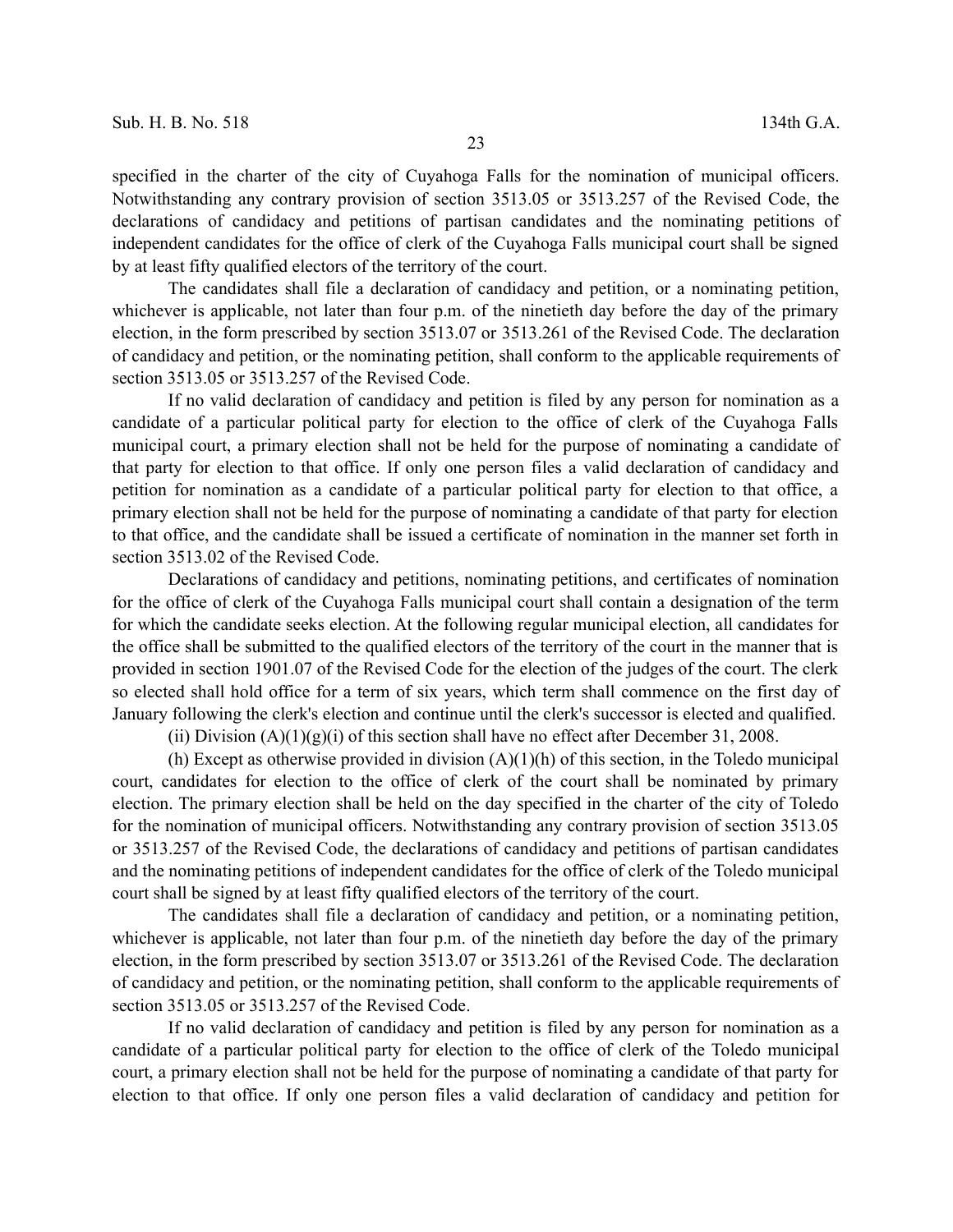specified in the charter of the city of Cuyahoga Falls for the nomination of municipal officers. Notwithstanding any contrary provision of section 3513.05 or 3513.257 of the Revised Code, the declarations of candidacy and petitions of partisan candidates and the nominating petitions of independent candidates for the office of clerk of the Cuyahoga Falls municipal court shall be signed by at least fifty qualified electors of the territory of the court.

The candidates shall file a declaration of candidacy and petition, or a nominating petition, whichever is applicable, not later than four p.m. of the ninetieth day before the day of the primary election, in the form prescribed by section 3513.07 or 3513.261 of the Revised Code. The declaration of candidacy and petition, or the nominating petition, shall conform to the applicable requirements of section 3513.05 or 3513.257 of the Revised Code.

If no valid declaration of candidacy and petition is filed by any person for nomination as a candidate of a particular political party for election to the office of clerk of the Cuyahoga Falls municipal court, a primary election shall not be held for the purpose of nominating a candidate of that party for election to that office. If only one person files a valid declaration of candidacy and petition for nomination as a candidate of a particular political party for election to that office, a primary election shall not be held for the purpose of nominating a candidate of that party for election to that office, and the candidate shall be issued a certificate of nomination in the manner set forth in section 3513.02 of the Revised Code.

Declarations of candidacy and petitions, nominating petitions, and certificates of nomination for the office of clerk of the Cuyahoga Falls municipal court shall contain a designation of the term for which the candidate seeks election. At the following regular municipal election, all candidates for the office shall be submitted to the qualified electors of the territory of the court in the manner that is provided in section 1901.07 of the Revised Code for the election of the judges of the court. The clerk so elected shall hold office for a term of six years, which term shall commence on the first day of January following the clerk's election and continue until the clerk's successor is elected and qualified.

(ii) Division (A)(1)(g)(i) of this section shall have no effect after December 31, 2008.

(h) Except as otherwise provided in division (A)(1)(h) of this section, in the Toledo municipal court, candidates for election to the office of clerk of the court shall be nominated by primary election. The primary election shall be held on the day specified in the charter of the city of Toledo for the nomination of municipal officers. Notwithstanding any contrary provision of section 3513.05 or 3513.257 of the Revised Code, the declarations of candidacy and petitions of partisan candidates and the nominating petitions of independent candidates for the office of clerk of the Toledo municipal court shall be signed by at least fifty qualified electors of the territory of the court.

The candidates shall file a declaration of candidacy and petition, or a nominating petition, whichever is applicable, not later than four p.m. of the ninetieth day before the day of the primary election, in the form prescribed by section 3513.07 or 3513.261 of the Revised Code. The declaration of candidacy and petition, or the nominating petition, shall conform to the applicable requirements of section 3513.05 or 3513.257 of the Revised Code.

If no valid declaration of candidacy and petition is filed by any person for nomination as a candidate of a particular political party for election to the office of clerk of the Toledo municipal court, a primary election shall not be held for the purpose of nominating a candidate of that party for election to that office. If only one person files a valid declaration of candidacy and petition for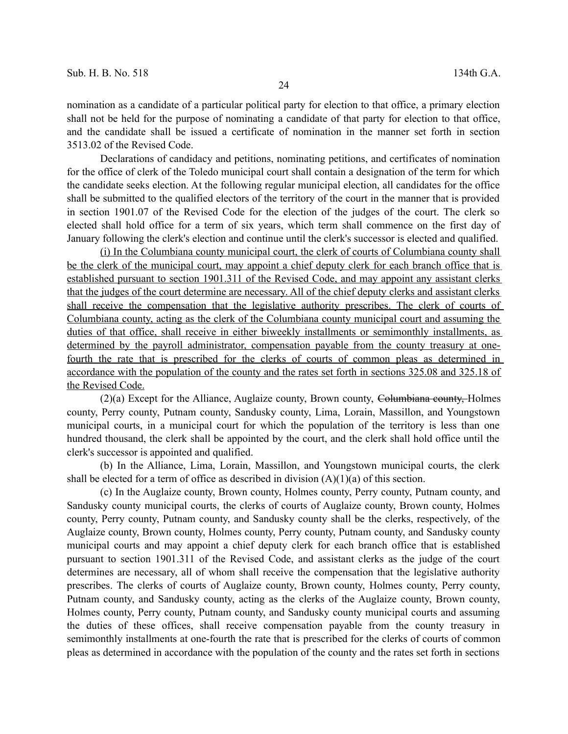nomination as a candidate of a particular political party for election to that office, a primary election shall not be held for the purpose of nominating a candidate of that party for election to that office, and the candidate shall be issued a certificate of nomination in the manner set forth in section 3513.02 of the Revised Code.

Declarations of candidacy and petitions, nominating petitions, and certificates of nomination for the office of clerk of the Toledo municipal court shall contain a designation of the term for which the candidate seeks election. At the following regular municipal election, all candidates for the office shall be submitted to the qualified electors of the territory of the court in the manner that is provided in section 1901.07 of the Revised Code for the election of the judges of the court. The clerk so elected shall hold office for a term of six years, which term shall commence on the first day of January following the clerk's election and continue until the clerk's successor is elected and qualified.

<u>(i) In the Columbiana county municipal court, the clerk of courts of Columbiana county shall be the clerk of the municipal court, may appoint a chief deputy clerk for each branch office that is established pursuant to section 1901.311 of the Revised Code, and may appoint any assistant clerks that the judges of the court determine are necessary. All of the chief deputy clerks and assistant clerks shall receive the compensation that the legislative authority prescribes. The clerk of courts of Columbiana county, acting as the clerk of the Columbiana county municipal court and assuming the duties of that office, shall receive in either biweekly installments or semimonthly installments, as determined by the payroll administrator, compensation payable from the county treasury at one-fourth the rate that is prescribed for the clerks of courts of common pleas as determined in accordance with the population of the county and the rates set forth in sections 325.08 and 325.18 of the Revised Code.</u>

(2)(a) Except for the Alliance, Auglaize county, Brown county, ~~Columbiana county,~~ Holmes county, Perry county, Putnam county, Sandusky county, Lima, Lorain, Massillon, and Youngstown municipal courts, in a municipal court for which the population of the territory is less than one hundred thousand, the clerk shall be appointed by the court, and the clerk shall hold office until the clerk's successor is appointed and qualified.

(b) In the Alliance, Lima, Lorain, Massillon, and Youngstown municipal courts, the clerk shall be elected for a term of office as described in division (A)(1)(a) of this section.

(c) In the Auglaize county, Brown county, Holmes county, Perry county, Putnam county, and Sandusky county municipal courts, the clerks of courts of Auglaize county, Brown county, Holmes county, Perry county, Putnam county, and Sandusky county shall be the clerks, respectively, of the Auglaize county, Brown county, Holmes county, Perry county, Putnam county, and Sandusky county municipal courts and may appoint a chief deputy clerk for each branch office that is established pursuant to section 1901.311 of the Revised Code, and assistant clerks as the judge of the court determines are necessary, all of whom shall receive the compensation that the legislative authority prescribes. The clerks of courts of Auglaize county, Brown county, Holmes county, Perry county, Putnam county, and Sandusky county, acting as the clerks of the Auglaize county, Brown county, Holmes county, Perry county, Putnam county, and Sandusky county municipal courts and assuming the duties of these offices, shall receive compensation payable from the county treasury in semimonthly installments at one-fourth the rate that is prescribed for the clerks of courts of common pleas as determined in accordance with the population of the county and the rates set forth in sections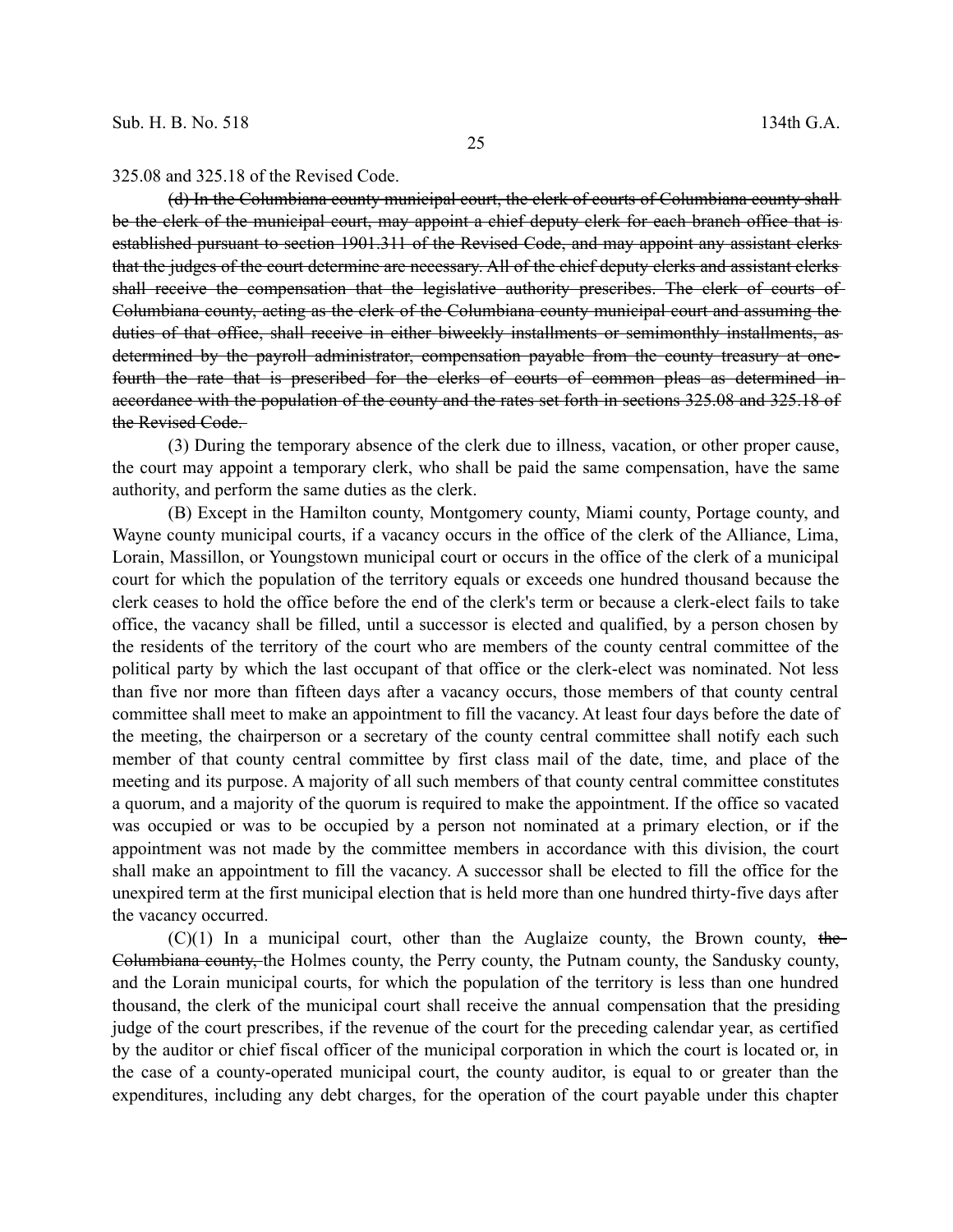325.08 and 325.18 of the Revised Code.

~~(d) In the Columbiana county municipal court, the clerk of courts of Columbiana county shall be the clerk of the municipal court, may appoint a chief deputy clerk for each branch office that is established pursuant to section 1901.311 of the Revised Code, and may appoint any assistant clerks that the judges of the court determine are necessary. All of the chief deputy clerks and assistant clerks shall receive the compensation that the legislative authority prescribes. The clerk of courts of Columbiana county, acting as the clerk of the Columbiana county municipal court and assuming the duties of that office, shall receive in either biweekly installments or semimonthly installments, as determined by the payroll administrator, compensation payable from the county treasury at one-fourth the rate that is prescribed for the clerks of courts of common pleas as determined in accordance with the population of the county and the rates set forth in sections 325.08 and 325.18 of the Revised Code.~~

(3) During the temporary absence of the clerk due to illness, vacation, or other proper cause, the court may appoint a temporary clerk, who shall be paid the same compensation, have the same authority, and perform the same duties as the clerk.

(B) Except in the Hamilton county, Montgomery county, Miami county, Portage county, and Wayne county municipal courts, if a vacancy occurs in the office of the clerk of the Alliance, Lima, Lorain, Massillon, or Youngstown municipal court or occurs in the office of the clerk of a municipal court for which the population of the territory equals or exceeds one hundred thousand because the clerk ceases to hold the office before the end of the clerk's term or because a clerk-elect fails to take office, the vacancy shall be filled, until a successor is elected and qualified, by a person chosen by the residents of the territory of the court who are members of the county central committee of the political party by which the last occupant of that office or the clerk-elect was nominated. Not less than five nor more than fifteen days after a vacancy occurs, those members of that county central committee shall meet to make an appointment to fill the vacancy. At least four days before the date of the meeting, the chairperson or a secretary of the county central committee shall notify each such member of that county central committee by first class mail of the date, time, and place of the meeting and its purpose. A majority of all such members of that county central committee constitutes a quorum, and a majority of the quorum is required to make the appointment. If the office so vacated was occupied or was to be occupied by a person not nominated at a primary election, or if the appointment was not made by the committee members in accordance with this division, the court shall make an appointment to fill the vacancy. A successor shall be elected to fill the office for the unexpired term at the first municipal election that is held more than one hundred thirty-five days after the vacancy occurred.

(C)(1) In a municipal court, other than the Auglaize county, the Brown county, ~~the Columbiana county,~~ the Holmes county, the Perry county, the Putnam county, the Sandusky county, and the Lorain municipal courts, for which the population of the territory is less than one hundred thousand, the clerk of the municipal court shall receive the annual compensation that the presiding judge of the court prescribes, if the revenue of the court for the preceding calendar year, as certified by the auditor or chief fiscal officer of the municipal corporation in which the court is located or, in the case of a county-operated municipal court, the county auditor, is equal to or greater than the expenditures, including any debt charges, for the operation of the court payable under this chapter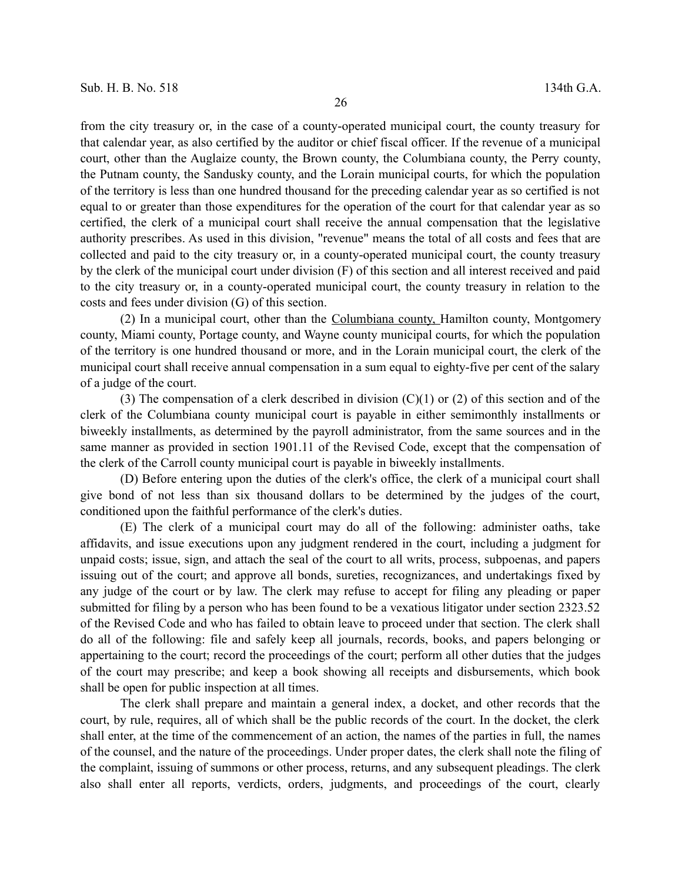from the city treasury or, in the case of a county-operated municipal court, the county treasury for that calendar year, as also certified by the auditor or chief fiscal officer. If the revenue of a municipal court, other than the Auglaize county, the Brown county, the Columbiana county, the Perry county, the Putnam county, the Sandusky county, and the Lorain municipal courts, for which the population of the territory is less than one hundred thousand for the preceding calendar year as so certified is not equal to or greater than those expenditures for the operation of the court for that calendar year as so certified, the clerk of a municipal court shall receive the annual compensation that the legislative authority prescribes. As used in this division, "revenue" means the total of all costs and fees that are collected and paid to the city treasury or, in a county-operated municipal court, the county treasury by the clerk of the municipal court under division (F) of this section and all interest received and paid to the city treasury or, in a county-operated municipal court, the county treasury in relation to the costs and fees under division (G) of this section.

(2) In a municipal court, other than the Columbiana county, Hamilton county, Montgomery county, Miami county, Portage county, and Wayne county municipal courts, for which the population of the territory is one hundred thousand or more, and in the Lorain municipal court, the clerk of the municipal court shall receive annual compensation in a sum equal to eighty-five per cent of the salary of a judge of the court.

(3) The compensation of a clerk described in division (C)(1) or (2) of this section and of the clerk of the Columbiana county municipal court is payable in either semimonthly installments or biweekly installments, as determined by the payroll administrator, from the same sources and in the same manner as provided in section 1901.11 of the Revised Code, except that the compensation of the clerk of the Carroll county municipal court is payable in biweekly installments.

(D) Before entering upon the duties of the clerk's office, the clerk of a municipal court shall give bond of not less than six thousand dollars to be determined by the judges of the court, conditioned upon the faithful performance of the clerk's duties.

(E) The clerk of a municipal court may do all of the following: administer oaths, take affidavits, and issue executions upon any judgment rendered in the court, including a judgment for unpaid costs; issue, sign, and attach the seal of the court to all writs, process, subpoenas, and papers issuing out of the court; and approve all bonds, sureties, recognizances, and undertakings fixed by any judge of the court or by law. The clerk may refuse to accept for filing any pleading or paper submitted for filing by a person who has been found to be a vexatious litigator under section 2323.52 of the Revised Code and who has failed to obtain leave to proceed under that section. The clerk shall do all of the following: file and safely keep all journals, records, books, and papers belonging or appertaining to the court; record the proceedings of the court; perform all other duties that the judges of the court may prescribe; and keep a book showing all receipts and disbursements, which book shall be open for public inspection at all times.

The clerk shall prepare and maintain a general index, a docket, and other records that the court, by rule, requires, all of which shall be the public records of the court. In the docket, the clerk shall enter, at the time of the commencement of an action, the names of the parties in full, the names of the counsel, and the nature of the proceedings. Under proper dates, the clerk shall note the filing of the complaint, issuing of summons or other process, returns, and any subsequent pleadings. The clerk also shall enter all reports, verdicts, orders, judgments, and proceedings of the court, clearly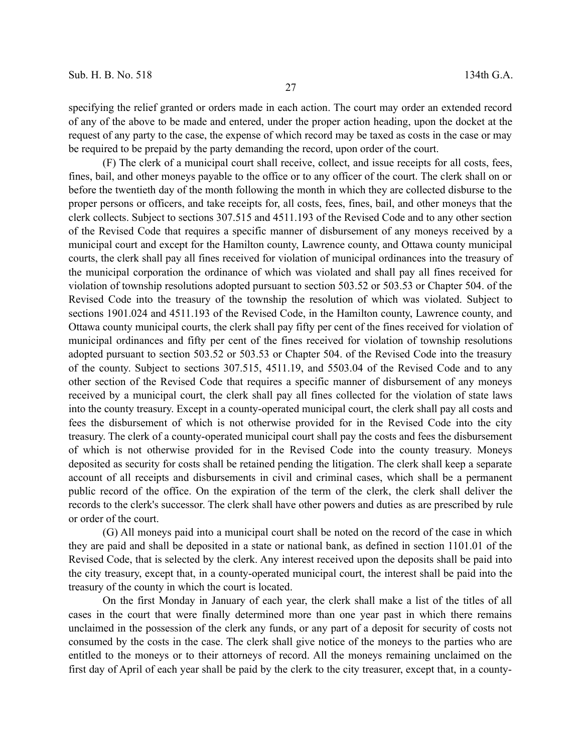specifying the relief granted or orders made in each action. The court may order an extended record of any of the above to be made and entered, under the proper action heading, upon the docket at the request of any party to the case, the expense of which record may be taxed as costs in the case or may be required to be prepaid by the party demanding the record, upon order of the court.

(F) The clerk of a municipal court shall receive, collect, and issue receipts for all costs, fees, fines, bail, and other moneys payable to the office or to any officer of the court. The clerk shall on or before the twentieth day of the month following the month in which they are collected disburse to the proper persons or officers, and take receipts for, all costs, fees, fines, bail, and other moneys that the clerk collects. Subject to sections 307.515 and 4511.193 of the Revised Code and to any other section of the Revised Code that requires a specific manner of disbursement of any moneys received by a municipal court and except for the Hamilton county, Lawrence county, and Ottawa county municipal courts, the clerk shall pay all fines received for violation of municipal ordinances into the treasury of the municipal corporation the ordinance of which was violated and shall pay all fines received for violation of township resolutions adopted pursuant to section 503.52 or 503.53 or Chapter 504. of the Revised Code into the treasury of the township the resolution of which was violated. Subject to sections 1901.024 and 4511.193 of the Revised Code, in the Hamilton county, Lawrence county, and Ottawa county municipal courts, the clerk shall pay fifty per cent of the fines received for violation of municipal ordinances and fifty per cent of the fines received for violation of township resolutions adopted pursuant to section 503.52 or 503.53 or Chapter 504. of the Revised Code into the treasury of the county. Subject to sections 307.515, 4511.19, and 5503.04 of the Revised Code and to any other section of the Revised Code that requires a specific manner of disbursement of any moneys received by a municipal court, the clerk shall pay all fines collected for the violation of state laws into the county treasury. Except in a county-operated municipal court, the clerk shall pay all costs and fees the disbursement of which is not otherwise provided for in the Revised Code into the city treasury. The clerk of a county-operated municipal court shall pay the costs and fees the disbursement of which is not otherwise provided for in the Revised Code into the county treasury. Moneys deposited as security for costs shall be retained pending the litigation. The clerk shall keep a separate account of all receipts and disbursements in civil and criminal cases, which shall be a permanent public record of the office. On the expiration of the term of the clerk, the clerk shall deliver the records to the clerk's successor. The clerk shall have other powers and duties as are prescribed by rule or order of the court.

(G) All moneys paid into a municipal court shall be noted on the record of the case in which they are paid and shall be deposited in a state or national bank, as defined in section 1101.01 of the Revised Code, that is selected by the clerk. Any interest received upon the deposits shall be paid into the city treasury, except that, in a county-operated municipal court, the interest shall be paid into the treasury of the county in which the court is located.

On the first Monday in January of each year, the clerk shall make a list of the titles of all cases in the court that were finally determined more than one year past in which there remains unclaimed in the possession of the clerk any funds, or any part of a deposit for security of costs not consumed by the costs in the case. The clerk shall give notice of the moneys to the parties who are entitled to the moneys or to their attorneys of record. All the moneys remaining unclaimed on the first day of April of each year shall be paid by the clerk to the city treasurer, except that, in a county-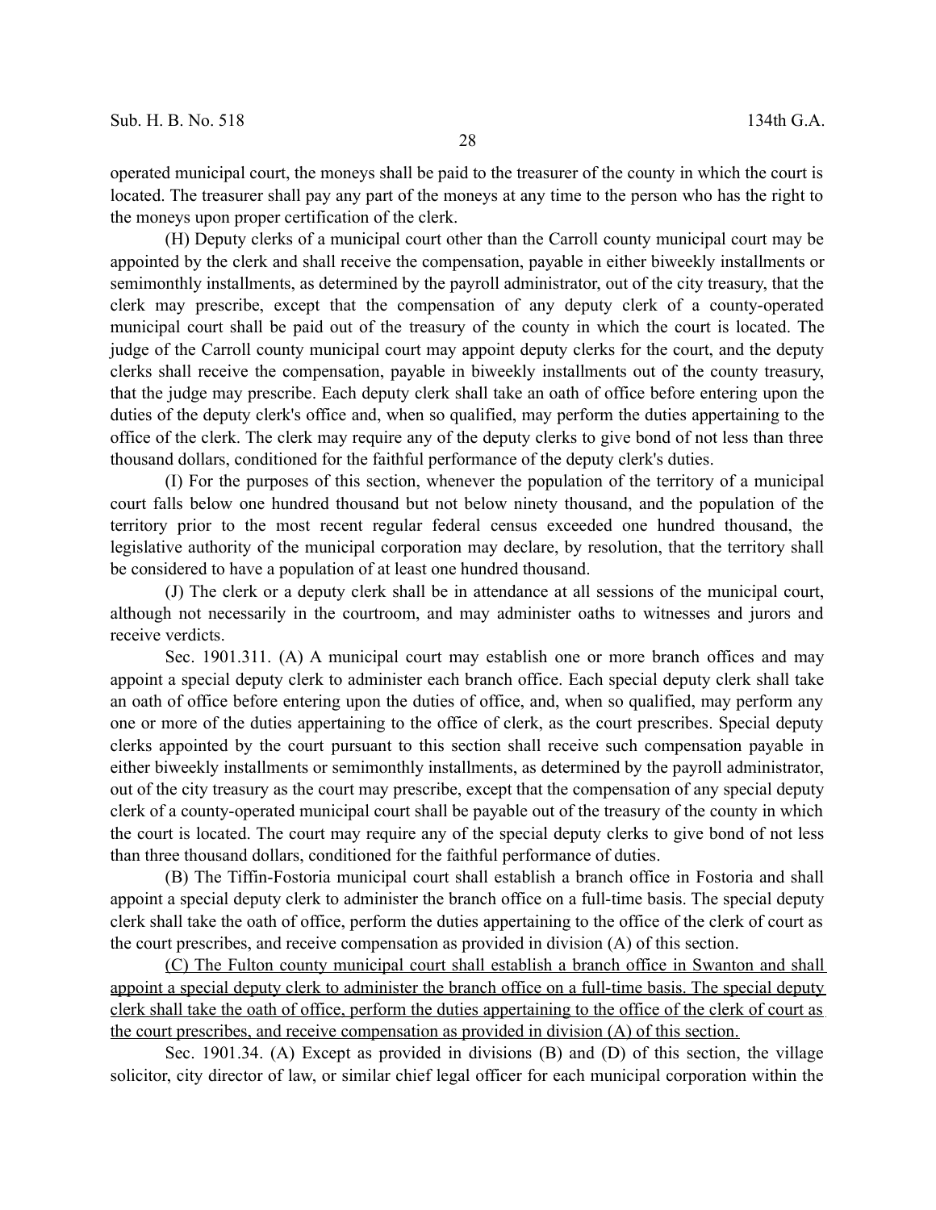operated municipal court, the moneys shall be paid to the treasurer of the county in which the court is located. The treasurer shall pay any part of the moneys at any time to the person who has the right to the moneys upon proper certification of the clerk.

(H) Deputy clerks of a municipal court other than the Carroll county municipal court may be appointed by the clerk and shall receive the compensation, payable in either biweekly installments or semimonthly installments, as determined by the payroll administrator, out of the city treasury, that the clerk may prescribe, except that the compensation of any deputy clerk of a county-operated municipal court shall be paid out of the treasury of the county in which the court is located. The judge of the Carroll county municipal court may appoint deputy clerks for the court, and the deputy clerks shall receive the compensation, payable in biweekly installments out of the county treasury, that the judge may prescribe. Each deputy clerk shall take an oath of office before entering upon the duties of the deputy clerk's office and, when so qualified, may perform the duties appertaining to the office of the clerk. The clerk may require any of the deputy clerks to give bond of not less than three thousand dollars, conditioned for the faithful performance of the deputy clerk's duties.

(I) For the purposes of this section, whenever the population of the territory of a municipal court falls below one hundred thousand but not below ninety thousand, and the population of the territory prior to the most recent regular federal census exceeded one hundred thousand, the legislative authority of the municipal corporation may declare, by resolution, that the territory shall be considered to have a population of at least one hundred thousand.

(J) The clerk or a deputy clerk shall be in attendance at all sessions of the municipal court, although not necessarily in the courtroom, and may administer oaths to witnesses and jurors and receive verdicts.

Sec. 1901.311. (A) A municipal court may establish one or more branch offices and may appoint a special deputy clerk to administer each branch office. Each special deputy clerk shall take an oath of office before entering upon the duties of office, and, when so qualified, may perform any one or more of the duties appertaining to the office of clerk, as the court prescribes. Special deputy clerks appointed by the court pursuant to this section shall receive such compensation payable in either biweekly installments or semimonthly installments, as determined by the payroll administrator, out of the city treasury as the court may prescribe, except that the compensation of any special deputy clerk of a county-operated municipal court shall be payable out of the treasury of the county in which the court is located. The court may require any of the special deputy clerks to give bond of not less than three thousand dollars, conditioned for the faithful performance of duties.

(B) The Tiffin-Fostoria municipal court shall establish a branch office in Fostoria and shall appoint a special deputy clerk to administer the branch office on a full-time basis. The special deputy clerk shall take the oath of office, perform the duties appertaining to the office of the clerk of court as the court prescribes, and receive compensation as provided in division (A) of this section.

<u>(C) The Fulton county municipal court shall establish a branch office in Swanton and shall appoint a special deputy clerk to administer the branch office on a full-time basis. The special deputy clerk shall take the oath of office, perform the duties appertaining to the office of the clerk of court as the court prescribes, and receive compensation as provided in division (A) of this section.</u>

Sec. 1901.34. (A) Except as provided in divisions (B) and (D) of this section, the village solicitor, city director of law, or similar chief legal officer for each municipal corporation within the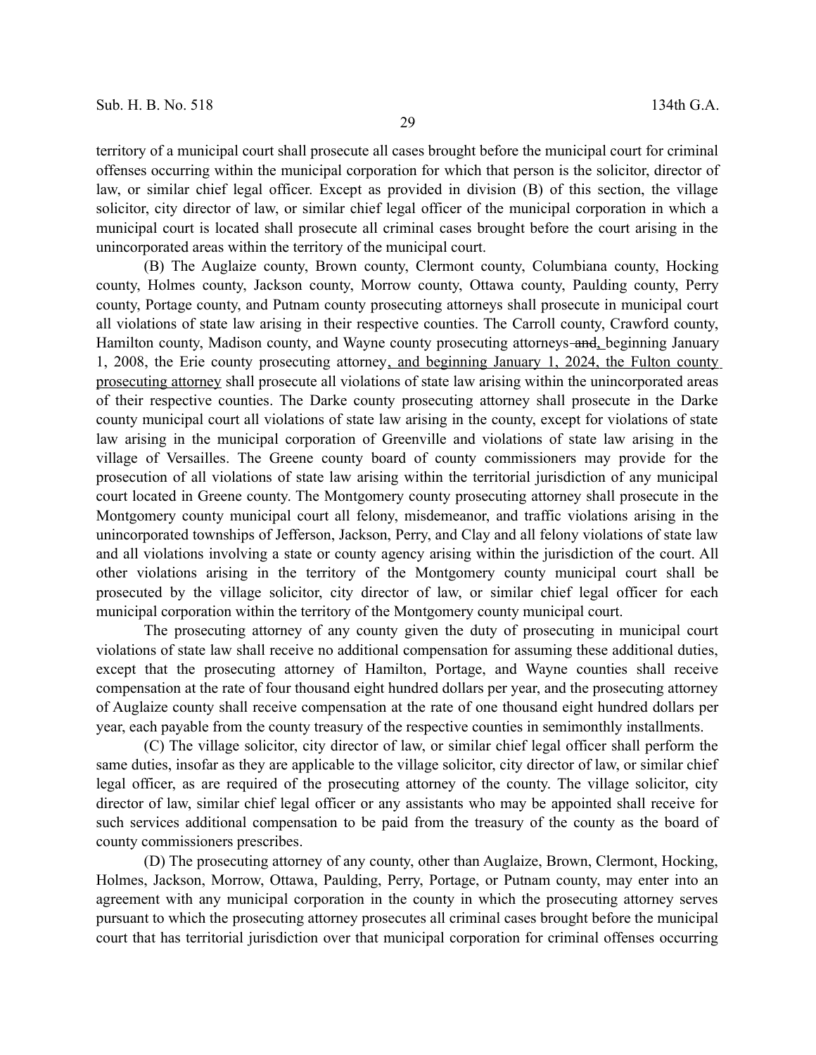territory of a municipal court shall prosecute all cases brought before the municipal court for criminal offenses occurring within the municipal corporation for which that person is the solicitor, director of law, or similar chief legal officer. Except as provided in division (B) of this section, the village solicitor, city director of law, or similar chief legal officer of the municipal corporation in which a municipal court is located shall prosecute all criminal cases brought before the court arising in the unincorporated areas within the territory of the municipal court.

(B) The Auglaize county, Brown county, Clermont county, Columbiana county, Hocking county, Holmes county, Jackson county, Morrow county, Ottawa county, Paulding county, Perry county, Portage county, and Putnam county prosecuting attorneys shall prosecute in municipal court all violations of state law arising in their respective counties. The Carroll county, Crawford county, Hamilton county, Madison county, and Wayne county prosecuting attorneys ~~and~~, beginning January 1, 2008, the Erie county prosecuting attorney, and beginning January 1, 2024, the Fulton county prosecuting attorney shall prosecute all violations of state law arising within the unincorporated areas of their respective counties. The Darke county prosecuting attorney shall prosecute in the Darke county municipal court all violations of state law arising in the county, except for violations of state law arising in the municipal corporation of Greenville and violations of state law arising in the village of Versailles. The Greene county board of county commissioners may provide for the prosecution of all violations of state law arising within the territorial jurisdiction of any municipal court located in Greene county. The Montgomery county prosecuting attorney shall prosecute in the Montgomery county municipal court all felony, misdemeanor, and traffic violations arising in the unincorporated townships of Jefferson, Jackson, Perry, and Clay and all felony violations of state law and all violations involving a state or county agency arising within the jurisdiction of the court. All other violations arising in the territory of the Montgomery county municipal court shall be prosecuted by the village solicitor, city director of law, or similar chief legal officer for each municipal corporation within the territory of the Montgomery county municipal court.

The prosecuting attorney of any county given the duty of prosecuting in municipal court violations of state law shall receive no additional compensation for assuming these additional duties, except that the prosecuting attorney of Hamilton, Portage, and Wayne counties shall receive compensation at the rate of four thousand eight hundred dollars per year, and the prosecuting attorney of Auglaize county shall receive compensation at the rate of one thousand eight hundred dollars per year, each payable from the county treasury of the respective counties in semimonthly installments.

(C) The village solicitor, city director of law, or similar chief legal officer shall perform the same duties, insofar as they are applicable to the village solicitor, city director of law, or similar chief legal officer, as are required of the prosecuting attorney of the county. The village solicitor, city director of law, similar chief legal officer or any assistants who may be appointed shall receive for such services additional compensation to be paid from the treasury of the county as the board of county commissioners prescribes.

(D) The prosecuting attorney of any county, other than Auglaize, Brown, Clermont, Hocking, Holmes, Jackson, Morrow, Ottawa, Paulding, Perry, Portage, or Putnam county, may enter into an agreement with any municipal corporation in the county in which the prosecuting attorney serves pursuant to which the prosecuting attorney prosecutes all criminal cases brought before the municipal court that has territorial jurisdiction over that municipal corporation for criminal offenses occurring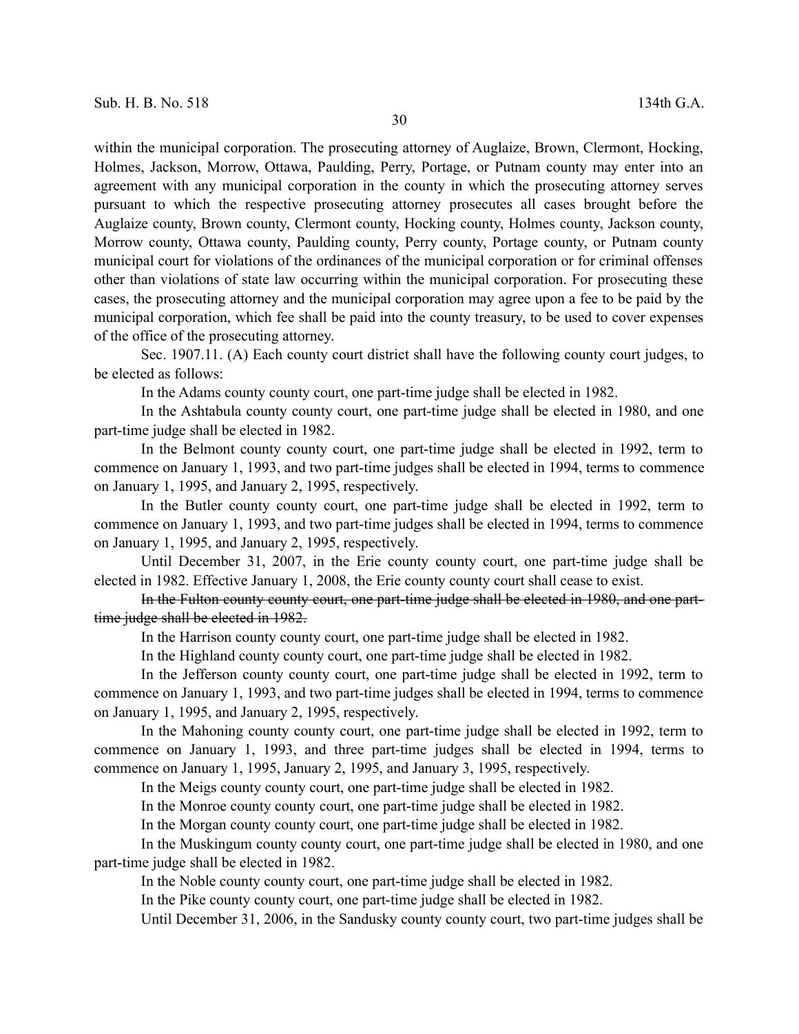within the municipal corporation. The prosecuting attorney of Auglaize, Brown, Clermont, Hocking, Holmes, Jackson, Morrow, Ottawa, Paulding, Perry, Portage, or Putnam county may enter into an agreement with any municipal corporation in the county in which the prosecuting attorney serves pursuant to which the respective prosecuting attorney prosecutes all cases brought before the Auglaize county, Brown county, Clermont county, Hocking county, Holmes county, Jackson county, Morrow county, Ottawa county, Paulding county, Perry county, Portage county, or Putnam county municipal court for violations of the ordinances of the municipal corporation or for criminal offenses other than violations of state law occurring within the municipal corporation. For prosecuting these cases, the prosecuting attorney and the municipal corporation may agree upon a fee to be paid by the municipal corporation, which fee shall be paid into the county treasury, to be used to cover expenses of the office of the prosecuting attorney.

Sec. 1907.11. (A) Each county court district shall have the following county court judges, to be elected as follows:

In the Adams county county court, one part-time judge shall be elected in 1982.

In the Ashtabula county county court, one part-time judge shall be elected in 1980, and one part-time judge shall be elected in 1982.

In the Belmont county county court, one part-time judge shall be elected in 1992, term to commence on January 1, 1993, and two part-time judges shall be elected in 1994, terms to commence on January 1, 1995, and January 2, 1995, respectively.

In the Butler county county court, one part-time judge shall be elected in 1992, term to commence on January 1, 1993, and two part-time judges shall be elected in 1994, terms to commence on January 1, 1995, and January 2, 1995, respectively.

Until December 31, 2007, in the Erie county county court, one part-time judge shall be elected in 1982. Effective January 1, 2008, the Erie county county court shall cease to exist.

~~In the Fulton county county court, one part-time judge shall be elected in 1980, and one part-time judge shall be elected in 1982.~~

In the Harrison county county court, one part-time judge shall be elected in 1982.

In the Highland county county court, one part-time judge shall be elected in 1982.

In the Jefferson county county court, one part-time judge shall be elected in 1992, term to commence on January 1, 1993, and two part-time judges shall be elected in 1994, terms to commence on January 1, 1995, and January 2, 1995, respectively.

In the Mahoning county county court, one part-time judge shall be elected in 1992, term to commence on January 1, 1993, and three part-time judges shall be elected in 1994, terms to commence on January 1, 1995, January 2, 1995, and January 3, 1995, respectively.

In the Meigs county county court, one part-time judge shall be elected in 1982.

In the Monroe county county court, one part-time judge shall be elected in 1982.

In the Morgan county county court, one part-time judge shall be elected in 1982.

In the Muskingum county county court, one part-time judge shall be elected in 1980, and one part-time judge shall be elected in 1982.

In the Noble county county court, one part-time judge shall be elected in 1982.

In the Pike county county court, one part-time judge shall be elected in 1982.

Until December 31, 2006, in the Sandusky county county court, two part-time judges shall be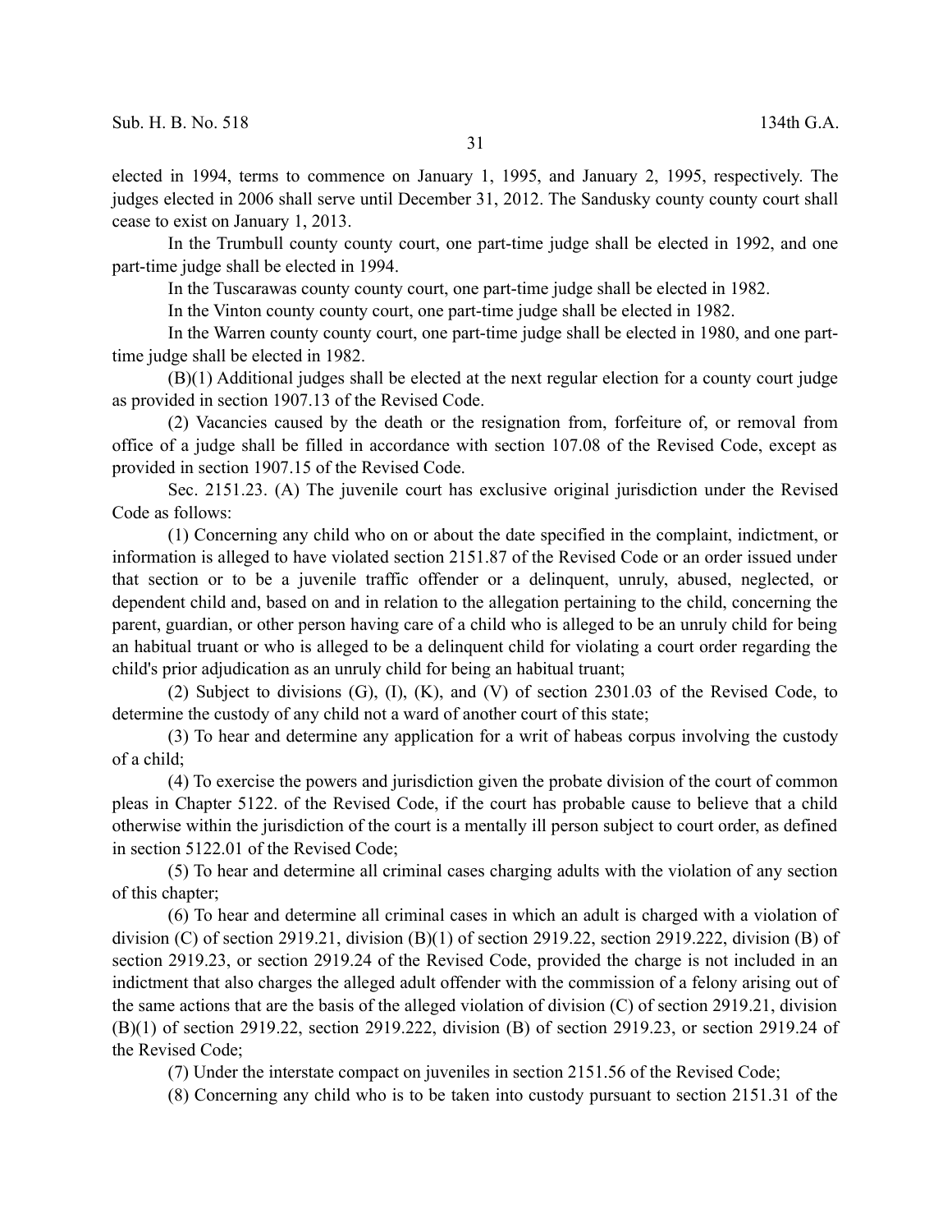elected in 1994, terms to commence on January 1, 1995, and January 2, 1995, respectively. The judges elected in 2006 shall serve until December 31, 2012. The Sandusky county county court shall cease to exist on January 1, 2013.

In the Trumbull county county court, one part-time judge shall be elected in 1992, and one part-time judge shall be elected in 1994.

In the Tuscarawas county county court, one part-time judge shall be elected in 1982.

In the Vinton county county court, one part-time judge shall be elected in 1982.

In the Warren county county court, one part-time judge shall be elected in 1980, and one part-time judge shall be elected in 1982.

(B)(1) Additional judges shall be elected at the next regular election for a county court judge as provided in section 1907.13 of the Revised Code.

(2) Vacancies caused by the death or the resignation from, forfeiture of, or removal from office of a judge shall be filled in accordance with section 107.08 of the Revised Code, except as provided in section 1907.15 of the Revised Code.

Sec. 2151.23. (A) The juvenile court has exclusive original jurisdiction under the Revised Code as follows:

(1) Concerning any child who on or about the date specified in the complaint, indictment, or information is alleged to have violated section 2151.87 of the Revised Code or an order issued under that section or to be a juvenile traffic offender or a delinquent, unruly, abused, neglected, or dependent child and, based on and in relation to the allegation pertaining to the child, concerning the parent, guardian, or other person having care of a child who is alleged to be an unruly child for being an habitual truant or who is alleged to be a delinquent child for violating a court order regarding the child's prior adjudication as an unruly child for being an habitual truant;

(2) Subject to divisions (G), (I), (K), and (V) of section 2301.03 of the Revised Code, to determine the custody of any child not a ward of another court of this state;

(3) To hear and determine any application for a writ of habeas corpus involving the custody of a child;

(4) To exercise the powers and jurisdiction given the probate division of the court of common pleas in Chapter 5122. of the Revised Code, if the court has probable cause to believe that a child otherwise within the jurisdiction of the court is a mentally ill person subject to court order, as defined in section 5122.01 of the Revised Code;

(5) To hear and determine all criminal cases charging adults with the violation of any section of this chapter;

(6) To hear and determine all criminal cases in which an adult is charged with a violation of division (C) of section 2919.21, division (B)(1) of section 2919.22, section 2919.222, division (B) of section 2919.23, or section 2919.24 of the Revised Code, provided the charge is not included in an indictment that also charges the alleged adult offender with the commission of a felony arising out of the same actions that are the basis of the alleged violation of division (C) of section 2919.21, division (B)(1) of section 2919.22, section 2919.222, division (B) of section 2919.23, or section 2919.24 of the Revised Code;

(7) Under the interstate compact on juveniles in section 2151.56 of the Revised Code;

(8) Concerning any child who is to be taken into custody pursuant to section 2151.31 of the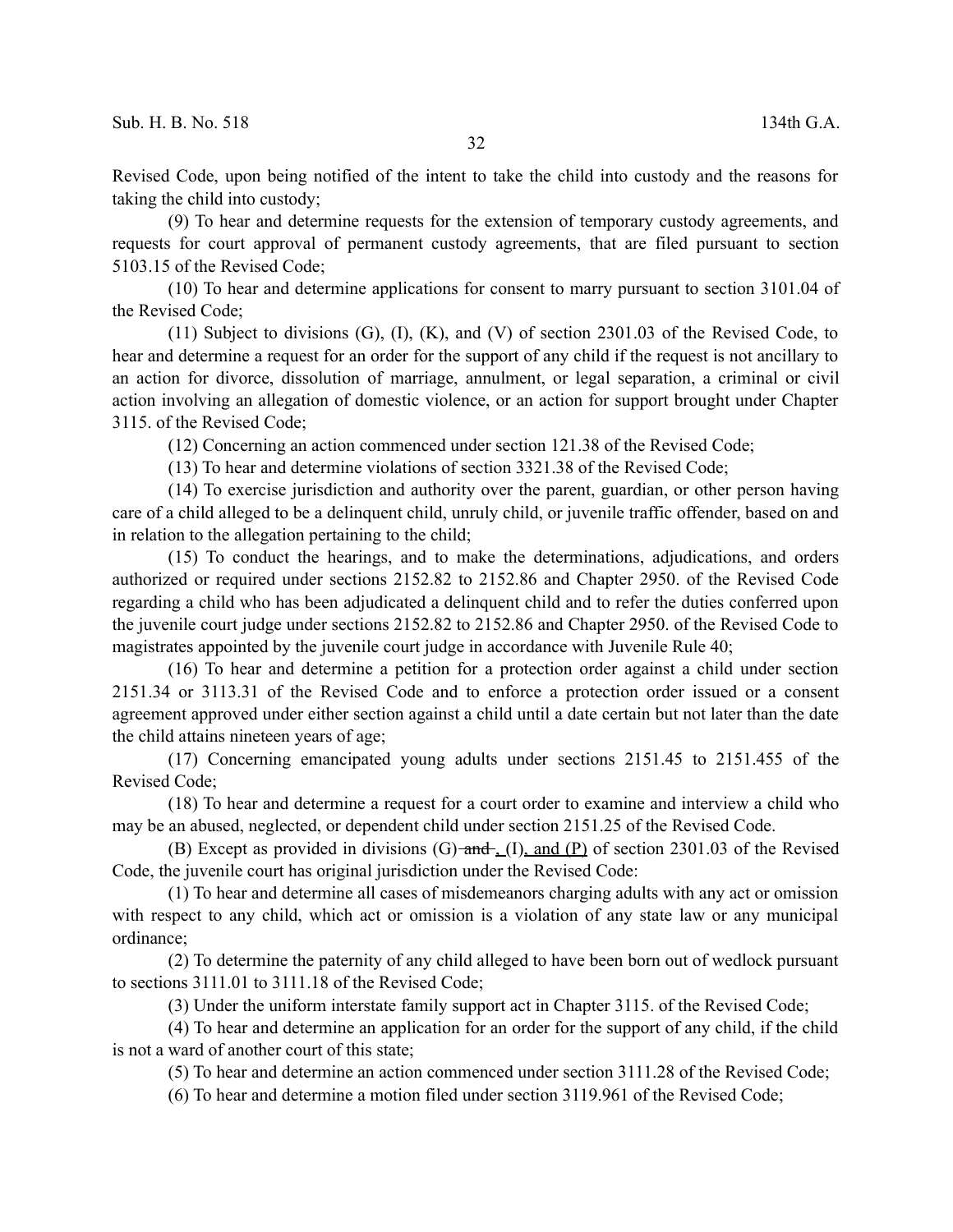Revised Code, upon being notified of the intent to take the child into custody and the reasons for taking the child into custody;

(9) To hear and determine requests for the extension of temporary custody agreements, and requests for court approval of permanent custody agreements, that are filed pursuant to section 5103.15 of the Revised Code;

(10) To hear and determine applications for consent to marry pursuant to section 3101.04 of the Revised Code;

(11) Subject to divisions (G), (I), (K), and (V) of section 2301.03 of the Revised Code, to hear and determine a request for an order for the support of any child if the request is not ancillary to an action for divorce, dissolution of marriage, annulment, or legal separation, a criminal or civil action involving an allegation of domestic violence, or an action for support brought under Chapter 3115. of the Revised Code;

(12) Concerning an action commenced under section 121.38 of the Revised Code;

(13) To hear and determine violations of section 3321.38 of the Revised Code;

(14) To exercise jurisdiction and authority over the parent, guardian, or other person having care of a child alleged to be a delinquent child, unruly child, or juvenile traffic offender, based on and in relation to the allegation pertaining to the child;

(15) To conduct the hearings, and to make the determinations, adjudications, and orders authorized or required under sections 2152.82 to 2152.86 and Chapter 2950. of the Revised Code regarding a child who has been adjudicated a delinquent child and to refer the duties conferred upon the juvenile court judge under sections 2152.82 to 2152.86 and Chapter 2950. of the Revised Code to magistrates appointed by the juvenile court judge in accordance with Juvenile Rule 40;

(16) To hear and determine a petition for a protection order against a child under section 2151.34 or 3113.31 of the Revised Code and to enforce a protection order issued or a consent agreement approved under either section against a child until a date certain but not later than the date the child attains nineteen years of age;

(17) Concerning emancipated young adults under sections 2151.45 to 2151.455 of the Revised Code;

(18) To hear and determine a request for a court order to examine and interview a child who may be an abused, neglected, or dependent child under section 2151.25 of the Revised Code.

(B) Except as provided in divisions (G) ~~and~~ , (I), and (P) of section 2301.03 of the Revised Code, the juvenile court has original jurisdiction under the Revised Code:

(1) To hear and determine all cases of misdemeanors charging adults with any act or omission with respect to any child, which act or omission is a violation of any state law or any municipal ordinance;

(2) To determine the paternity of any child alleged to have been born out of wedlock pursuant to sections 3111.01 to 3111.18 of the Revised Code;

(3) Under the uniform interstate family support act in Chapter 3115. of the Revised Code;

(4) To hear and determine an application for an order for the support of any child, if the child is not a ward of another court of this state;

(5) To hear and determine an action commenced under section 3111.28 of the Revised Code;

(6) To hear and determine a motion filed under section 3119.961 of the Revised Code;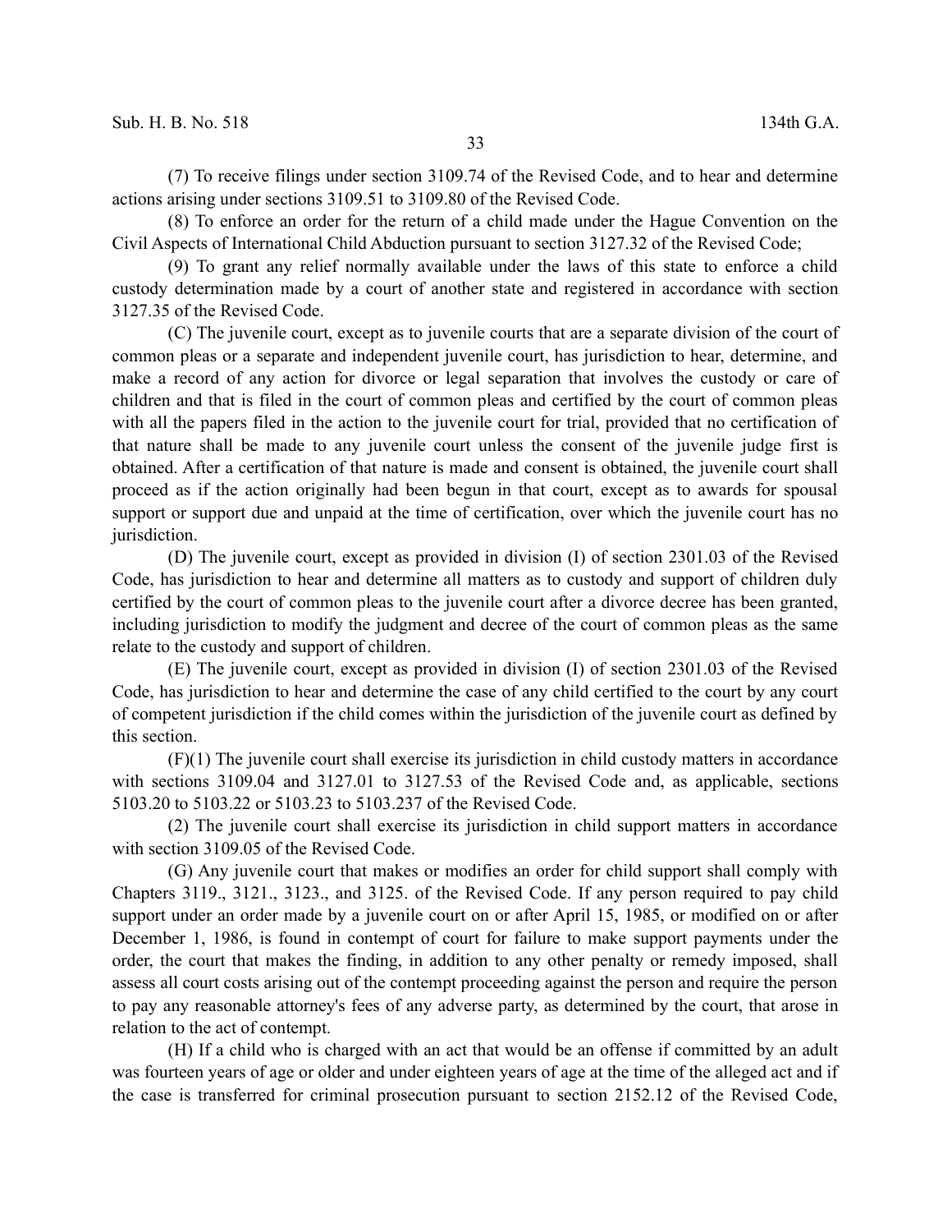(7) To receive filings under section 3109.74 of the Revised Code, and to hear and determine actions arising under sections 3109.51 to 3109.80 of the Revised Code.

(8) To enforce an order for the return of a child made under the Hague Convention on the Civil Aspects of International Child Abduction pursuant to section 3127.32 of the Revised Code;

(9) To grant any relief normally available under the laws of this state to enforce a child custody determination made by a court of another state and registered in accordance with section 3127.35 of the Revised Code.

(C) The juvenile court, except as to juvenile courts that are a separate division of the court of common pleas or a separate and independent juvenile court, has jurisdiction to hear, determine, and make a record of any action for divorce or legal separation that involves the custody or care of children and that is filed in the court of common pleas and certified by the court of common pleas with all the papers filed in the action to the juvenile court for trial, provided that no certification of that nature shall be made to any juvenile court unless the consent of the juvenile judge first is obtained. After a certification of that nature is made and consent is obtained, the juvenile court shall proceed as if the action originally had been begun in that court, except as to awards for spousal support or support due and unpaid at the time of certification, over which the juvenile court has no jurisdiction.

(D) The juvenile court, except as provided in division (I) of section 2301.03 of the Revised Code, has jurisdiction to hear and determine all matters as to custody and support of children duly certified by the court of common pleas to the juvenile court after a divorce decree has been granted, including jurisdiction to modify the judgment and decree of the court of common pleas as the same relate to the custody and support of children.

(E) The juvenile court, except as provided in division (I) of section 2301.03 of the Revised Code, has jurisdiction to hear and determine the case of any child certified to the court by any court of competent jurisdiction if the child comes within the jurisdiction of the juvenile court as defined by this section.

(F)(1) The juvenile court shall exercise its jurisdiction in child custody matters in accordance with sections 3109.04 and 3127.01 to 3127.53 of the Revised Code and, as applicable, sections 5103.20 to 5103.22 or 5103.23 to 5103.237 of the Revised Code.

(2) The juvenile court shall exercise its jurisdiction in child support matters in accordance with section 3109.05 of the Revised Code.

(G) Any juvenile court that makes or modifies an order for child support shall comply with Chapters 3119., 3121., 3123., and 3125. of the Revised Code. If any person required to pay child support under an order made by a juvenile court on or after April 15, 1985, or modified on or after December 1, 1986, is found in contempt of court for failure to make support payments under the order, the court that makes the finding, in addition to any other penalty or remedy imposed, shall assess all court costs arising out of the contempt proceeding against the person and require the person to pay any reasonable attorney's fees of any adverse party, as determined by the court, that arose in relation to the act of contempt.

(H) If a child who is charged with an act that would be an offense if committed by an adult was fourteen years of age or older and under eighteen years of age at the time of the alleged act and if the case is transferred for criminal prosecution pursuant to section 2152.12 of the Revised Code,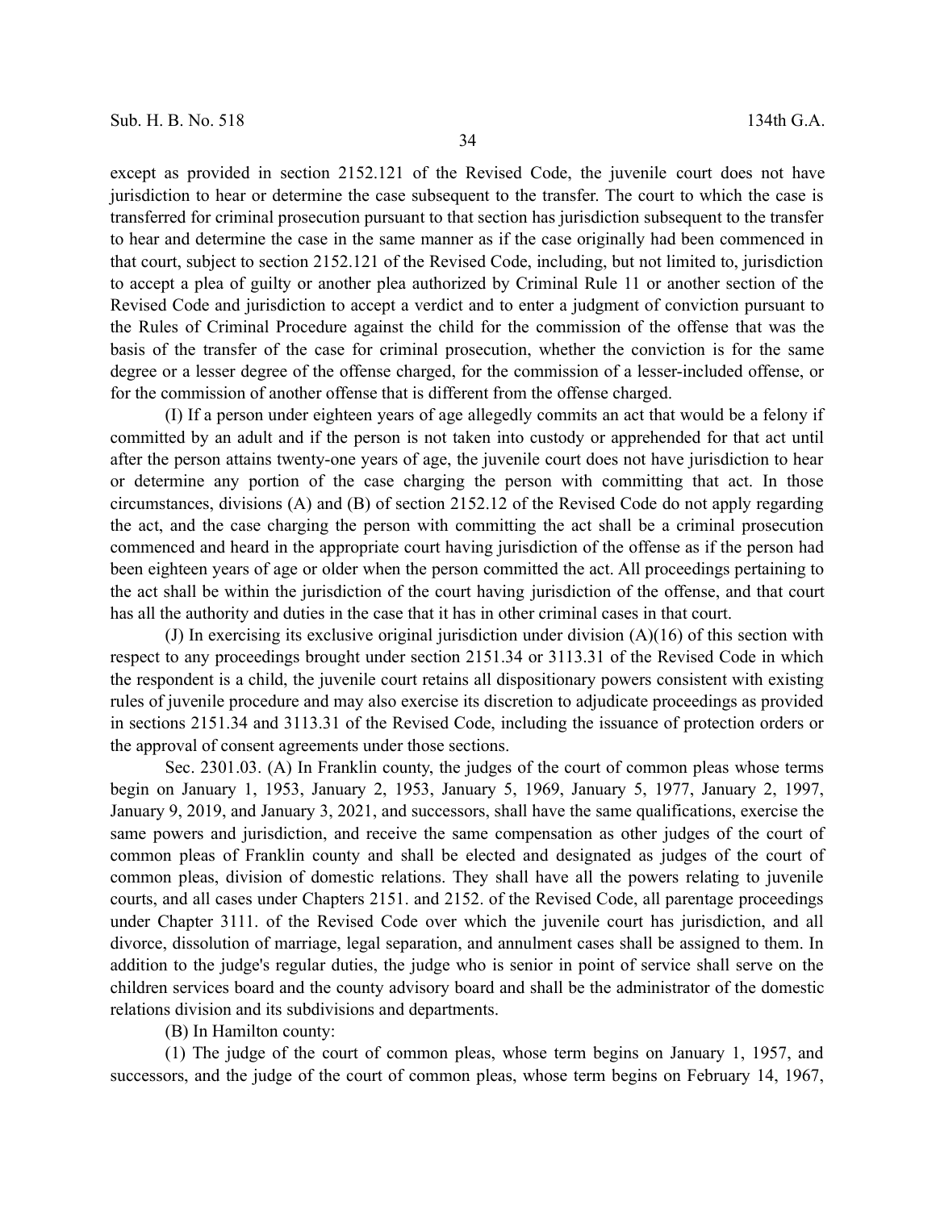except as provided in section 2152.121 of the Revised Code, the juvenile court does not have jurisdiction to hear or determine the case subsequent to the transfer. The court to which the case is transferred for criminal prosecution pursuant to that section has jurisdiction subsequent to the transfer to hear and determine the case in the same manner as if the case originally had been commenced in that court, subject to section 2152.121 of the Revised Code, including, but not limited to, jurisdiction to accept a plea of guilty or another plea authorized by Criminal Rule 11 or another section of the Revised Code and jurisdiction to accept a verdict and to enter a judgment of conviction pursuant to the Rules of Criminal Procedure against the child for the commission of the offense that was the basis of the transfer of the case for criminal prosecution, whether the conviction is for the same degree or a lesser degree of the offense charged, for the commission of a lesser-included offense, or for the commission of another offense that is different from the offense charged.

(I) If a person under eighteen years of age allegedly commits an act that would be a felony if committed by an adult and if the person is not taken into custody or apprehended for that act until after the person attains twenty-one years of age, the juvenile court does not have jurisdiction to hear or determine any portion of the case charging the person with committing that act. In those circumstances, divisions (A) and (B) of section 2152.12 of the Revised Code do not apply regarding the act, and the case charging the person with committing the act shall be a criminal prosecution commenced and heard in the appropriate court having jurisdiction of the offense as if the person had been eighteen years of age or older when the person committed the act. All proceedings pertaining to the act shall be within the jurisdiction of the court having jurisdiction of the offense, and that court has all the authority and duties in the case that it has in other criminal cases in that court.

(J) In exercising its exclusive original jurisdiction under division (A)(16) of this section with respect to any proceedings brought under section 2151.34 or 3113.31 of the Revised Code in which the respondent is a child, the juvenile court retains all dispositionary powers consistent with existing rules of juvenile procedure and may also exercise its discretion to adjudicate proceedings as provided in sections 2151.34 and 3113.31 of the Revised Code, including the issuance of protection orders or the approval of consent agreements under those sections.

Sec. 2301.03. (A) In Franklin county, the judges of the court of common pleas whose terms begin on January 1, 1953, January 2, 1953, January 5, 1969, January 5, 1977, January 2, 1997, January 9, 2019, and January 3, 2021, and successors, shall have the same qualifications, exercise the same powers and jurisdiction, and receive the same compensation as other judges of the court of common pleas of Franklin county and shall be elected and designated as judges of the court of common pleas, division of domestic relations. They shall have all the powers relating to juvenile courts, and all cases under Chapters 2151. and 2152. of the Revised Code, all parentage proceedings under Chapter 3111. of the Revised Code over which the juvenile court has jurisdiction, and all divorce, dissolution of marriage, legal separation, and annulment cases shall be assigned to them. In addition to the judge's regular duties, the judge who is senior in point of service shall serve on the children services board and the county advisory board and shall be the administrator of the domestic relations division and its subdivisions and departments.

(B) In Hamilton county:

(1) The judge of the court of common pleas, whose term begins on January 1, 1957, and successors, and the judge of the court of common pleas, whose term begins on February 14, 1967,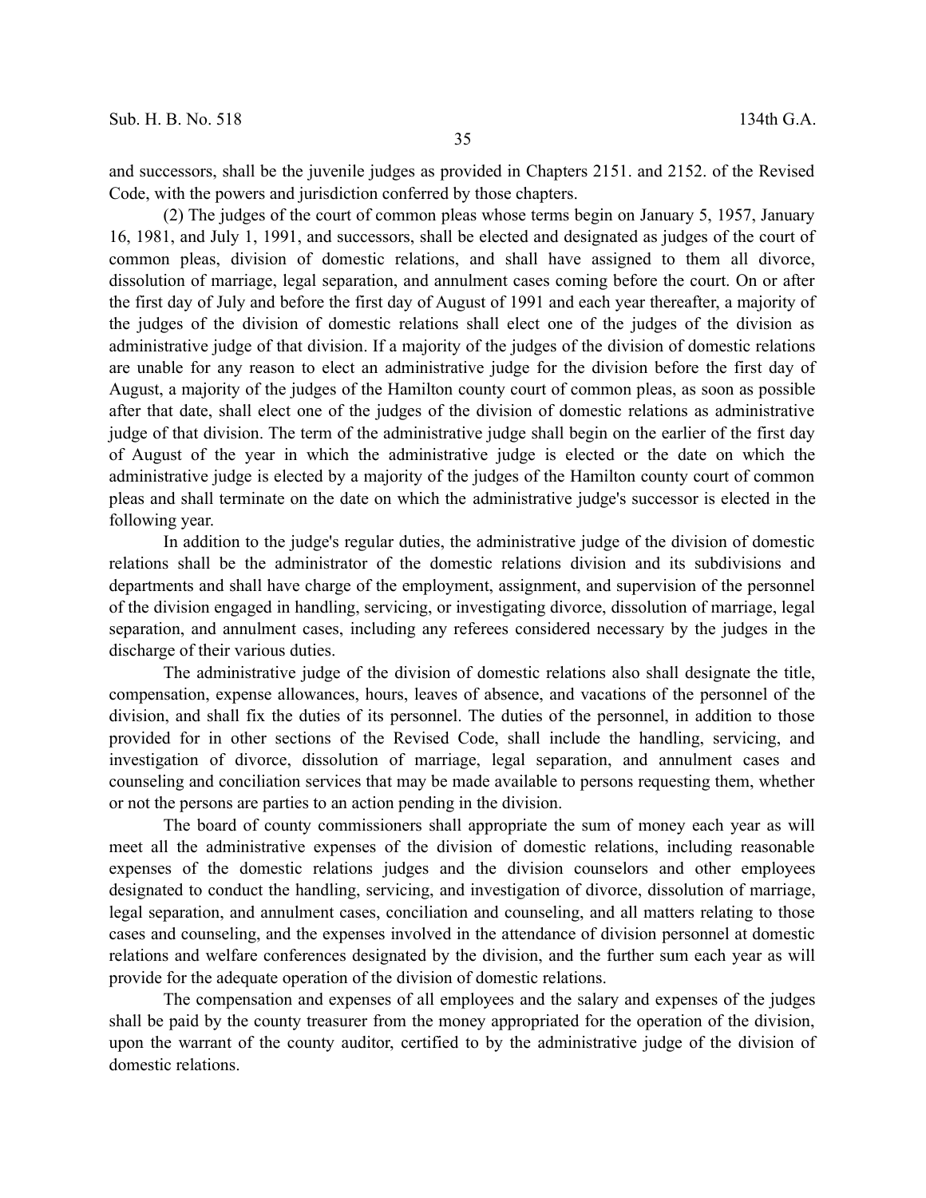and successors, shall be the juvenile judges as provided in Chapters 2151. and 2152. of the Revised Code, with the powers and jurisdiction conferred by those chapters.

(2) The judges of the court of common pleas whose terms begin on January 5, 1957, January 16, 1981, and July 1, 1991, and successors, shall be elected and designated as judges of the court of common pleas, division of domestic relations, and shall have assigned to them all divorce, dissolution of marriage, legal separation, and annulment cases coming before the court. On or after the first day of July and before the first day of August of 1991 and each year thereafter, a majority of the judges of the division of domestic relations shall elect one of the judges of the division as administrative judge of that division. If a majority of the judges of the division of domestic relations are unable for any reason to elect an administrative judge for the division before the first day of August, a majority of the judges of the Hamilton county court of common pleas, as soon as possible after that date, shall elect one of the judges of the division of domestic relations as administrative judge of that division. The term of the administrative judge shall begin on the earlier of the first day of August of the year in which the administrative judge is elected or the date on which the administrative judge is elected by a majority of the judges of the Hamilton county court of common pleas and shall terminate on the date on which the administrative judge's successor is elected in the following year.

In addition to the judge's regular duties, the administrative judge of the division of domestic relations shall be the administrator of the domestic relations division and its subdivisions and departments and shall have charge of the employment, assignment, and supervision of the personnel of the division engaged in handling, servicing, or investigating divorce, dissolution of marriage, legal separation, and annulment cases, including any referees considered necessary by the judges in the discharge of their various duties.

The administrative judge of the division of domestic relations also shall designate the title, compensation, expense allowances, hours, leaves of absence, and vacations of the personnel of the division, and shall fix the duties of its personnel. The duties of the personnel, in addition to those provided for in other sections of the Revised Code, shall include the handling, servicing, and investigation of divorce, dissolution of marriage, legal separation, and annulment cases and counseling and conciliation services that may be made available to persons requesting them, whether or not the persons are parties to an action pending in the division.

The board of county commissioners shall appropriate the sum of money each year as will meet all the administrative expenses of the division of domestic relations, including reasonable expenses of the domestic relations judges and the division counselors and other employees designated to conduct the handling, servicing, and investigation of divorce, dissolution of marriage, legal separation, and annulment cases, conciliation and counseling, and all matters relating to those cases and counseling, and the expenses involved in the attendance of division personnel at domestic relations and welfare conferences designated by the division, and the further sum each year as will provide for the adequate operation of the division of domestic relations.

The compensation and expenses of all employees and the salary and expenses of the judges shall be paid by the county treasurer from the money appropriated for the operation of the division, upon the warrant of the county auditor, certified to by the administrative judge of the division of domestic relations.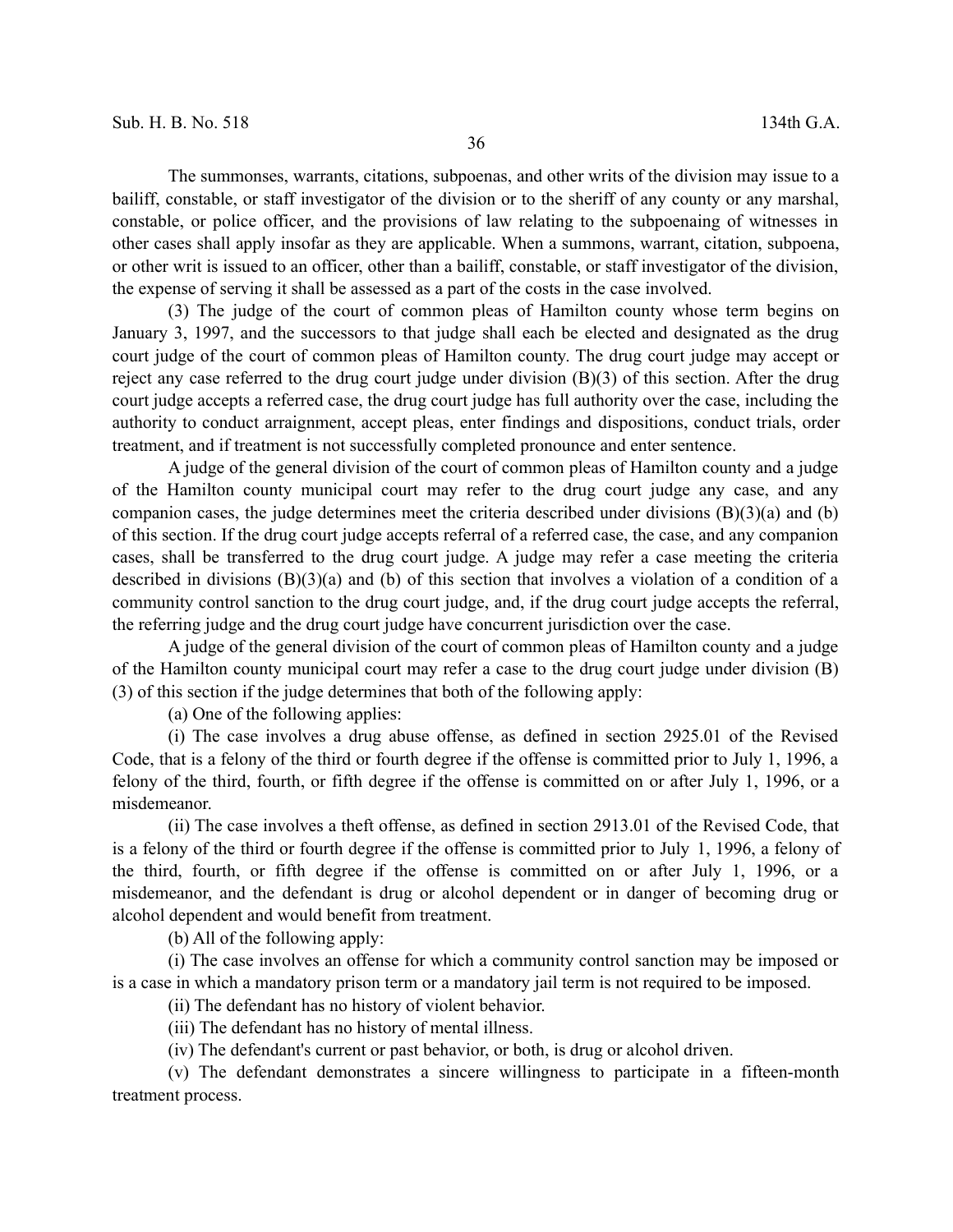The summonses, warrants, citations, subpoenas, and other writs of the division may issue to a bailiff, constable, or staff investigator of the division or to the sheriff of any county or any marshal, constable, or police officer, and the provisions of law relating to the subpoenaing of witnesses in other cases shall apply insofar as they are applicable. When a summons, warrant, citation, subpoena, or other writ is issued to an officer, other than a bailiff, constable, or staff investigator of the division, the expense of serving it shall be assessed as a part of the costs in the case involved.

(3) The judge of the court of common pleas of Hamilton county whose term begins on January 3, 1997, and the successors to that judge shall each be elected and designated as the drug court judge of the court of common pleas of Hamilton county. The drug court judge may accept or reject any case referred to the drug court judge under division (B)(3) of this section. After the drug court judge accepts a referred case, the drug court judge has full authority over the case, including the authority to conduct arraignment, accept pleas, enter findings and dispositions, conduct trials, order treatment, and if treatment is not successfully completed pronounce and enter sentence.

A judge of the general division of the court of common pleas of Hamilton county and a judge of the Hamilton county municipal court may refer to the drug court judge any case, and any companion cases, the judge determines meet the criteria described under divisions (B)(3)(a) and (b) of this section. If the drug court judge accepts referral of a referred case, the case, and any companion cases, shall be transferred to the drug court judge. A judge may refer a case meeting the criteria described in divisions (B)(3)(a) and (b) of this section that involves a violation of a condition of a community control sanction to the drug court judge, and, if the drug court judge accepts the referral, the referring judge and the drug court judge have concurrent jurisdiction over the case.

A judge of the general division of the court of common pleas of Hamilton county and a judge of the Hamilton county municipal court may refer a case to the drug court judge under division (B)(3) of this section if the judge determines that both of the following apply:

(a) One of the following applies:

(i) The case involves a drug abuse offense, as defined in section 2925.01 of the Revised Code, that is a felony of the third or fourth degree if the offense is committed prior to July 1, 1996, a felony of the third, fourth, or fifth degree if the offense is committed on or after July 1, 1996, or a misdemeanor.

(ii) The case involves a theft offense, as defined in section 2913.01 of the Revised Code, that is a felony of the third or fourth degree if the offense is committed prior to July 1, 1996, a felony of the third, fourth, or fifth degree if the offense is committed on or after July 1, 1996, or a misdemeanor, and the defendant is drug or alcohol dependent or in danger of becoming drug or alcohol dependent and would benefit from treatment.

(b) All of the following apply:

(i) The case involves an offense for which a community control sanction may be imposed or is a case in which a mandatory prison term or a mandatory jail term is not required to be imposed.

(ii) The defendant has no history of violent behavior.

(iii) The defendant has no history of mental illness.

(iv) The defendant's current or past behavior, or both, is drug or alcohol driven.

(v) The defendant demonstrates a sincere willingness to participate in a fifteen-month treatment process.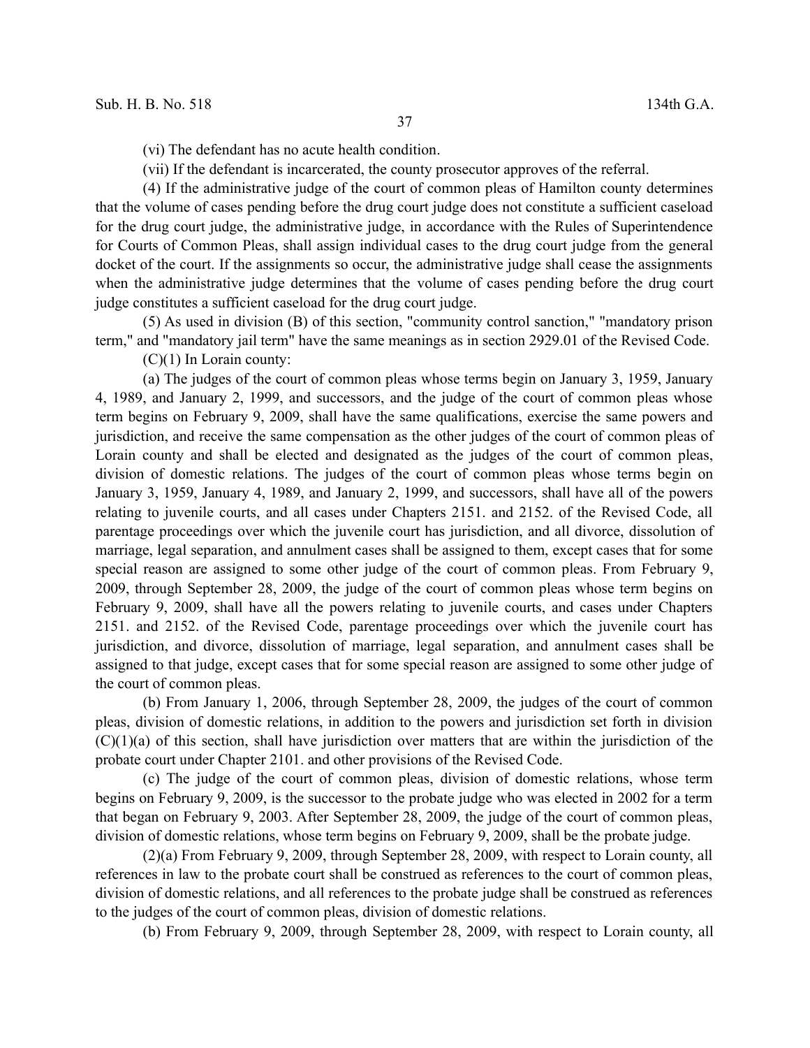(vi) The defendant has no acute health condition.

(vii) If the defendant is incarcerated, the county prosecutor approves of the referral.

(4) If the administrative judge of the court of common pleas of Hamilton county determines that the volume of cases pending before the drug court judge does not constitute a sufficient caseload for the drug court judge, the administrative judge, in accordance with the Rules of Superintendence for Courts of Common Pleas, shall assign individual cases to the drug court judge from the general docket of the court. If the assignments so occur, the administrative judge shall cease the assignments when the administrative judge determines that the volume of cases pending before the drug court judge constitutes a sufficient caseload for the drug court judge.

(5) As used in division (B) of this section, "community control sanction," "mandatory prison term," and "mandatory jail term" have the same meanings as in section 2929.01 of the Revised Code.

(C)(1) In Lorain county:

(a) The judges of the court of common pleas whose terms begin on January 3, 1959, January 4, 1989, and January 2, 1999, and successors, and the judge of the court of common pleas whose term begins on February 9, 2009, shall have the same qualifications, exercise the same powers and jurisdiction, and receive the same compensation as the other judges of the court of common pleas of Lorain county and shall be elected and designated as the judges of the court of common pleas, division of domestic relations. The judges of the court of common pleas whose terms begin on January 3, 1959, January 4, 1989, and January 2, 1999, and successors, shall have all of the powers relating to juvenile courts, and all cases under Chapters 2151. and 2152. of the Revised Code, all parentage proceedings over which the juvenile court has jurisdiction, and all divorce, dissolution of marriage, legal separation, and annulment cases shall be assigned to them, except cases that for some special reason are assigned to some other judge of the court of common pleas. From February 9, 2009, through September 28, 2009, the judge of the court of common pleas whose term begins on February 9, 2009, shall have all the powers relating to juvenile courts, and cases under Chapters 2151. and 2152. of the Revised Code, parentage proceedings over which the juvenile court has jurisdiction, and divorce, dissolution of marriage, legal separation, and annulment cases shall be assigned to that judge, except cases that for some special reason are assigned to some other judge of the court of common pleas.

(b) From January 1, 2006, through September 28, 2009, the judges of the court of common pleas, division of domestic relations, in addition to the powers and jurisdiction set forth in division (C)(1)(a) of this section, shall have jurisdiction over matters that are within the jurisdiction of the probate court under Chapter 2101. and other provisions of the Revised Code.

(c) The judge of the court of common pleas, division of domestic relations, whose term begins on February 9, 2009, is the successor to the probate judge who was elected in 2002 for a term that began on February 9, 2003. After September 28, 2009, the judge of the court of common pleas, division of domestic relations, whose term begins on February 9, 2009, shall be the probate judge.

(2)(a) From February 9, 2009, through September 28, 2009, with respect to Lorain county, all references in law to the probate court shall be construed as references to the court of common pleas, division of domestic relations, and all references to the probate judge shall be construed as references to the judges of the court of common pleas, division of domestic relations.

(b) From February 9, 2009, through September 28, 2009, with respect to Lorain county, all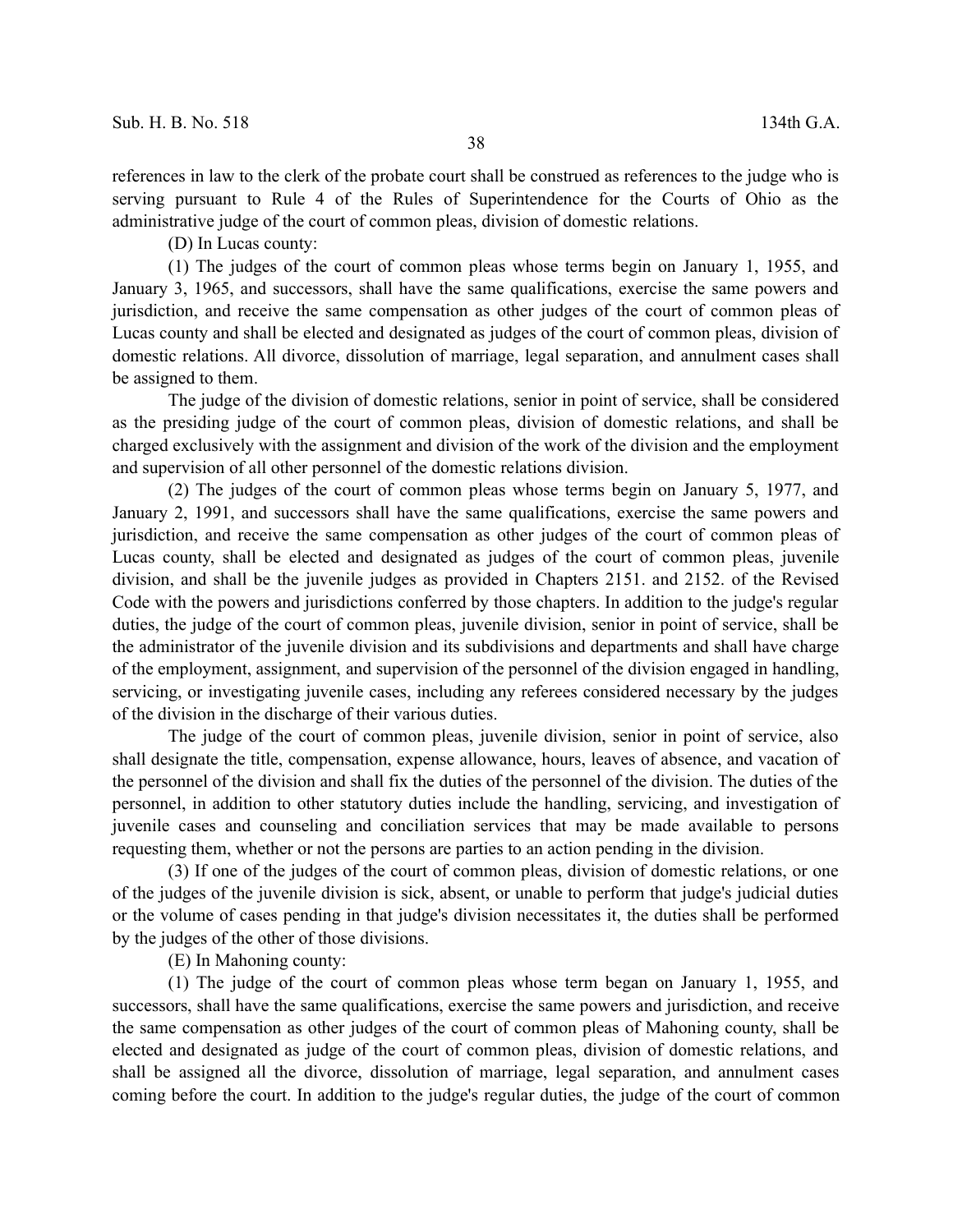references in law to the clerk of the probate court shall be construed as references to the judge who is serving pursuant to Rule 4 of the Rules of Superintendence for the Courts of Ohio as the administrative judge of the court of common pleas, division of domestic relations.

(D) In Lucas county:

(1) The judges of the court of common pleas whose terms begin on January 1, 1955, and January 3, 1965, and successors, shall have the same qualifications, exercise the same powers and jurisdiction, and receive the same compensation as other judges of the court of common pleas of Lucas county and shall be elected and designated as judges of the court of common pleas, division of domestic relations. All divorce, dissolution of marriage, legal separation, and annulment cases shall be assigned to them.

The judge of the division of domestic relations, senior in point of service, shall be considered as the presiding judge of the court of common pleas, division of domestic relations, and shall be charged exclusively with the assignment and division of the work of the division and the employment and supervision of all other personnel of the domestic relations division.

(2) The judges of the court of common pleas whose terms begin on January 5, 1977, and January 2, 1991, and successors shall have the same qualifications, exercise the same powers and jurisdiction, and receive the same compensation as other judges of the court of common pleas of Lucas county, shall be elected and designated as judges of the court of common pleas, juvenile division, and shall be the juvenile judges as provided in Chapters 2151. and 2152. of the Revised Code with the powers and jurisdictions conferred by those chapters. In addition to the judge's regular duties, the judge of the court of common pleas, juvenile division, senior in point of service, shall be the administrator of the juvenile division and its subdivisions and departments and shall have charge of the employment, assignment, and supervision of the personnel of the division engaged in handling, servicing, or investigating juvenile cases, including any referees considered necessary by the judges of the division in the discharge of their various duties.

The judge of the court of common pleas, juvenile division, senior in point of service, also shall designate the title, compensation, expense allowance, hours, leaves of absence, and vacation of the personnel of the division and shall fix the duties of the personnel of the division. The duties of the personnel, in addition to other statutory duties include the handling, servicing, and investigation of juvenile cases and counseling and conciliation services that may be made available to persons requesting them, whether or not the persons are parties to an action pending in the division.

(3) If one of the judges of the court of common pleas, division of domestic relations, or one of the judges of the juvenile division is sick, absent, or unable to perform that judge's judicial duties or the volume of cases pending in that judge's division necessitates it, the duties shall be performed by the judges of the other of those divisions.

(E) In Mahoning county:

(1) The judge of the court of common pleas whose term began on January 1, 1955, and successors, shall have the same qualifications, exercise the same powers and jurisdiction, and receive the same compensation as other judges of the court of common pleas of Mahoning county, shall be elected and designated as judge of the court of common pleas, division of domestic relations, and shall be assigned all the divorce, dissolution of marriage, legal separation, and annulment cases coming before the court. In addition to the judge's regular duties, the judge of the court of common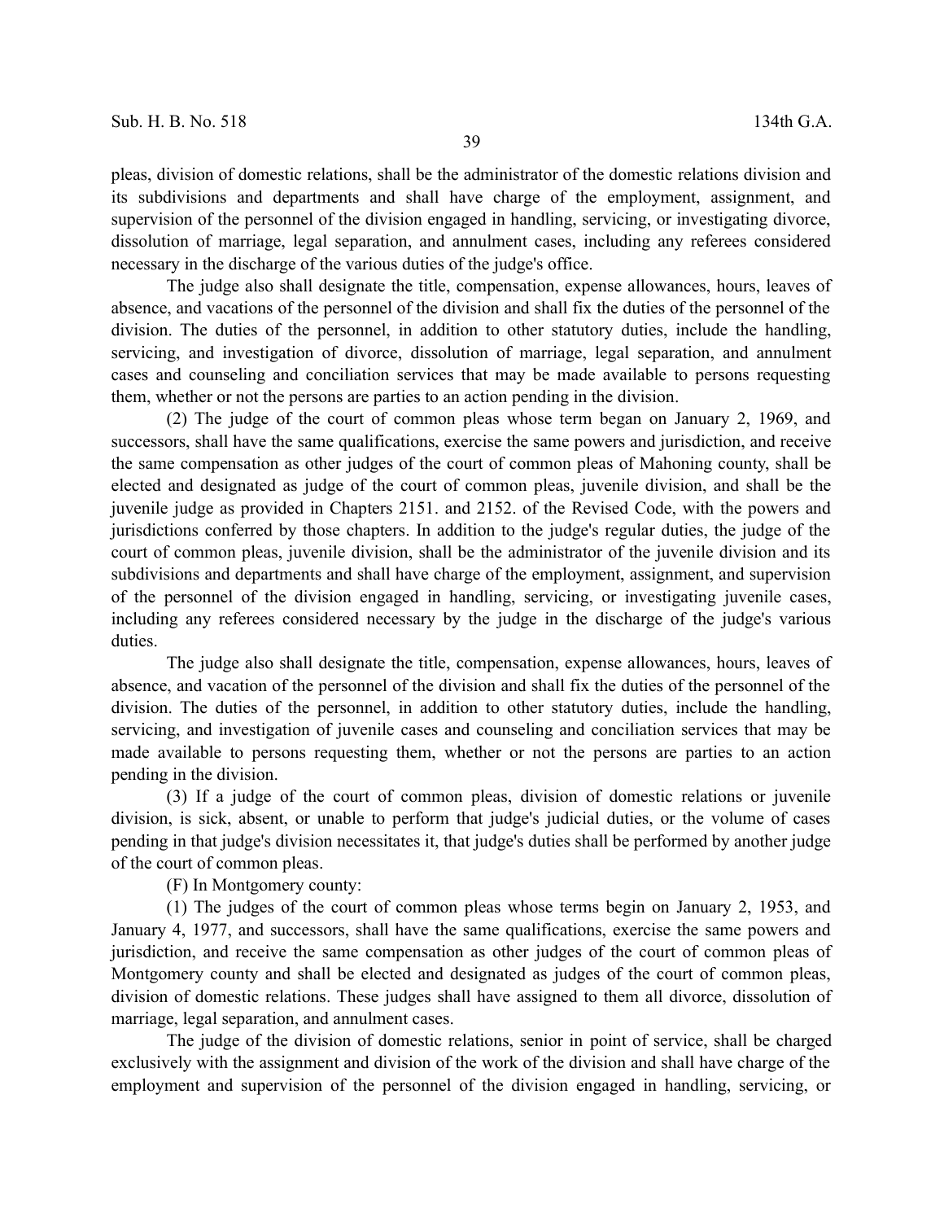pleas, division of domestic relations, shall be the administrator of the domestic relations division and its subdivisions and departments and shall have charge of the employment, assignment, and supervision of the personnel of the division engaged in handling, servicing, or investigating divorce, dissolution of marriage, legal separation, and annulment cases, including any referees considered necessary in the discharge of the various duties of the judge's office.

The judge also shall designate the title, compensation, expense allowances, hours, leaves of absence, and vacations of the personnel of the division and shall fix the duties of the personnel of the division. The duties of the personnel, in addition to other statutory duties, include the handling, servicing, and investigation of divorce, dissolution of marriage, legal separation, and annulment cases and counseling and conciliation services that may be made available to persons requesting them, whether or not the persons are parties to an action pending in the division.

(2) The judge of the court of common pleas whose term began on January 2, 1969, and successors, shall have the same qualifications, exercise the same powers and jurisdiction, and receive the same compensation as other judges of the court of common pleas of Mahoning county, shall be elected and designated as judge of the court of common pleas, juvenile division, and shall be the juvenile judge as provided in Chapters 2151. and 2152. of the Revised Code, with the powers and jurisdictions conferred by those chapters. In addition to the judge's regular duties, the judge of the court of common pleas, juvenile division, shall be the administrator of the juvenile division and its subdivisions and departments and shall have charge of the employment, assignment, and supervision of the personnel of the division engaged in handling, servicing, or investigating juvenile cases, including any referees considered necessary by the judge in the discharge of the judge's various duties.

The judge also shall designate the title, compensation, expense allowances, hours, leaves of absence, and vacation of the personnel of the division and shall fix the duties of the personnel of the division. The duties of the personnel, in addition to other statutory duties, include the handling, servicing, and investigation of juvenile cases and counseling and conciliation services that may be made available to persons requesting them, whether or not the persons are parties to an action pending in the division.

(3) If a judge of the court of common pleas, division of domestic relations or juvenile division, is sick, absent, or unable to perform that judge's judicial duties, or the volume of cases pending in that judge's division necessitates it, that judge's duties shall be performed by another judge of the court of common pleas.

(F) In Montgomery county:

(1) The judges of the court of common pleas whose terms begin on January 2, 1953, and January 4, 1977, and successors, shall have the same qualifications, exercise the same powers and jurisdiction, and receive the same compensation as other judges of the court of common pleas of Montgomery county and shall be elected and designated as judges of the court of common pleas, division of domestic relations. These judges shall have assigned to them all divorce, dissolution of marriage, legal separation, and annulment cases.

The judge of the division of domestic relations, senior in point of service, shall be charged exclusively with the assignment and division of the work of the division and shall have charge of the employment and supervision of the personnel of the division engaged in handling, servicing, or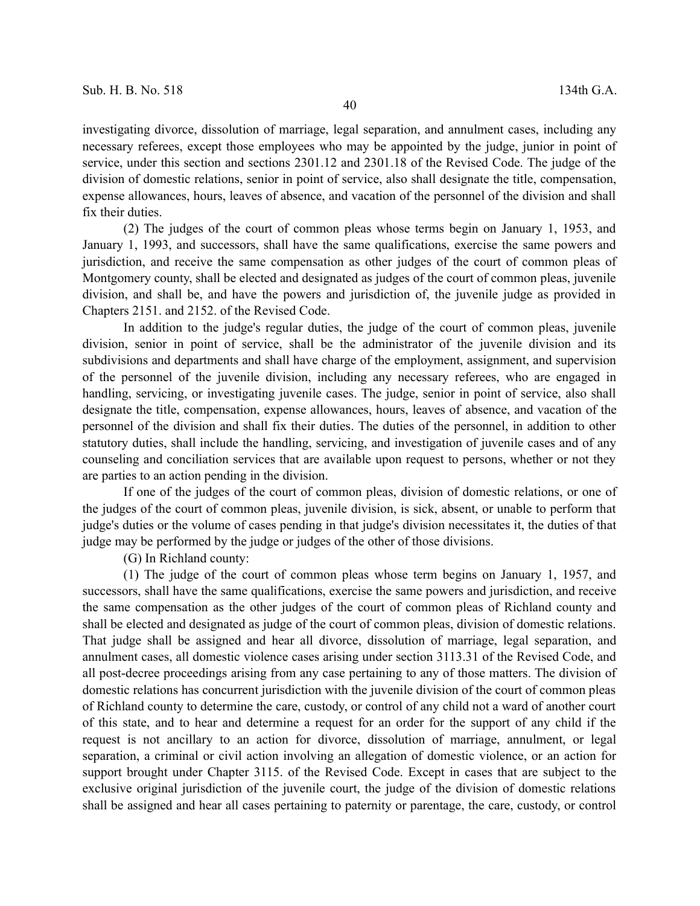investigating divorce, dissolution of marriage, legal separation, and annulment cases, including any necessary referees, except those employees who may be appointed by the judge, junior in point of service, under this section and sections 2301.12 and 2301.18 of the Revised Code. The judge of the division of domestic relations, senior in point of service, also shall designate the title, compensation, expense allowances, hours, leaves of absence, and vacation of the personnel of the division and shall fix their duties.

(2) The judges of the court of common pleas whose terms begin on January 1, 1953, and January 1, 1993, and successors, shall have the same qualifications, exercise the same powers and jurisdiction, and receive the same compensation as other judges of the court of common pleas of Montgomery county, shall be elected and designated as judges of the court of common pleas, juvenile division, and shall be, and have the powers and jurisdiction of, the juvenile judge as provided in Chapters 2151. and 2152. of the Revised Code.

In addition to the judge's regular duties, the judge of the court of common pleas, juvenile division, senior in point of service, shall be the administrator of the juvenile division and its subdivisions and departments and shall have charge of the employment, assignment, and supervision of the personnel of the juvenile division, including any necessary referees, who are engaged in handling, servicing, or investigating juvenile cases. The judge, senior in point of service, also shall designate the title, compensation, expense allowances, hours, leaves of absence, and vacation of the personnel of the division and shall fix their duties. The duties of the personnel, in addition to other statutory duties, shall include the handling, servicing, and investigation of juvenile cases and of any counseling and conciliation services that are available upon request to persons, whether or not they are parties to an action pending in the division.

If one of the judges of the court of common pleas, division of domestic relations, or one of the judges of the court of common pleas, juvenile division, is sick, absent, or unable to perform that judge's duties or the volume of cases pending in that judge's division necessitates it, the duties of that judge may be performed by the judge or judges of the other of those divisions.

(G) In Richland county:

(1) The judge of the court of common pleas whose term begins on January 1, 1957, and successors, shall have the same qualifications, exercise the same powers and jurisdiction, and receive the same compensation as the other judges of the court of common pleas of Richland county and shall be elected and designated as judge of the court of common pleas, division of domestic relations. That judge shall be assigned and hear all divorce, dissolution of marriage, legal separation, and annulment cases, all domestic violence cases arising under section 3113.31 of the Revised Code, and all post-decree proceedings arising from any case pertaining to any of those matters. The division of domestic relations has concurrent jurisdiction with the juvenile division of the court of common pleas of Richland county to determine the care, custody, or control of any child not a ward of another court of this state, and to hear and determine a request for an order for the support of any child if the request is not ancillary to an action for divorce, dissolution of marriage, annulment, or legal separation, a criminal or civil action involving an allegation of domestic violence, or an action for support brought under Chapter 3115. of the Revised Code. Except in cases that are subject to the exclusive original jurisdiction of the juvenile court, the judge of the division of domestic relations shall be assigned and hear all cases pertaining to paternity or parentage, the care, custody, or control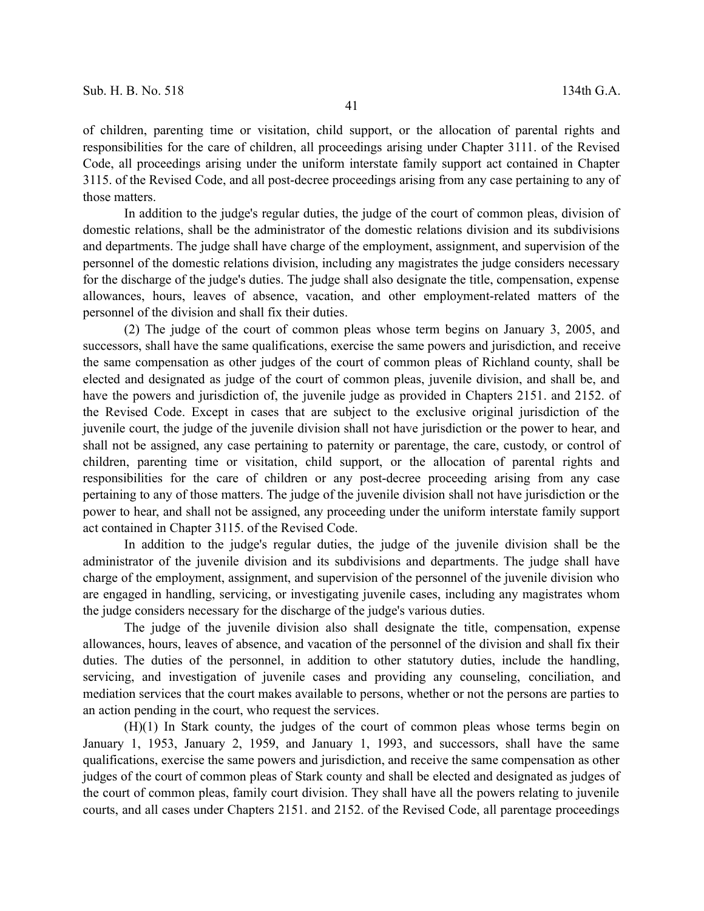of children, parenting time or visitation, child support, or the allocation of parental rights and responsibilities for the care of children, all proceedings arising under Chapter 3111. of the Revised Code, all proceedings arising under the uniform interstate family support act contained in Chapter 3115. of the Revised Code, and all post-decree proceedings arising from any case pertaining to any of those matters.

In addition to the judge's regular duties, the judge of the court of common pleas, division of domestic relations, shall be the administrator of the domestic relations division and its subdivisions and departments. The judge shall have charge of the employment, assignment, and supervision of the personnel of the domestic relations division, including any magistrates the judge considers necessary for the discharge of the judge's duties. The judge shall also designate the title, compensation, expense allowances, hours, leaves of absence, vacation, and other employment-related matters of the personnel of the division and shall fix their duties.

(2) The judge of the court of common pleas whose term begins on January 3, 2005, and successors, shall have the same qualifications, exercise the same powers and jurisdiction, and receive the same compensation as other judges of the court of common pleas of Richland county, shall be elected and designated as judge of the court of common pleas, juvenile division, and shall be, and have the powers and jurisdiction of, the juvenile judge as provided in Chapters 2151. and 2152. of the Revised Code. Except in cases that are subject to the exclusive original jurisdiction of the juvenile court, the judge of the juvenile division shall not have jurisdiction or the power to hear, and shall not be assigned, any case pertaining to paternity or parentage, the care, custody, or control of children, parenting time or visitation, child support, or the allocation of parental rights and responsibilities for the care of children or any post-decree proceeding arising from any case pertaining to any of those matters. The judge of the juvenile division shall not have jurisdiction or the power to hear, and shall not be assigned, any proceeding under the uniform interstate family support act contained in Chapter 3115. of the Revised Code.

In addition to the judge's regular duties, the judge of the juvenile division shall be the administrator of the juvenile division and its subdivisions and departments. The judge shall have charge of the employment, assignment, and supervision of the personnel of the juvenile division who are engaged in handling, servicing, or investigating juvenile cases, including any magistrates whom the judge considers necessary for the discharge of the judge's various duties.

The judge of the juvenile division also shall designate the title, compensation, expense allowances, hours, leaves of absence, and vacation of the personnel of the division and shall fix their duties. The duties of the personnel, in addition to other statutory duties, include the handling, servicing, and investigation of juvenile cases and providing any counseling, conciliation, and mediation services that the court makes available to persons, whether or not the persons are parties to an action pending in the court, who request the services.

(H)(1) In Stark county, the judges of the court of common pleas whose terms begin on January 1, 1953, January 2, 1959, and January 1, 1993, and successors, shall have the same qualifications, exercise the same powers and jurisdiction, and receive the same compensation as other judges of the court of common pleas of Stark county and shall be elected and designated as judges of the court of common pleas, family court division. They shall have all the powers relating to juvenile courts, and all cases under Chapters 2151. and 2152. of the Revised Code, all parentage proceedings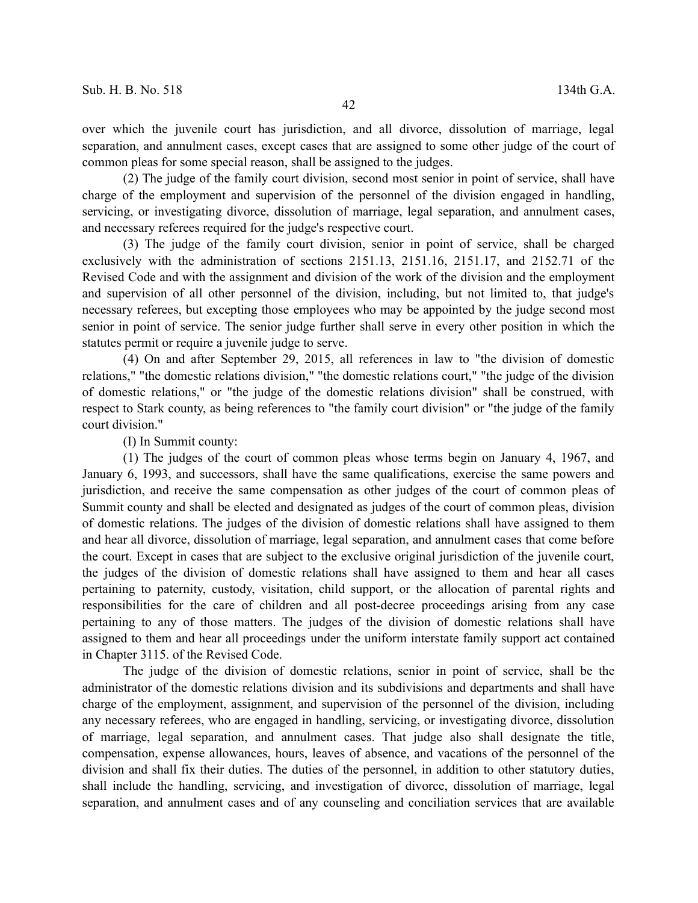over which the juvenile court has jurisdiction, and all divorce, dissolution of marriage, legal separation, and annulment cases, except cases that are assigned to some other judge of the court of common pleas for some special reason, shall be assigned to the judges.

(2) The judge of the family court division, second most senior in point of service, shall have charge of the employment and supervision of the personnel of the division engaged in handling, servicing, or investigating divorce, dissolution of marriage, legal separation, and annulment cases, and necessary referees required for the judge's respective court.

(3) The judge of the family court division, senior in point of service, shall be charged exclusively with the administration of sections 2151.13, 2151.16, 2151.17, and 2152.71 of the Revised Code and with the assignment and division of the work of the division and the employment and supervision of all other personnel of the division, including, but not limited to, that judge's necessary referees, but excepting those employees who may be appointed by the judge second most senior in point of service. The senior judge further shall serve in every other position in which the statutes permit or require a juvenile judge to serve.

(4) On and after September 29, 2015, all references in law to "the division of domestic relations," "the domestic relations division," "the domestic relations court," "the judge of the division of domestic relations," or "the judge of the domestic relations division" shall be construed, with respect to Stark county, as being references to "the family court division" or "the judge of the family court division."

(I) In Summit county:

(1) The judges of the court of common pleas whose terms begin on January 4, 1967, and January 6, 1993, and successors, shall have the same qualifications, exercise the same powers and jurisdiction, and receive the same compensation as other judges of the court of common pleas of Summit county and shall be elected and designated as judges of the court of common pleas, division of domestic relations. The judges of the division of domestic relations shall have assigned to them and hear all divorce, dissolution of marriage, legal separation, and annulment cases that come before the court. Except in cases that are subject to the exclusive original jurisdiction of the juvenile court, the judges of the division of domestic relations shall have assigned to them and hear all cases pertaining to paternity, custody, visitation, child support, or the allocation of parental rights and responsibilities for the care of children and all post-decree proceedings arising from any case pertaining to any of those matters. The judges of the division of domestic relations shall have assigned to them and hear all proceedings under the uniform interstate family support act contained in Chapter 3115. of the Revised Code.

The judge of the division of domestic relations, senior in point of service, shall be the administrator of the domestic relations division and its subdivisions and departments and shall have charge of the employment, assignment, and supervision of the personnel of the division, including any necessary referees, who are engaged in handling, servicing, or investigating divorce, dissolution of marriage, legal separation, and annulment cases. That judge also shall designate the title, compensation, expense allowances, hours, leaves of absence, and vacations of the personnel of the division and shall fix their duties. The duties of the personnel, in addition to other statutory duties, shall include the handling, servicing, and investigation of divorce, dissolution of marriage, legal separation, and annulment cases and of any counseling and conciliation services that are available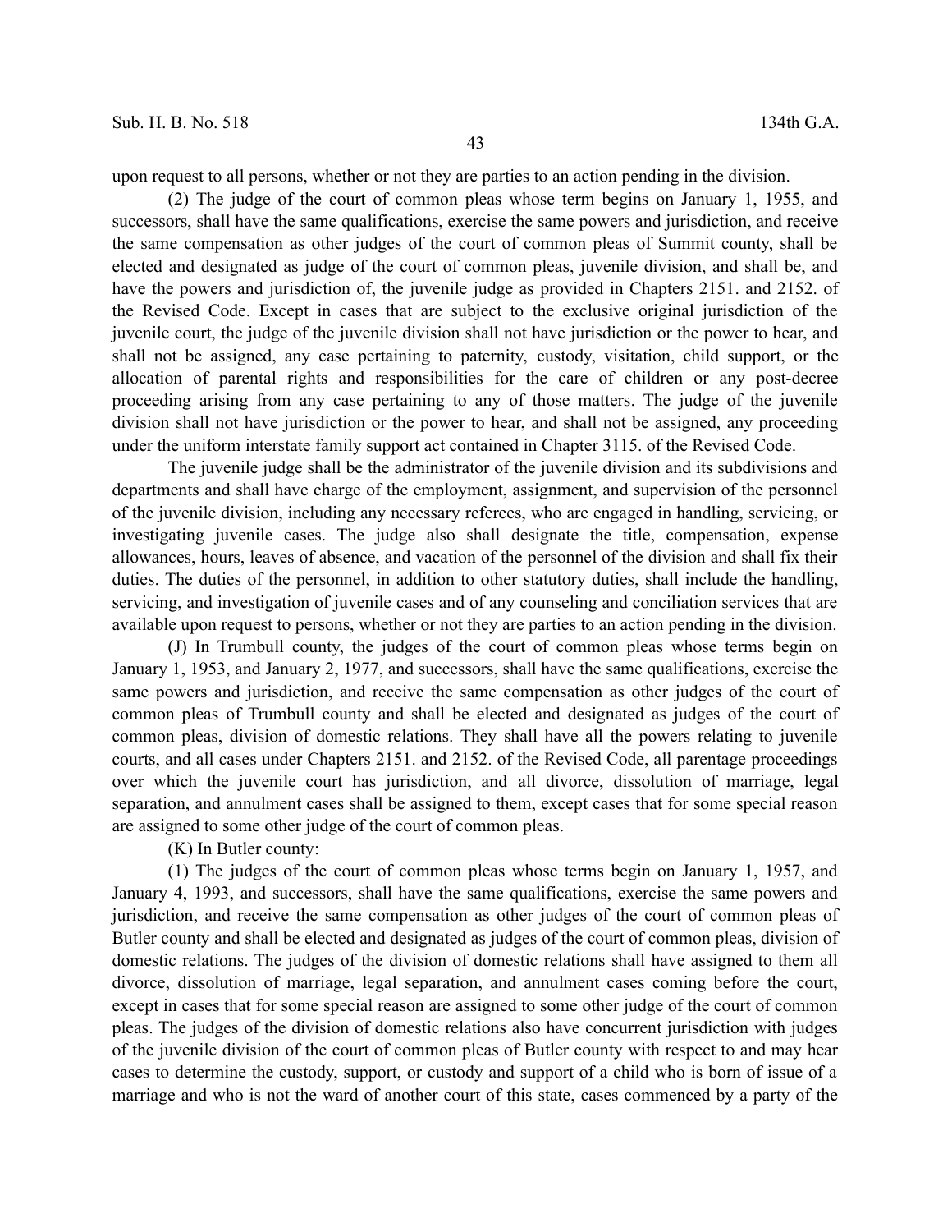upon request to all persons, whether or not they are parties to an action pending in the division.

(2) The judge of the court of common pleas whose term begins on January 1, 1955, and successors, shall have the same qualifications, exercise the same powers and jurisdiction, and receive the same compensation as other judges of the court of common pleas of Summit county, shall be elected and designated as judge of the court of common pleas, juvenile division, and shall be, and have the powers and jurisdiction of, the juvenile judge as provided in Chapters 2151. and 2152. of the Revised Code. Except in cases that are subject to the exclusive original jurisdiction of the juvenile court, the judge of the juvenile division shall not have jurisdiction or the power to hear, and shall not be assigned, any case pertaining to paternity, custody, visitation, child support, or the allocation of parental rights and responsibilities for the care of children or any post-decree proceeding arising from any case pertaining to any of those matters. The judge of the juvenile division shall not have jurisdiction or the power to hear, and shall not be assigned, any proceeding under the uniform interstate family support act contained in Chapter 3115. of the Revised Code.

The juvenile judge shall be the administrator of the juvenile division and its subdivisions and departments and shall have charge of the employment, assignment, and supervision of the personnel of the juvenile division, including any necessary referees, who are engaged in handling, servicing, or investigating juvenile cases. The judge also shall designate the title, compensation, expense allowances, hours, leaves of absence, and vacation of the personnel of the division and shall fix their duties. The duties of the personnel, in addition to other statutory duties, shall include the handling, servicing, and investigation of juvenile cases and of any counseling and conciliation services that are available upon request to persons, whether or not they are parties to an action pending in the division.

(J) In Trumbull county, the judges of the court of common pleas whose terms begin on January 1, 1953, and January 2, 1977, and successors, shall have the same qualifications, exercise the same powers and jurisdiction, and receive the same compensation as other judges of the court of common pleas of Trumbull county and shall be elected and designated as judges of the court of common pleas, division of domestic relations. They shall have all the powers relating to juvenile courts, and all cases under Chapters 2151. and 2152. of the Revised Code, all parentage proceedings over which the juvenile court has jurisdiction, and all divorce, dissolution of marriage, legal separation, and annulment cases shall be assigned to them, except cases that for some special reason are assigned to some other judge of the court of common pleas.

(K) In Butler county:

(1) The judges of the court of common pleas whose terms begin on January 1, 1957, and January 4, 1993, and successors, shall have the same qualifications, exercise the same powers and jurisdiction, and receive the same compensation as other judges of the court of common pleas of Butler county and shall be elected and designated as judges of the court of common pleas, division of domestic relations. The judges of the division of domestic relations shall have assigned to them all divorce, dissolution of marriage, legal separation, and annulment cases coming before the court, except in cases that for some special reason are assigned to some other judge of the court of common pleas. The judges of the division of domestic relations also have concurrent jurisdiction with judges of the juvenile division of the court of common pleas of Butler county with respect to and may hear cases to determine the custody, support, or custody and support of a child who is born of issue of a marriage and who is not the ward of another court of this state, cases commenced by a party of the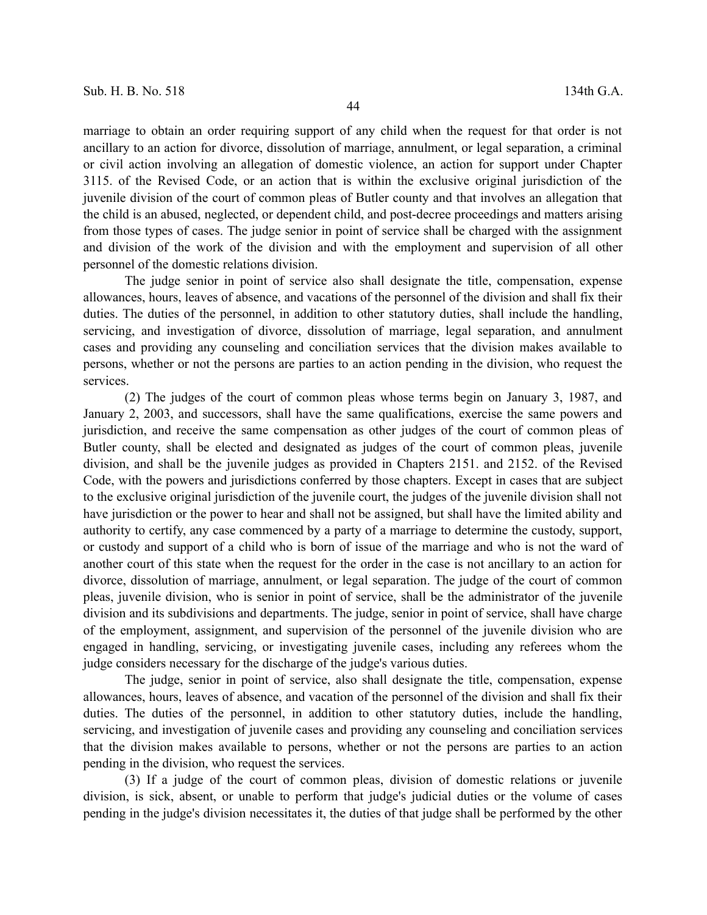marriage to obtain an order requiring support of any child when the request for that order is not ancillary to an action for divorce, dissolution of marriage, annulment, or legal separation, a criminal or civil action involving an allegation of domestic violence, an action for support under Chapter 3115. of the Revised Code, or an action that is within the exclusive original jurisdiction of the juvenile division of the court of common pleas of Butler county and that involves an allegation that the child is an abused, neglected, or dependent child, and post-decree proceedings and matters arising from those types of cases. The judge senior in point of service shall be charged with the assignment and division of the work of the division and with the employment and supervision of all other personnel of the domestic relations division.

The judge senior in point of service also shall designate the title, compensation, expense allowances, hours, leaves of absence, and vacations of the personnel of the division and shall fix their duties. The duties of the personnel, in addition to other statutory duties, shall include the handling, servicing, and investigation of divorce, dissolution of marriage, legal separation, and annulment cases and providing any counseling and conciliation services that the division makes available to persons, whether or not the persons are parties to an action pending in the division, who request the services.

(2) The judges of the court of common pleas whose terms begin on January 3, 1987, and January 2, 2003, and successors, shall have the same qualifications, exercise the same powers and jurisdiction, and receive the same compensation as other judges of the court of common pleas of Butler county, shall be elected and designated as judges of the court of common pleas, juvenile division, and shall be the juvenile judges as provided in Chapters 2151. and 2152. of the Revised Code, with the powers and jurisdictions conferred by those chapters. Except in cases that are subject to the exclusive original jurisdiction of the juvenile court, the judges of the juvenile division shall not have jurisdiction or the power to hear and shall not be assigned, but shall have the limited ability and authority to certify, any case commenced by a party of a marriage to determine the custody, support, or custody and support of a child who is born of issue of the marriage and who is not the ward of another court of this state when the request for the order in the case is not ancillary to an action for divorce, dissolution of marriage, annulment, or legal separation. The judge of the court of common pleas, juvenile division, who is senior in point of service, shall be the administrator of the juvenile division and its subdivisions and departments. The judge, senior in point of service, shall have charge of the employment, assignment, and supervision of the personnel of the juvenile division who are engaged in handling, servicing, or investigating juvenile cases, including any referees whom the judge considers necessary for the discharge of the judge's various duties.

The judge, senior in point of service, also shall designate the title, compensation, expense allowances, hours, leaves of absence, and vacation of the personnel of the division and shall fix their duties. The duties of the personnel, in addition to other statutory duties, include the handling, servicing, and investigation of juvenile cases and providing any counseling and conciliation services that the division makes available to persons, whether or not the persons are parties to an action pending in the division, who request the services.

(3) If a judge of the court of common pleas, division of domestic relations or juvenile division, is sick, absent, or unable to perform that judge's judicial duties or the volume of cases pending in the judge's division necessitates it, the duties of that judge shall be performed by the other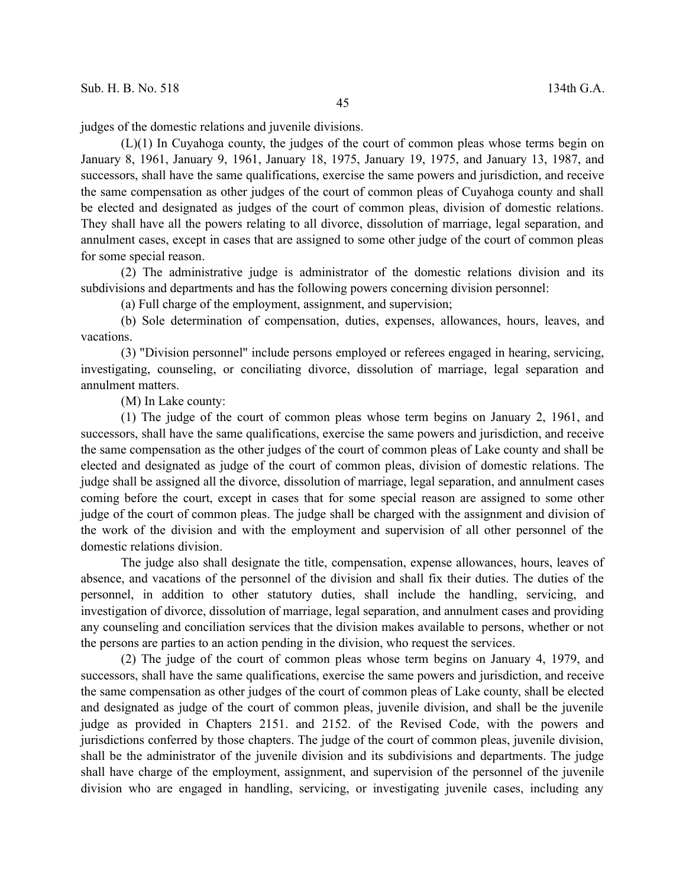judges of the domestic relations and juvenile divisions.

(L)(1) In Cuyahoga county, the judges of the court of common pleas whose terms begin on January 8, 1961, January 9, 1961, January 18, 1975, January 19, 1975, and January 13, 1987, and successors, shall have the same qualifications, exercise the same powers and jurisdiction, and receive the same compensation as other judges of the court of common pleas of Cuyahoga county and shall be elected and designated as judges of the court of common pleas, division of domestic relations. They shall have all the powers relating to all divorce, dissolution of marriage, legal separation, and annulment cases, except in cases that are assigned to some other judge of the court of common pleas for some special reason.

(2) The administrative judge is administrator of the domestic relations division and its subdivisions and departments and has the following powers concerning division personnel:

(a) Full charge of the employment, assignment, and supervision;

(b) Sole determination of compensation, duties, expenses, allowances, hours, leaves, and vacations.

(3) "Division personnel" include persons employed or referees engaged in hearing, servicing, investigating, counseling, or conciliating divorce, dissolution of marriage, legal separation and annulment matters.

(M) In Lake county:

(1) The judge of the court of common pleas whose term begins on January 2, 1961, and successors, shall have the same qualifications, exercise the same powers and jurisdiction, and receive the same compensation as the other judges of the court of common pleas of Lake county and shall be elected and designated as judge of the court of common pleas, division of domestic relations. The judge shall be assigned all the divorce, dissolution of marriage, legal separation, and annulment cases coming before the court, except in cases that for some special reason are assigned to some other judge of the court of common pleas. The judge shall be charged with the assignment and division of the work of the division and with the employment and supervision of all other personnel of the domestic relations division.

The judge also shall designate the title, compensation, expense allowances, hours, leaves of absence, and vacations of the personnel of the division and shall fix their duties. The duties of the personnel, in addition to other statutory duties, shall include the handling, servicing, and investigation of divorce, dissolution of marriage, legal separation, and annulment cases and providing any counseling and conciliation services that the division makes available to persons, whether or not the persons are parties to an action pending in the division, who request the services.

(2) The judge of the court of common pleas whose term begins on January 4, 1979, and successors, shall have the same qualifications, exercise the same powers and jurisdiction, and receive the same compensation as other judges of the court of common pleas of Lake county, shall be elected and designated as judge of the court of common pleas, juvenile division, and shall be the juvenile judge as provided in Chapters 2151. and 2152. of the Revised Code, with the powers and jurisdictions conferred by those chapters. The judge of the court of common pleas, juvenile division, shall be the administrator of the juvenile division and its subdivisions and departments. The judge shall have charge of the employment, assignment, and supervision of the personnel of the juvenile division who are engaged in handling, servicing, or investigating juvenile cases, including any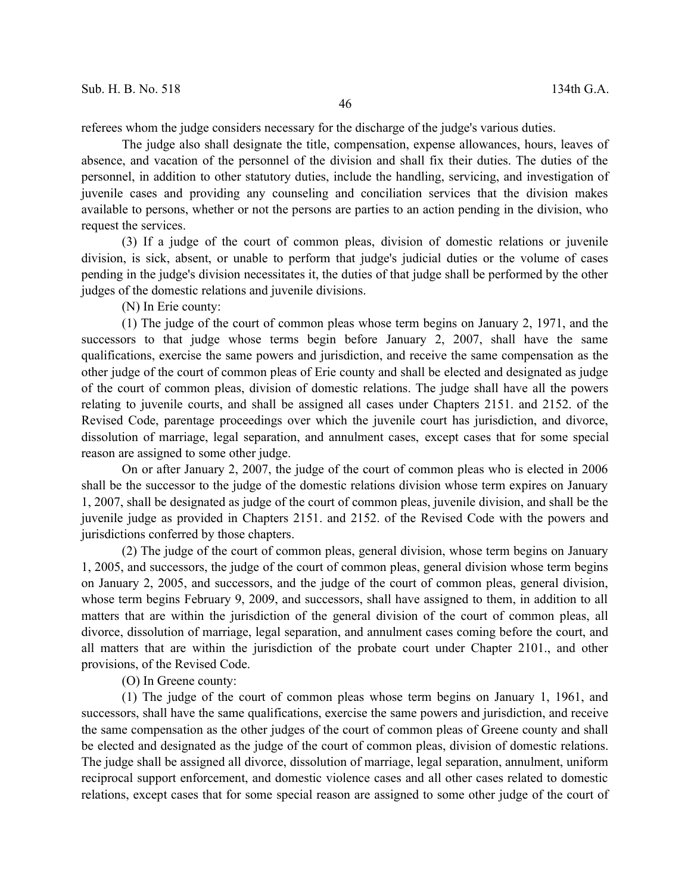referees whom the judge considers necessary for the discharge of the judge's various duties.

The judge also shall designate the title, compensation, expense allowances, hours, leaves of absence, and vacation of the personnel of the division and shall fix their duties. The duties of the personnel, in addition to other statutory duties, include the handling, servicing, and investigation of juvenile cases and providing any counseling and conciliation services that the division makes available to persons, whether or not the persons are parties to an action pending in the division, who request the services.

(3) If a judge of the court of common pleas, division of domestic relations or juvenile division, is sick, absent, or unable to perform that judge's judicial duties or the volume of cases pending in the judge's division necessitates it, the duties of that judge shall be performed by the other judges of the domestic relations and juvenile divisions.

(N) In Erie county:

(1) The judge of the court of common pleas whose term begins on January 2, 1971, and the successors to that judge whose terms begin before January 2, 2007, shall have the same qualifications, exercise the same powers and jurisdiction, and receive the same compensation as the other judge of the court of common pleas of Erie county and shall be elected and designated as judge of the court of common pleas, division of domestic relations. The judge shall have all the powers relating to juvenile courts, and shall be assigned all cases under Chapters 2151. and 2152. of the Revised Code, parentage proceedings over which the juvenile court has jurisdiction, and divorce, dissolution of marriage, legal separation, and annulment cases, except cases that for some special reason are assigned to some other judge.

On or after January 2, 2007, the judge of the court of common pleas who is elected in 2006 shall be the successor to the judge of the domestic relations division whose term expires on January 1, 2007, shall be designated as judge of the court of common pleas, juvenile division, and shall be the juvenile judge as provided in Chapters 2151. and 2152. of the Revised Code with the powers and jurisdictions conferred by those chapters.

(2) The judge of the court of common pleas, general division, whose term begins on January 1, 2005, and successors, the judge of the court of common pleas, general division whose term begins on January 2, 2005, and successors, and the judge of the court of common pleas, general division, whose term begins February 9, 2009, and successors, shall have assigned to them, in addition to all matters that are within the jurisdiction of the general division of the court of common pleas, all divorce, dissolution of marriage, legal separation, and annulment cases coming before the court, and all matters that are within the jurisdiction of the probate court under Chapter 2101., and other provisions, of the Revised Code.

(O) In Greene county:

(1) The judge of the court of common pleas whose term begins on January 1, 1961, and successors, shall have the same qualifications, exercise the same powers and jurisdiction, and receive the same compensation as the other judges of the court of common pleas of Greene county and shall be elected and designated as the judge of the court of common pleas, division of domestic relations. The judge shall be assigned all divorce, dissolution of marriage, legal separation, annulment, uniform reciprocal support enforcement, and domestic violence cases and all other cases related to domestic relations, except cases that for some special reason are assigned to some other judge of the court of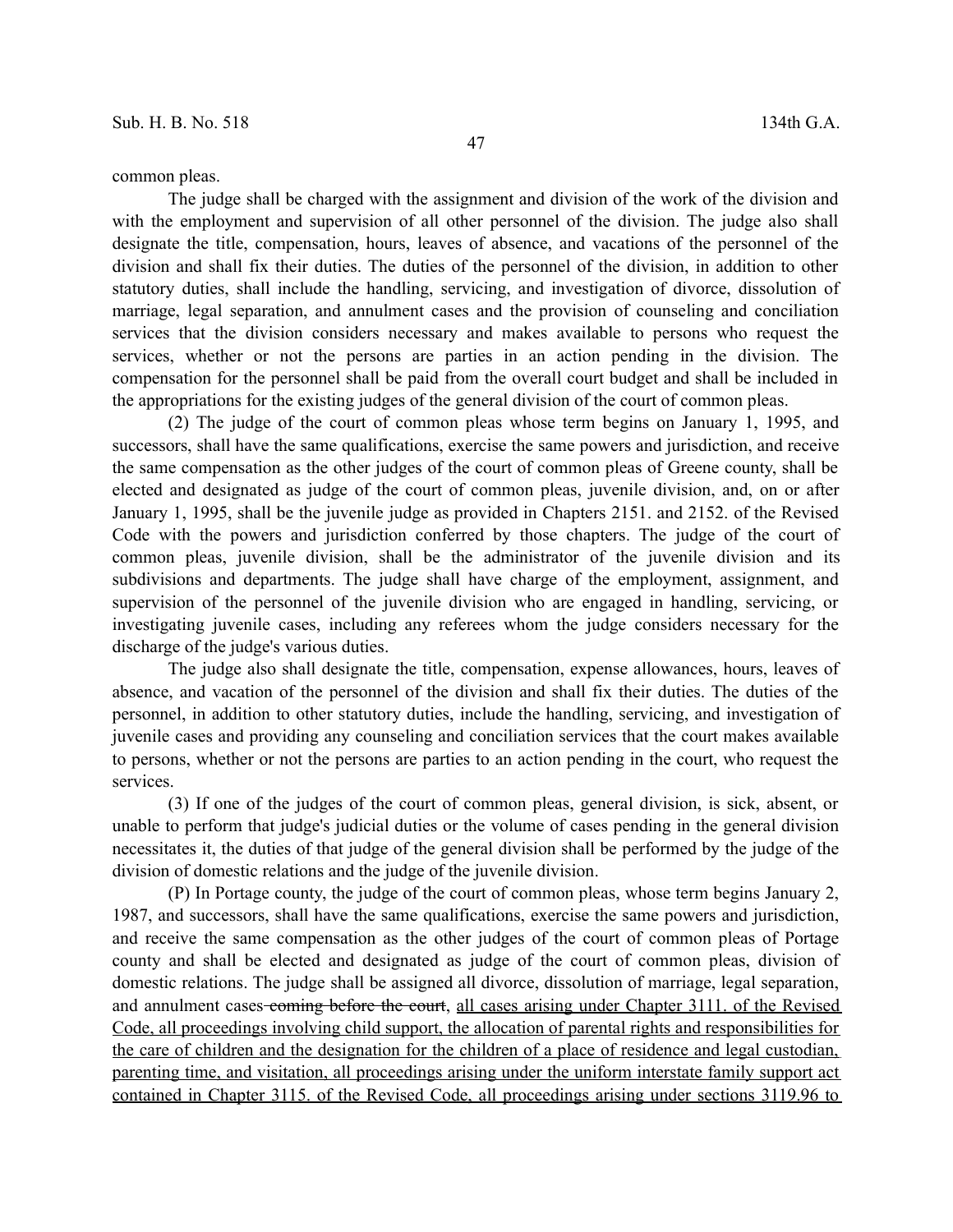common pleas.

The judge shall be charged with the assignment and division of the work of the division and with the employment and supervision of all other personnel of the division. The judge also shall designate the title, compensation, hours, leaves of absence, and vacations of the personnel of the division and shall fix their duties. The duties of the personnel of the division, in addition to other statutory duties, shall include the handling, servicing, and investigation of divorce, dissolution of marriage, legal separation, and annulment cases and the provision of counseling and conciliation services that the division considers necessary and makes available to persons who request the services, whether or not the persons are parties in an action pending in the division. The compensation for the personnel shall be paid from the overall court budget and shall be included in the appropriations for the existing judges of the general division of the court of common pleas.

(2) The judge of the court of common pleas whose term begins on January 1, 1995, and successors, shall have the same qualifications, exercise the same powers and jurisdiction, and receive the same compensation as the other judges of the court of common pleas of Greene county, shall be elected and designated as judge of the court of common pleas, juvenile division, and, on or after January 1, 1995, shall be the juvenile judge as provided in Chapters 2151. and 2152. of the Revised Code with the powers and jurisdiction conferred by those chapters. The judge of the court of common pleas, juvenile division, shall be the administrator of the juvenile division and its subdivisions and departments. The judge shall have charge of the employment, assignment, and supervision of the personnel of the juvenile division who are engaged in handling, servicing, or investigating juvenile cases, including any referees whom the judge considers necessary for the discharge of the judge's various duties.

The judge also shall designate the title, compensation, expense allowances, hours, leaves of absence, and vacation of the personnel of the division and shall fix their duties. The duties of the personnel, in addition to other statutory duties, include the handling, servicing, and investigation of juvenile cases and providing any counseling and conciliation services that the court makes available to persons, whether or not the persons are parties to an action pending in the court, who request the services.

(3) If one of the judges of the court of common pleas, general division, is sick, absent, or unable to perform that judge's judicial duties or the volume of cases pending in the general division necessitates it, the duties of that judge of the general division shall be performed by the judge of the division of domestic relations and the judge of the juvenile division.

(P) In Portage county, the judge of the court of common pleas, whose term begins January 2, 1987, and successors, shall have the same qualifications, exercise the same powers and jurisdiction, and receive the same compensation as the other judges of the court of common pleas of Portage county and shall be elected and designated as judge of the court of common pleas, division of domestic relations. The judge shall be assigned all divorce, dissolution of marriage, legal separation, and annulment cases ~~coming before the court~~, <u>all cases arising under Chapter 3111. of the Revised Code, all proceedings involving child support, the allocation of parental rights and responsibilities for the care of children and the designation for the children of a place of residence and legal custodian, parenting time, and visitation, all proceedings arising under the uniform interstate family support act contained in Chapter 3115. of the Revised Code, all proceedings arising under sections 3119.96 to</u>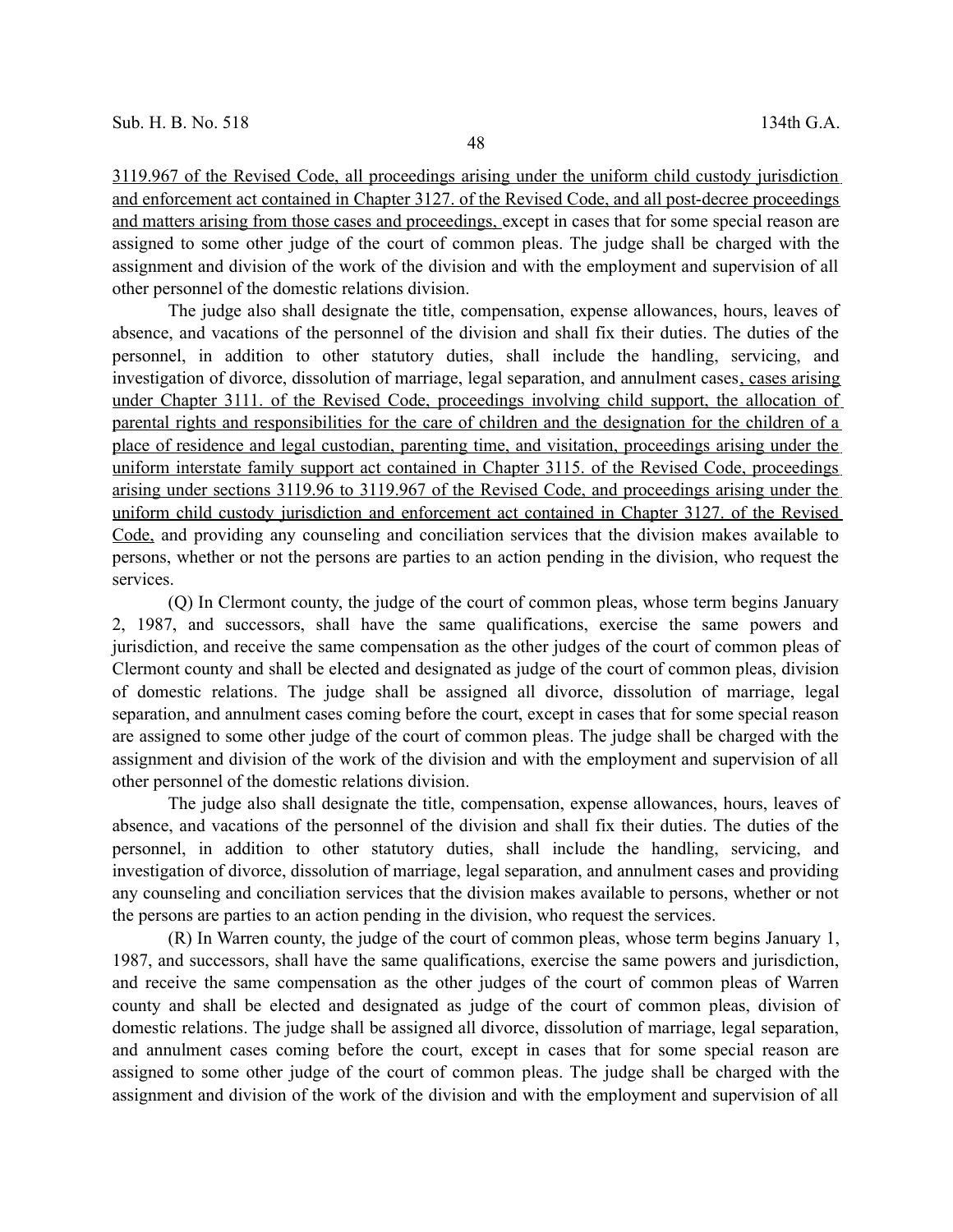3119.967 of the Revised Code, all proceedings arising under the uniform child custody jurisdiction and enforcement act contained in Chapter 3127. of the Revised Code, and all post-decree proceedings and matters arising from those cases and proceedings, except in cases that for some special reason are assigned to some other judge of the court of common pleas. The judge shall be charged with the assignment and division of the work of the division and with the employment and supervision of all other personnel of the domestic relations division.

The judge also shall designate the title, compensation, expense allowances, hours, leaves of absence, and vacations of the personnel of the division and shall fix their duties. The duties of the personnel, in addition to other statutory duties, shall include the handling, servicing, and investigation of divorce, dissolution of marriage, legal separation, and annulment cases, cases arising under Chapter 3111. of the Revised Code, proceedings involving child support, the allocation of parental rights and responsibilities for the care of children and the designation for the children of a place of residence and legal custodian, parenting time, and visitation, proceedings arising under the uniform interstate family support act contained in Chapter 3115. of the Revised Code, proceedings arising under sections 3119.96 to 3119.967 of the Revised Code, and proceedings arising under the uniform child custody jurisdiction and enforcement act contained in Chapter 3127. of the Revised Code, and providing any counseling and conciliation services that the division makes available to persons, whether or not the persons are parties to an action pending in the division, who request the services.

(Q) In Clermont county, the judge of the court of common pleas, whose term begins January 2, 1987, and successors, shall have the same qualifications, exercise the same powers and jurisdiction, and receive the same compensation as the other judges of the court of common pleas of Clermont county and shall be elected and designated as judge of the court of common pleas, division of domestic relations. The judge shall be assigned all divorce, dissolution of marriage, legal separation, and annulment cases coming before the court, except in cases that for some special reason are assigned to some other judge of the court of common pleas. The judge shall be charged with the assignment and division of the work of the division and with the employment and supervision of all other personnel of the domestic relations division.

The judge also shall designate the title, compensation, expense allowances, hours, leaves of absence, and vacations of the personnel of the division and shall fix their duties. The duties of the personnel, in addition to other statutory duties, shall include the handling, servicing, and investigation of divorce, dissolution of marriage, legal separation, and annulment cases and providing any counseling and conciliation services that the division makes available to persons, whether or not the persons are parties to an action pending in the division, who request the services.

(R) In Warren county, the judge of the court of common pleas, whose term begins January 1, 1987, and successors, shall have the same qualifications, exercise the same powers and jurisdiction, and receive the same compensation as the other judges of the court of common pleas of Warren county and shall be elected and designated as judge of the court of common pleas, division of domestic relations. The judge shall be assigned all divorce, dissolution of marriage, legal separation, and annulment cases coming before the court, except in cases that for some special reason are assigned to some other judge of the court of common pleas. The judge shall be charged with the assignment and division of the work of the division and with the employment and supervision of all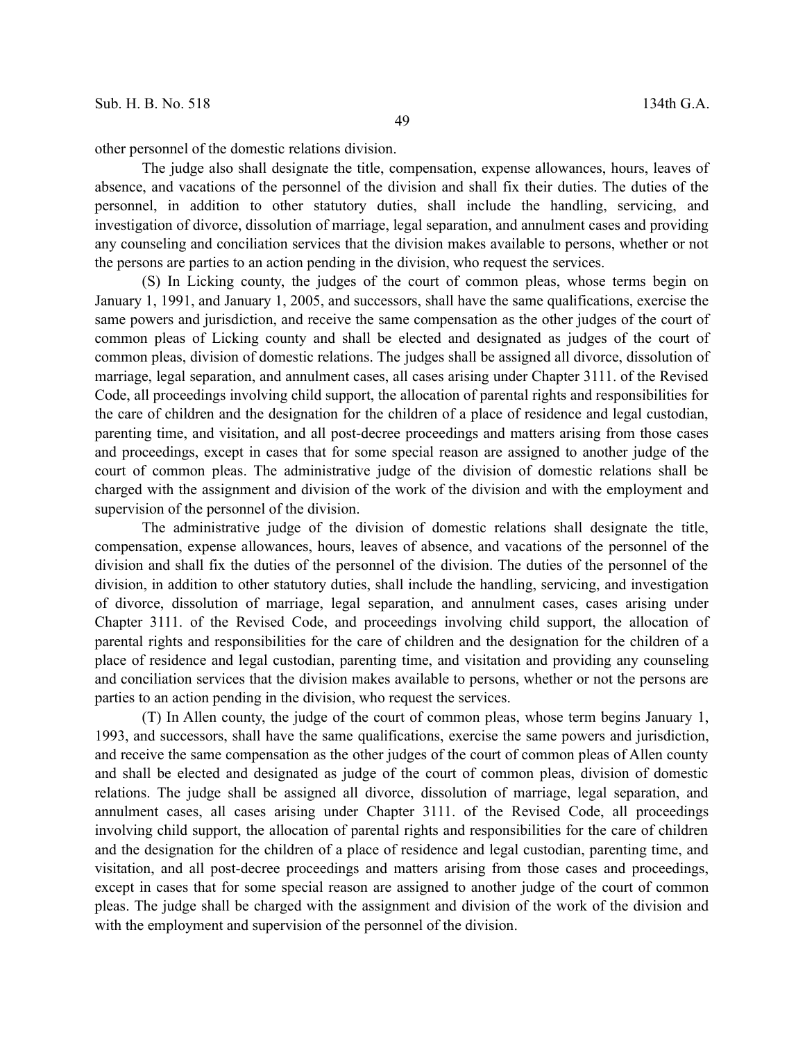other personnel of the domestic relations division.

The judge also shall designate the title, compensation, expense allowances, hours, leaves of absence, and vacations of the personnel of the division and shall fix their duties. The duties of the personnel, in addition to other statutory duties, shall include the handling, servicing, and investigation of divorce, dissolution of marriage, legal separation, and annulment cases and providing any counseling and conciliation services that the division makes available to persons, whether or not the persons are parties to an action pending in the division, who request the services.

(S) In Licking county, the judges of the court of common pleas, whose terms begin on January 1, 1991, and January 1, 2005, and successors, shall have the same qualifications, exercise the same powers and jurisdiction, and receive the same compensation as the other judges of the court of common pleas of Licking county and shall be elected and designated as judges of the court of common pleas, division of domestic relations. The judges shall be assigned all divorce, dissolution of marriage, legal separation, and annulment cases, all cases arising under Chapter 3111. of the Revised Code, all proceedings involving child support, the allocation of parental rights and responsibilities for the care of children and the designation for the children of a place of residence and legal custodian, parenting time, and visitation, and all post-decree proceedings and matters arising from those cases and proceedings, except in cases that for some special reason are assigned to another judge of the court of common pleas. The administrative judge of the division of domestic relations shall be charged with the assignment and division of the work of the division and with the employment and supervision of the personnel of the division.

The administrative judge of the division of domestic relations shall designate the title, compensation, expense allowances, hours, leaves of absence, and vacations of the personnel of the division and shall fix the duties of the personnel of the division. The duties of the personnel of the division, in addition to other statutory duties, shall include the handling, servicing, and investigation of divorce, dissolution of marriage, legal separation, and annulment cases, cases arising under Chapter 3111. of the Revised Code, and proceedings involving child support, the allocation of parental rights and responsibilities for the care of children and the designation for the children of a place of residence and legal custodian, parenting time, and visitation and providing any counseling and conciliation services that the division makes available to persons, whether or not the persons are parties to an action pending in the division, who request the services.

(T) In Allen county, the judge of the court of common pleas, whose term begins January 1, 1993, and successors, shall have the same qualifications, exercise the same powers and jurisdiction, and receive the same compensation as the other judges of the court of common pleas of Allen county and shall be elected and designated as judge of the court of common pleas, division of domestic relations. The judge shall be assigned all divorce, dissolution of marriage, legal separation, and annulment cases, all cases arising under Chapter 3111. of the Revised Code, all proceedings involving child support, the allocation of parental rights and responsibilities for the care of children and the designation for the children of a place of residence and legal custodian, parenting time, and visitation, and all post-decree proceedings and matters arising from those cases and proceedings, except in cases that for some special reason are assigned to another judge of the court of common pleas. The judge shall be charged with the assignment and division of the work of the division and with the employment and supervision of the personnel of the division.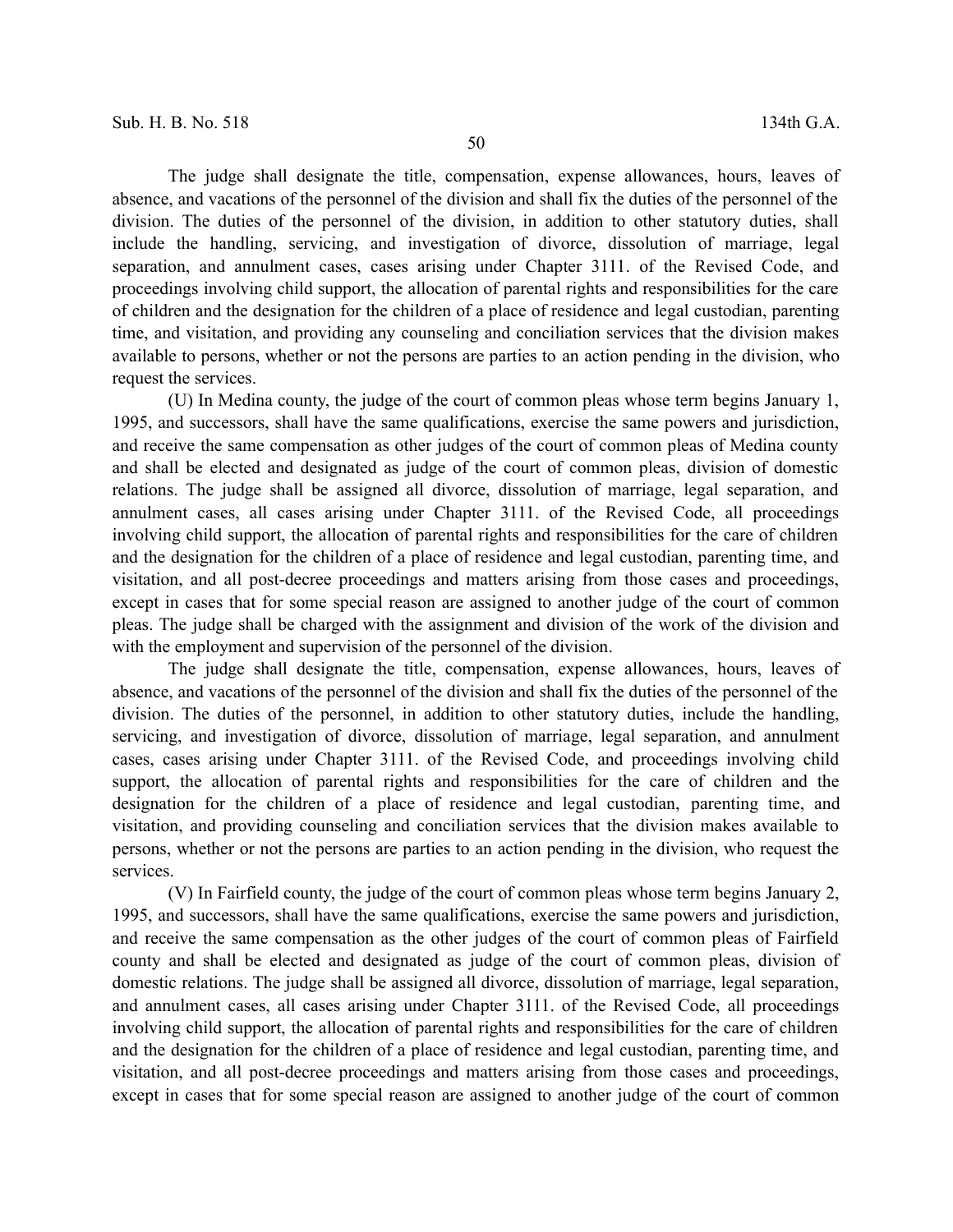The judge shall designate the title, compensation, expense allowances, hours, leaves of absence, and vacations of the personnel of the division and shall fix the duties of the personnel of the division. The duties of the personnel of the division, in addition to other statutory duties, shall include the handling, servicing, and investigation of divorce, dissolution of marriage, legal separation, and annulment cases, cases arising under Chapter 3111. of the Revised Code, and proceedings involving child support, the allocation of parental rights and responsibilities for the care of children and the designation for the children of a place of residence and legal custodian, parenting time, and visitation, and providing any counseling and conciliation services that the division makes available to persons, whether or not the persons are parties to an action pending in the division, who request the services.

(U) In Medina county, the judge of the court of common pleas whose term begins January 1, 1995, and successors, shall have the same qualifications, exercise the same powers and jurisdiction, and receive the same compensation as other judges of the court of common pleas of Medina county and shall be elected and designated as judge of the court of common pleas, division of domestic relations. The judge shall be assigned all divorce, dissolution of marriage, legal separation, and annulment cases, all cases arising under Chapter 3111. of the Revised Code, all proceedings involving child support, the allocation of parental rights and responsibilities for the care of children and the designation for the children of a place of residence and legal custodian, parenting time, and visitation, and all post-decree proceedings and matters arising from those cases and proceedings, except in cases that for some special reason are assigned to another judge of the court of common pleas. The judge shall be charged with the assignment and division of the work of the division and with the employment and supervision of the personnel of the division.

The judge shall designate the title, compensation, expense allowances, hours, leaves of absence, and vacations of the personnel of the division and shall fix the duties of the personnel of the division. The duties of the personnel, in addition to other statutory duties, include the handling, servicing, and investigation of divorce, dissolution of marriage, legal separation, and annulment cases, cases arising under Chapter 3111. of the Revised Code, and proceedings involving child support, the allocation of parental rights and responsibilities for the care of children and the designation for the children of a place of residence and legal custodian, parenting time, and visitation, and providing counseling and conciliation services that the division makes available to persons, whether or not the persons are parties to an action pending in the division, who request the services.

(V) In Fairfield county, the judge of the court of common pleas whose term begins January 2, 1995, and successors, shall have the same qualifications, exercise the same powers and jurisdiction, and receive the same compensation as the other judges of the court of common pleas of Fairfield county and shall be elected and designated as judge of the court of common pleas, division of domestic relations. The judge shall be assigned all divorce, dissolution of marriage, legal separation, and annulment cases, all cases arising under Chapter 3111. of the Revised Code, all proceedings involving child support, the allocation of parental rights and responsibilities for the care of children and the designation for the children of a place of residence and legal custodian, parenting time, and visitation, and all post-decree proceedings and matters arising from those cases and proceedings, except in cases that for some special reason are assigned to another judge of the court of common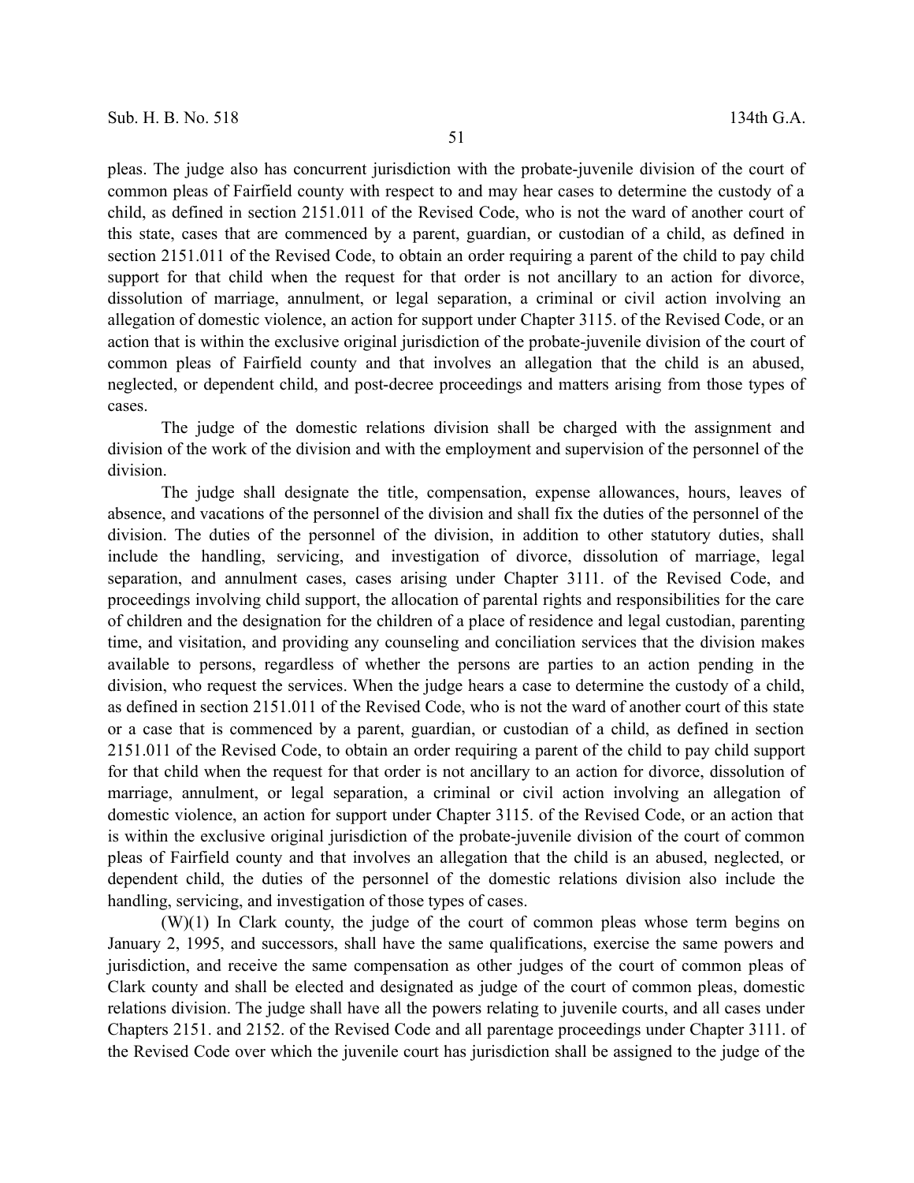pleas. The judge also has concurrent jurisdiction with the probate-juvenile division of the court of common pleas of Fairfield county with respect to and may hear cases to determine the custody of a child, as defined in section 2151.011 of the Revised Code, who is not the ward of another court of this state, cases that are commenced by a parent, guardian, or custodian of a child, as defined in section 2151.011 of the Revised Code, to obtain an order requiring a parent of the child to pay child support for that child when the request for that order is not ancillary to an action for divorce, dissolution of marriage, annulment, or legal separation, a criminal or civil action involving an allegation of domestic violence, an action for support under Chapter 3115. of the Revised Code, or an action that is within the exclusive original jurisdiction of the probate-juvenile division of the court of common pleas of Fairfield county and that involves an allegation that the child is an abused, neglected, or dependent child, and post-decree proceedings and matters arising from those types of cases.

The judge of the domestic relations division shall be charged with the assignment and division of the work of the division and with the employment and supervision of the personnel of the division.

The judge shall designate the title, compensation, expense allowances, hours, leaves of absence, and vacations of the personnel of the division and shall fix the duties of the personnel of the division. The duties of the personnel of the division, in addition to other statutory duties, shall include the handling, servicing, and investigation of divorce, dissolution of marriage, legal separation, and annulment cases, cases arising under Chapter 3111. of the Revised Code, and proceedings involving child support, the allocation of parental rights and responsibilities for the care of children and the designation for the children of a place of residence and legal custodian, parenting time, and visitation, and providing any counseling and conciliation services that the division makes available to persons, regardless of whether the persons are parties to an action pending in the division, who request the services. When the judge hears a case to determine the custody of a child, as defined in section 2151.011 of the Revised Code, who is not the ward of another court of this state or a case that is commenced by a parent, guardian, or custodian of a child, as defined in section 2151.011 of the Revised Code, to obtain an order requiring a parent of the child to pay child support for that child when the request for that order is not ancillary to an action for divorce, dissolution of marriage, annulment, or legal separation, a criminal or civil action involving an allegation of domestic violence, an action for support under Chapter 3115. of the Revised Code, or an action that is within the exclusive original jurisdiction of the probate-juvenile division of the court of common pleas of Fairfield county and that involves an allegation that the child is an abused, neglected, or dependent child, the duties of the personnel of the domestic relations division also include the handling, servicing, and investigation of those types of cases.

(W)(1) In Clark county, the judge of the court of common pleas whose term begins on January 2, 1995, and successors, shall have the same qualifications, exercise the same powers and jurisdiction, and receive the same compensation as other judges of the court of common pleas of Clark county and shall be elected and designated as judge of the court of common pleas, domestic relations division. The judge shall have all the powers relating to juvenile courts, and all cases under Chapters 2151. and 2152. of the Revised Code and all parentage proceedings under Chapter 3111. of the Revised Code over which the juvenile court has jurisdiction shall be assigned to the judge of the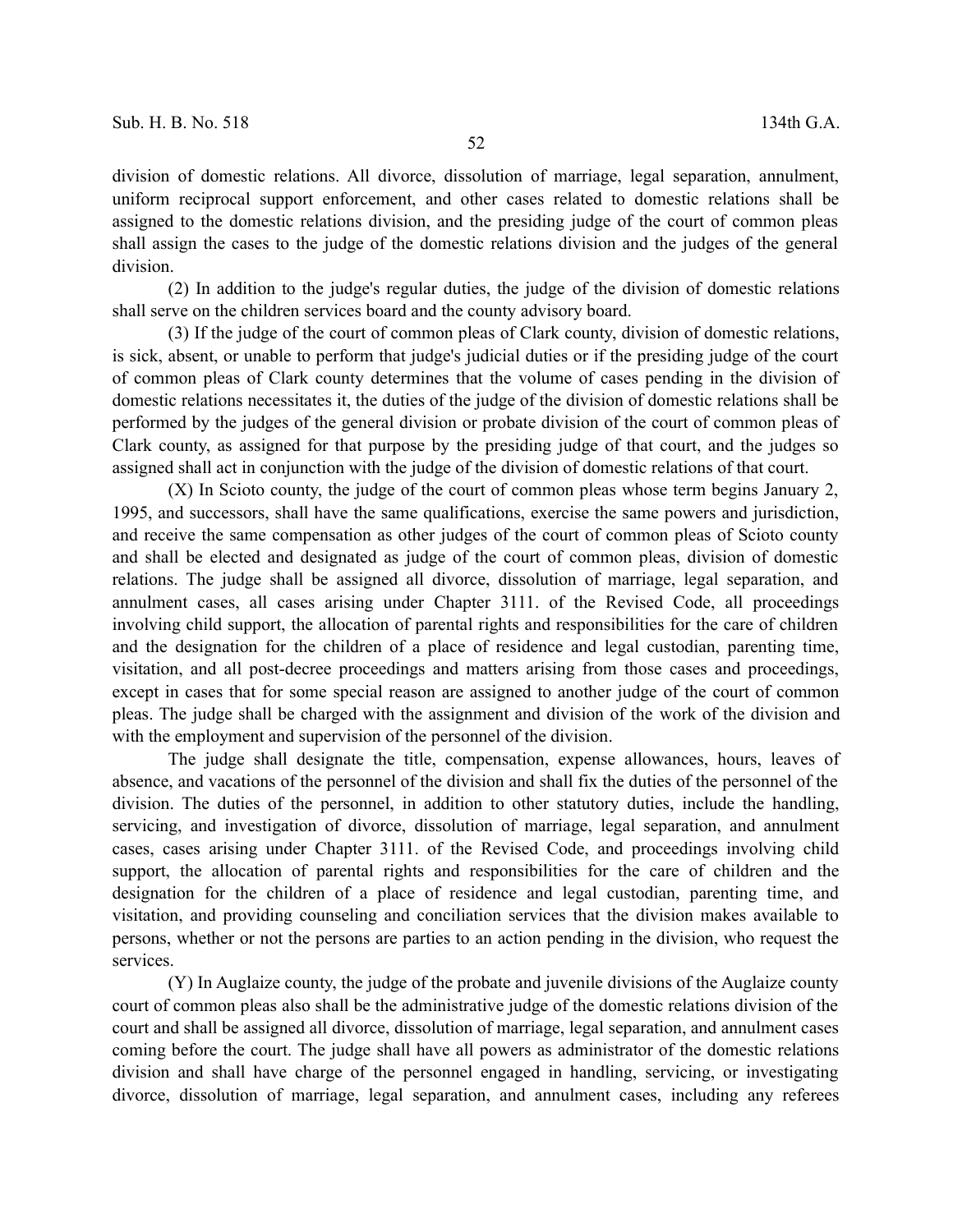division of domestic relations. All divorce, dissolution of marriage, legal separation, annulment, uniform reciprocal support enforcement, and other cases related to domestic relations shall be assigned to the domestic relations division, and the presiding judge of the court of common pleas shall assign the cases to the judge of the domestic relations division and the judges of the general division.

(2) In addition to the judge's regular duties, the judge of the division of domestic relations shall serve on the children services board and the county advisory board.

(3) If the judge of the court of common pleas of Clark county, division of domestic relations, is sick, absent, or unable to perform that judge's judicial duties or if the presiding judge of the court of common pleas of Clark county determines that the volume of cases pending in the division of domestic relations necessitates it, the duties of the judge of the division of domestic relations shall be performed by the judges of the general division or probate division of the court of common pleas of Clark county, as assigned for that purpose by the presiding judge of that court, and the judges so assigned shall act in conjunction with the judge of the division of domestic relations of that court.

(X) In Scioto county, the judge of the court of common pleas whose term begins January 2, 1995, and successors, shall have the same qualifications, exercise the same powers and jurisdiction, and receive the same compensation as other judges of the court of common pleas of Scioto county and shall be elected and designated as judge of the court of common pleas, division of domestic relations. The judge shall be assigned all divorce, dissolution of marriage, legal separation, and annulment cases, all cases arising under Chapter 3111. of the Revised Code, all proceedings involving child support, the allocation of parental rights and responsibilities for the care of children and the designation for the children of a place of residence and legal custodian, parenting time, visitation, and all post-decree proceedings and matters arising from those cases and proceedings, except in cases that for some special reason are assigned to another judge of the court of common pleas. The judge shall be charged with the assignment and division of the work of the division and with the employment and supervision of the personnel of the division.

The judge shall designate the title, compensation, expense allowances, hours, leaves of absence, and vacations of the personnel of the division and shall fix the duties of the personnel of the division. The duties of the personnel, in addition to other statutory duties, include the handling, servicing, and investigation of divorce, dissolution of marriage, legal separation, and annulment cases, cases arising under Chapter 3111. of the Revised Code, and proceedings involving child support, the allocation of parental rights and responsibilities for the care of children and the designation for the children of a place of residence and legal custodian, parenting time, and visitation, and providing counseling and conciliation services that the division makes available to persons, whether or not the persons are parties to an action pending in the division, who request the services.

(Y) In Auglaize county, the judge of the probate and juvenile divisions of the Auglaize county court of common pleas also shall be the administrative judge of the domestic relations division of the court and shall be assigned all divorce, dissolution of marriage, legal separation, and annulment cases coming before the court. The judge shall have all powers as administrator of the domestic relations division and shall have charge of the personnel engaged in handling, servicing, or investigating divorce, dissolution of marriage, legal separation, and annulment cases, including any referees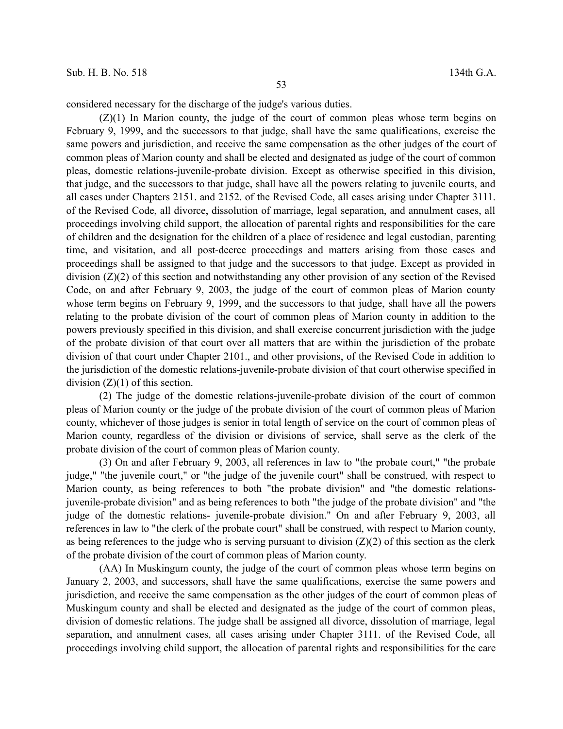considered necessary for the discharge of the judge's various duties.

(Z)(1) In Marion county, the judge of the court of common pleas whose term begins on February 9, 1999, and the successors to that judge, shall have the same qualifications, exercise the same powers and jurisdiction, and receive the same compensation as the other judges of the court of common pleas of Marion county and shall be elected and designated as judge of the court of common pleas, domestic relations-juvenile-probate division. Except as otherwise specified in this division, that judge, and the successors to that judge, shall have all the powers relating to juvenile courts, and all cases under Chapters 2151. and 2152. of the Revised Code, all cases arising under Chapter 3111. of the Revised Code, all divorce, dissolution of marriage, legal separation, and annulment cases, all proceedings involving child support, the allocation of parental rights and responsibilities for the care of children and the designation for the children of a place of residence and legal custodian, parenting time, and visitation, and all post-decree proceedings and matters arising from those cases and proceedings shall be assigned to that judge and the successors to that judge. Except as provided in division (Z)(2) of this section and notwithstanding any other provision of any section of the Revised Code, on and after February 9, 2003, the judge of the court of common pleas of Marion county whose term begins on February 9, 1999, and the successors to that judge, shall have all the powers relating to the probate division of the court of common pleas of Marion county in addition to the powers previously specified in this division, and shall exercise concurrent jurisdiction with the judge of the probate division of that court over all matters that are within the jurisdiction of the probate division of that court under Chapter 2101., and other provisions, of the Revised Code in addition to the jurisdiction of the domestic relations-juvenile-probate division of that court otherwise specified in division (Z)(1) of this section.

(2) The judge of the domestic relations-juvenile-probate division of the court of common pleas of Marion county or the judge of the probate division of the court of common pleas of Marion county, whichever of those judges is senior in total length of service on the court of common pleas of Marion county, regardless of the division or divisions of service, shall serve as the clerk of the probate division of the court of common pleas of Marion county.

(3) On and after February 9, 2003, all references in law to "the probate court," "the probate judge," "the juvenile court," or "the judge of the juvenile court" shall be construed, with respect to Marion county, as being references to both "the probate division" and "the domestic relations-juvenile-probate division" and as being references to both "the judge of the probate division" and "the judge of the domestic relations- juvenile-probate division." On and after February 9, 2003, all references in law to "the clerk of the probate court" shall be construed, with respect to Marion county, as being references to the judge who is serving pursuant to division (Z)(2) of this section as the clerk of the probate division of the court of common pleas of Marion county.

(AA) In Muskingum county, the judge of the court of common pleas whose term begins on January 2, 2003, and successors, shall have the same qualifications, exercise the same powers and jurisdiction, and receive the same compensation as the other judges of the court of common pleas of Muskingum county and shall be elected and designated as the judge of the court of common pleas, division of domestic relations. The judge shall be assigned all divorce, dissolution of marriage, legal separation, and annulment cases, all cases arising under Chapter 3111. of the Revised Code, all proceedings involving child support, the allocation of parental rights and responsibilities for the care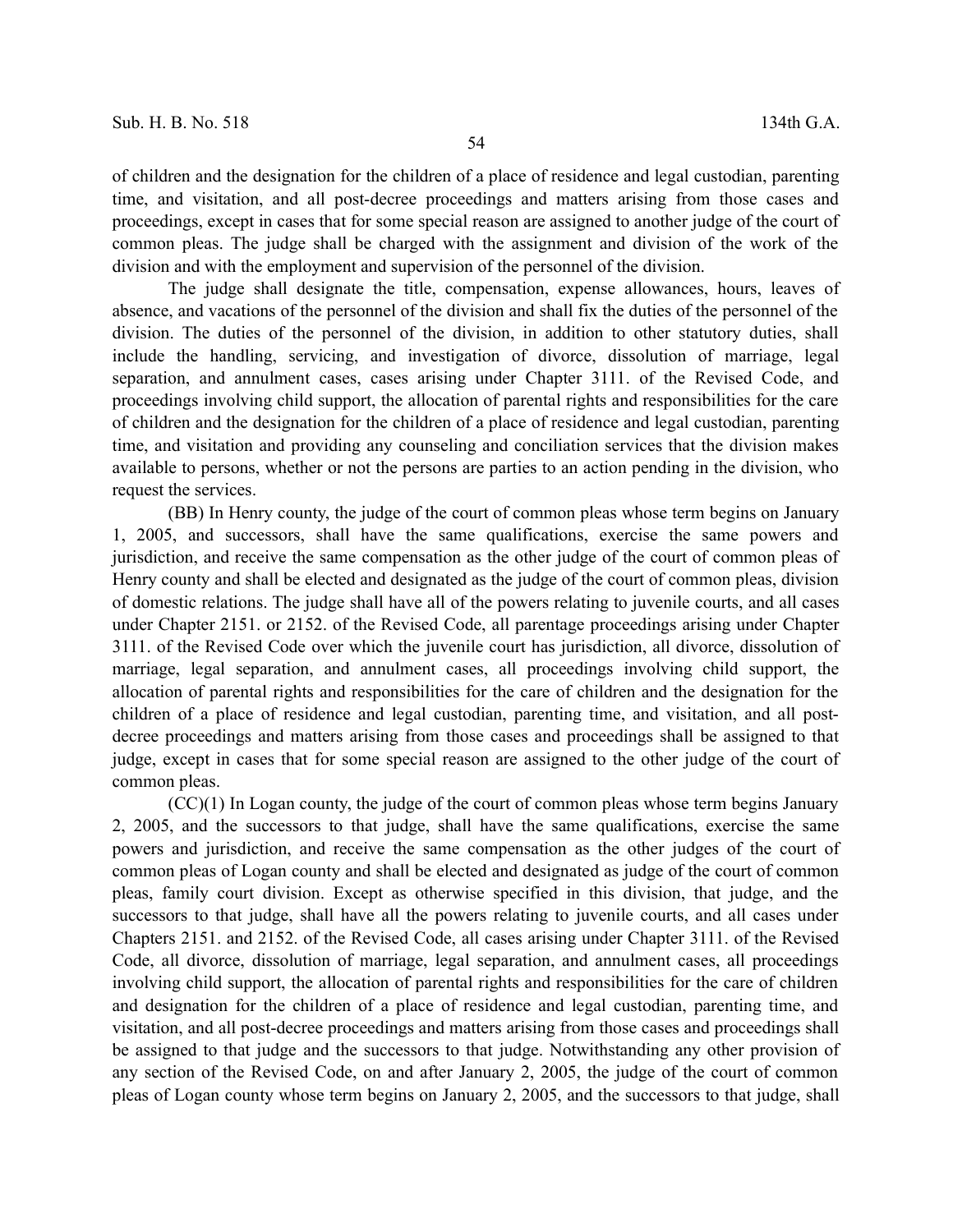of children and the designation for the children of a place of residence and legal custodian, parenting time, and visitation, and all post-decree proceedings and matters arising from those cases and proceedings, except in cases that for some special reason are assigned to another judge of the court of common pleas. The judge shall be charged with the assignment and division of the work of the division and with the employment and supervision of the personnel of the division.

The judge shall designate the title, compensation, expense allowances, hours, leaves of absence, and vacations of the personnel of the division and shall fix the duties of the personnel of the division. The duties of the personnel of the division, in addition to other statutory duties, shall include the handling, servicing, and investigation of divorce, dissolution of marriage, legal separation, and annulment cases, cases arising under Chapter 3111. of the Revised Code, and proceedings involving child support, the allocation of parental rights and responsibilities for the care of children and the designation for the children of a place of residence and legal custodian, parenting time, and visitation and providing any counseling and conciliation services that the division makes available to persons, whether or not the persons are parties to an action pending in the division, who request the services.

(BB) In Henry county, the judge of the court of common pleas whose term begins on January 1, 2005, and successors, shall have the same qualifications, exercise the same powers and jurisdiction, and receive the same compensation as the other judge of the court of common pleas of Henry county and shall be elected and designated as the judge of the court of common pleas, division of domestic relations. The judge shall have all of the powers relating to juvenile courts, and all cases under Chapter 2151. or 2152. of the Revised Code, all parentage proceedings arising under Chapter 3111. of the Revised Code over which the juvenile court has jurisdiction, all divorce, dissolution of marriage, legal separation, and annulment cases, all proceedings involving child support, the allocation of parental rights and responsibilities for the care of children and the designation for the children of a place of residence and legal custodian, parenting time, and visitation, and all post-decree proceedings and matters arising from those cases and proceedings shall be assigned to that judge, except in cases that for some special reason are assigned to the other judge of the court of common pleas.

(CC)(1) In Logan county, the judge of the court of common pleas whose term begins January 2, 2005, and the successors to that judge, shall have the same qualifications, exercise the same powers and jurisdiction, and receive the same compensation as the other judges of the court of common pleas of Logan county and shall be elected and designated as judge of the court of common pleas, family court division. Except as otherwise specified in this division, that judge, and the successors to that judge, shall have all the powers relating to juvenile courts, and all cases under Chapters 2151. and 2152. of the Revised Code, all cases arising under Chapter 3111. of the Revised Code, all divorce, dissolution of marriage, legal separation, and annulment cases, all proceedings involving child support, the allocation of parental rights and responsibilities for the care of children and designation for the children of a place of residence and legal custodian, parenting time, and visitation, and all post-decree proceedings and matters arising from those cases and proceedings shall be assigned to that judge and the successors to that judge. Notwithstanding any other provision of any section of the Revised Code, on and after January 2, 2005, the judge of the court of common pleas of Logan county whose term begins on January 2, 2005, and the successors to that judge, shall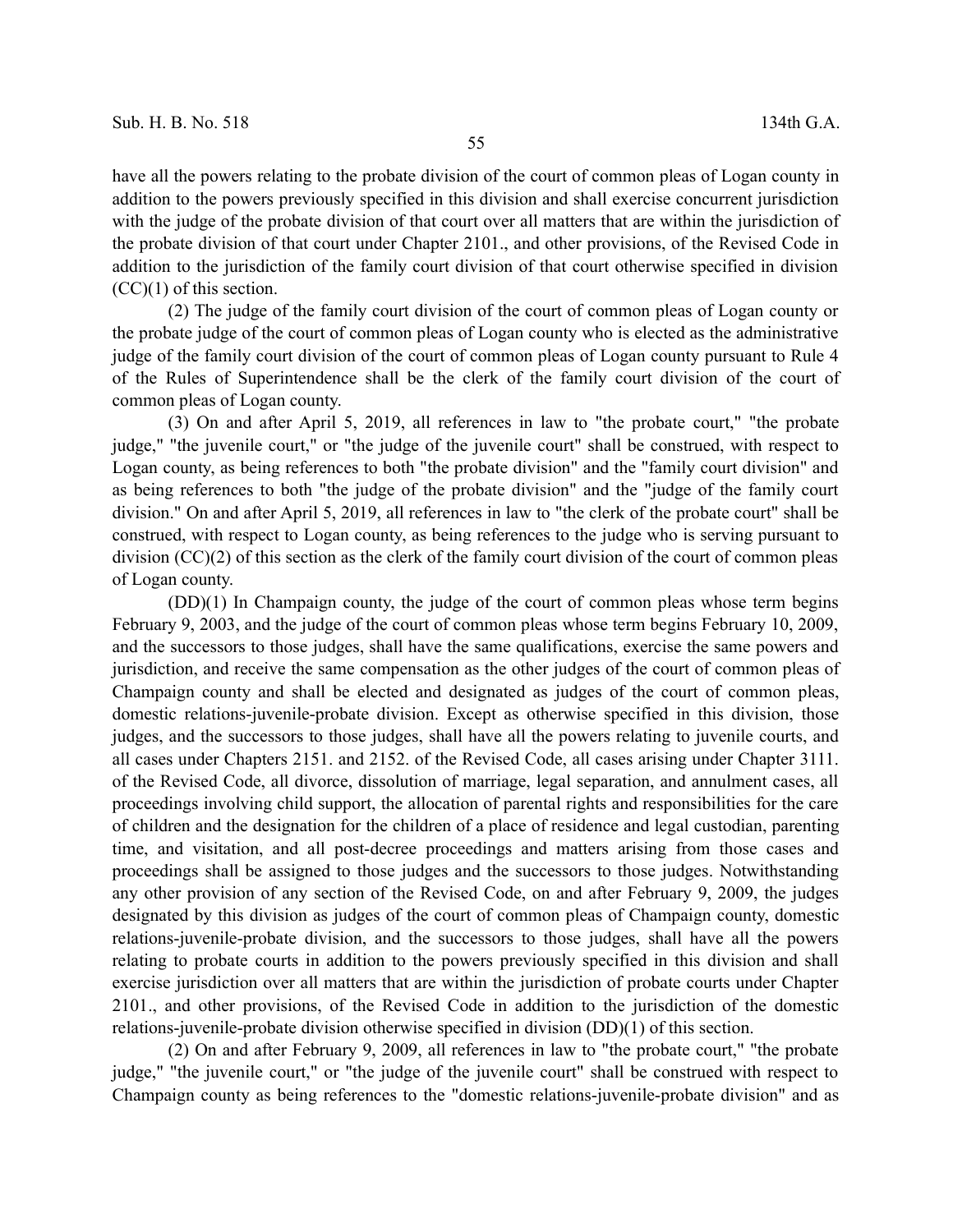have all the powers relating to the probate division of the court of common pleas of Logan county in addition to the powers previously specified in this division and shall exercise concurrent jurisdiction with the judge of the probate division of that court over all matters that are within the jurisdiction of the probate division of that court under Chapter 2101., and other provisions, of the Revised Code in addition to the jurisdiction of the family court division of that court otherwise specified in division (CC)(1) of this section.

(2) The judge of the family court division of the court of common pleas of Logan county or the probate judge of the court of common pleas of Logan county who is elected as the administrative judge of the family court division of the court of common pleas of Logan county pursuant to Rule 4 of the Rules of Superintendence shall be the clerk of the family court division of the court of common pleas of Logan county.

(3) On and after April 5, 2019, all references in law to "the probate court," "the probate judge," "the juvenile court," or "the judge of the juvenile court" shall be construed, with respect to Logan county, as being references to both "the probate division" and the "family court division" and as being references to both "the judge of the probate division" and the "judge of the family court division." On and after April 5, 2019, all references in law to "the clerk of the probate court" shall be construed, with respect to Logan county, as being references to the judge who is serving pursuant to division (CC)(2) of this section as the clerk of the family court division of the court of common pleas of Logan county.

(DD)(1) In Champaign county, the judge of the court of common pleas whose term begins February 9, 2003, and the judge of the court of common pleas whose term begins February 10, 2009, and the successors to those judges, shall have the same qualifications, exercise the same powers and jurisdiction, and receive the same compensation as the other judges of the court of common pleas of Champaign county and shall be elected and designated as judges of the court of common pleas, domestic relations-juvenile-probate division. Except as otherwise specified in this division, those judges, and the successors to those judges, shall have all the powers relating to juvenile courts, and all cases under Chapters 2151. and 2152. of the Revised Code, all cases arising under Chapter 3111. of the Revised Code, all divorce, dissolution of marriage, legal separation, and annulment cases, all proceedings involving child support, the allocation of parental rights and responsibilities for the care of children and the designation for the children of a place of residence and legal custodian, parenting time, and visitation, and all post-decree proceedings and matters arising from those cases and proceedings shall be assigned to those judges and the successors to those judges. Notwithstanding any other provision of any section of the Revised Code, on and after February 9, 2009, the judges designated by this division as judges of the court of common pleas of Champaign county, domestic relations-juvenile-probate division, and the successors to those judges, shall have all the powers relating to probate courts in addition to the powers previously specified in this division and shall exercise jurisdiction over all matters that are within the jurisdiction of probate courts under Chapter 2101., and other provisions, of the Revised Code in addition to the jurisdiction of the domestic relations-juvenile-probate division otherwise specified in division (DD)(1) of this section.

(2) On and after February 9, 2009, all references in law to "the probate court," "the probate judge," "the juvenile court," or "the judge of the juvenile court" shall be construed with respect to Champaign county as being references to the "domestic relations-juvenile-probate division" and as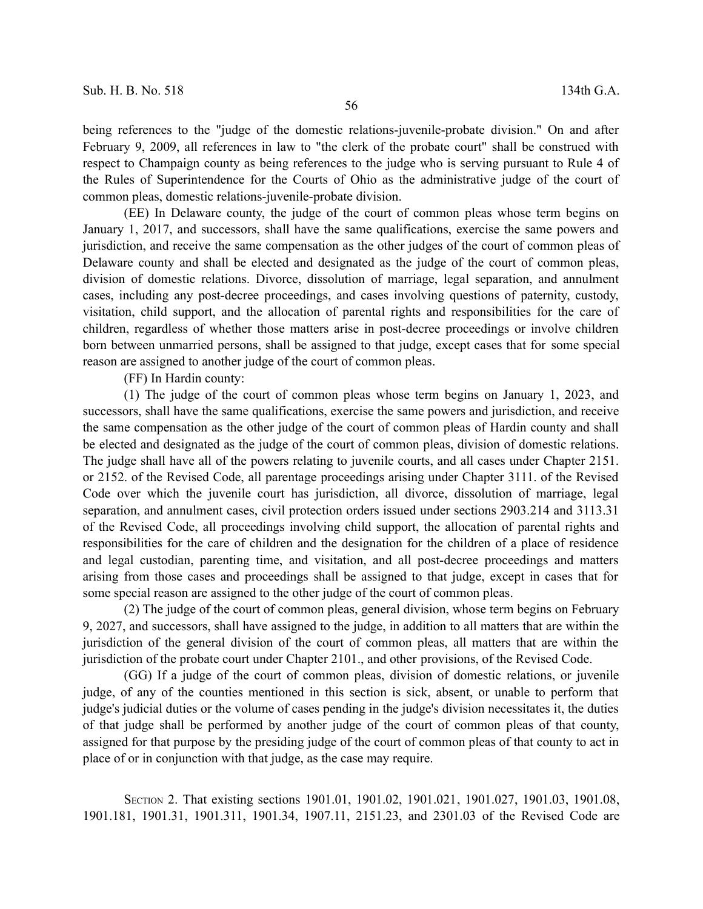being references to the "judge of the domestic relations-juvenile-probate division." On and after February 9, 2009, all references in law to "the clerk of the probate court" shall be construed with respect to Champaign county as being references to the judge who is serving pursuant to Rule 4 of the Rules of Superintendence for the Courts of Ohio as the administrative judge of the court of common pleas, domestic relations-juvenile-probate division.

(EE) In Delaware county, the judge of the court of common pleas whose term begins on January 1, 2017, and successors, shall have the same qualifications, exercise the same powers and jurisdiction, and receive the same compensation as the other judges of the court of common pleas of Delaware county and shall be elected and designated as the judge of the court of common pleas, division of domestic relations. Divorce, dissolution of marriage, legal separation, and annulment cases, including any post-decree proceedings, and cases involving questions of paternity, custody, visitation, child support, and the allocation of parental rights and responsibilities for the care of children, regardless of whether those matters arise in post-decree proceedings or involve children born between unmarried persons, shall be assigned to that judge, except cases that for some special reason are assigned to another judge of the court of common pleas.

(FF) In Hardin county:

(1) The judge of the court of common pleas whose term begins on January 1, 2023, and successors, shall have the same qualifications, exercise the same powers and jurisdiction, and receive the same compensation as the other judge of the court of common pleas of Hardin county and shall be elected and designated as the judge of the court of common pleas, division of domestic relations. The judge shall have all of the powers relating to juvenile courts, and all cases under Chapter 2151. or 2152. of the Revised Code, all parentage proceedings arising under Chapter 3111. of the Revised Code over which the juvenile court has jurisdiction, all divorce, dissolution of marriage, legal separation, and annulment cases, civil protection orders issued under sections 2903.214 and 3113.31 of the Revised Code, all proceedings involving child support, the allocation of parental rights and responsibilities for the care of children and the designation for the children of a place of residence and legal custodian, parenting time, and visitation, and all post-decree proceedings and matters arising from those cases and proceedings shall be assigned to that judge, except in cases that for some special reason are assigned to the other judge of the court of common pleas.

(2) The judge of the court of common pleas, general division, whose term begins on February 9, 2027, and successors, shall have assigned to the judge, in addition to all matters that are within the jurisdiction of the general division of the court of common pleas, all matters that are within the jurisdiction of the probate court under Chapter 2101., and other provisions, of the Revised Code.

(GG) If a judge of the court of common pleas, division of domestic relations, or juvenile judge, of any of the counties mentioned in this section is sick, absent, or unable to perform that judge's judicial duties or the volume of cases pending in the judge's division necessitates it, the duties of that judge shall be performed by another judge of the court of common pleas of that county, assigned for that purpose by the presiding judge of the court of common pleas of that county to act in place of or in conjunction with that judge, as the case may require.

SECTION 2. That existing sections 1901.01, 1901.02, 1901.021, 1901.027, 1901.03, 1901.08, 1901.181, 1901.31, 1901.311, 1901.34, 1907.11, 2151.23, and 2301.03 of the Revised Code are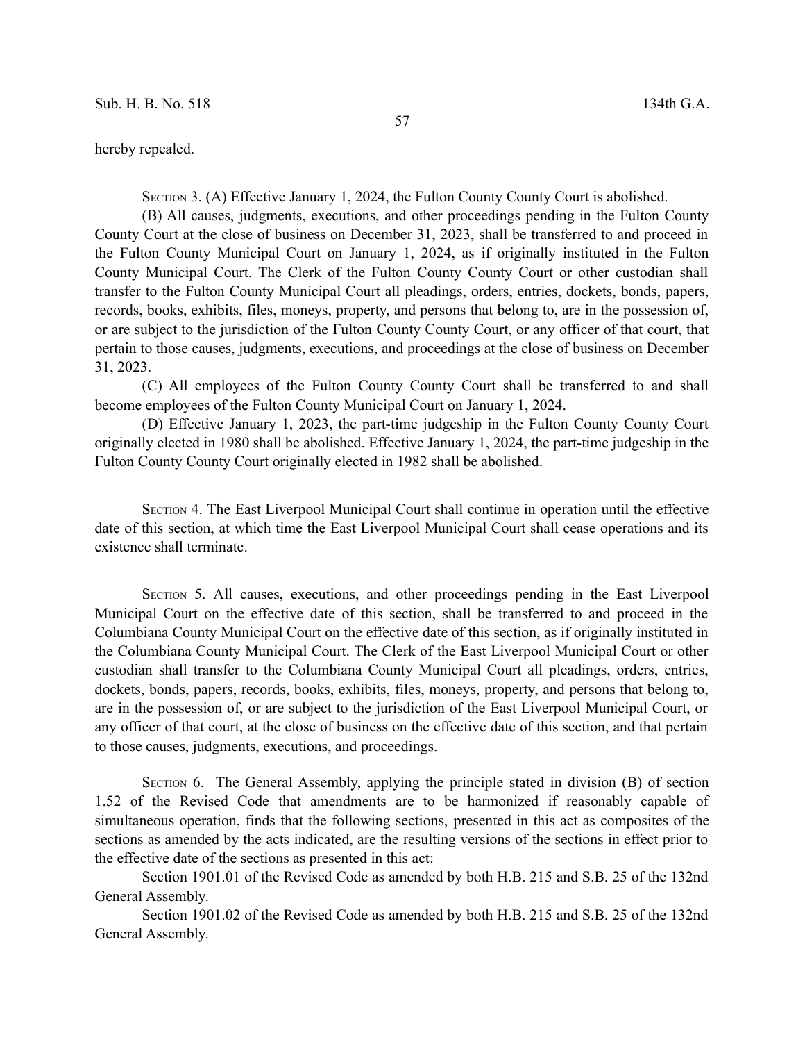hereby repealed.

SECTION 3. (A) Effective January 1, 2024, the Fulton County County Court is abolished.

(B) All causes, judgments, executions, and other proceedings pending in the Fulton County County Court at the close of business on December 31, 2023, shall be transferred to and proceed in the Fulton County Municipal Court on January 1, 2024, as if originally instituted in the Fulton County Municipal Court. The Clerk of the Fulton County County Court or other custodian shall transfer to the Fulton County Municipal Court all pleadings, orders, entries, dockets, bonds, papers, records, books, exhibits, files, moneys, property, and persons that belong to, are in the possession of, or are subject to the jurisdiction of the Fulton County County Court, or any officer of that court, that pertain to those causes, judgments, executions, and proceedings at the close of business on December 31, 2023.

(C) All employees of the Fulton County County Court shall be transferred to and shall become employees of the Fulton County Municipal Court on January 1, 2024.

(D) Effective January 1, 2023, the part-time judgeship in the Fulton County County Court originally elected in 1980 shall be abolished. Effective January 1, 2024, the part-time judgeship in the Fulton County County Court originally elected in 1982 shall be abolished.

SECTION 4. The East Liverpool Municipal Court shall continue in operation until the effective date of this section, at which time the East Liverpool Municipal Court shall cease operations and its existence shall terminate.

SECTION 5. All causes, executions, and other proceedings pending in the East Liverpool Municipal Court on the effective date of this section, shall be transferred to and proceed in the Columbiana County Municipal Court on the effective date of this section, as if originally instituted in the Columbiana County Municipal Court. The Clerk of the East Liverpool Municipal Court or other custodian shall transfer to the Columbiana County Municipal Court all pleadings, orders, entries, dockets, bonds, papers, records, books, exhibits, files, moneys, property, and persons that belong to, are in the possession of, or are subject to the jurisdiction of the East Liverpool Municipal Court, or any officer of that court, at the close of business on the effective date of this section, and that pertain to those causes, judgments, executions, and proceedings.

SECTION 6. The General Assembly, applying the principle stated in division (B) of section 1.52 of the Revised Code that amendments are to be harmonized if reasonably capable of simultaneous operation, finds that the following sections, presented in this act as composites of the sections as amended by the acts indicated, are the resulting versions of the sections in effect prior to the effective date of the sections as presented in this act:

Section 1901.01 of the Revised Code as amended by both H.B. 215 and S.B. 25 of the 132nd General Assembly.

Section 1901.02 of the Revised Code as amended by both H.B. 215 and S.B. 25 of the 132nd General Assembly.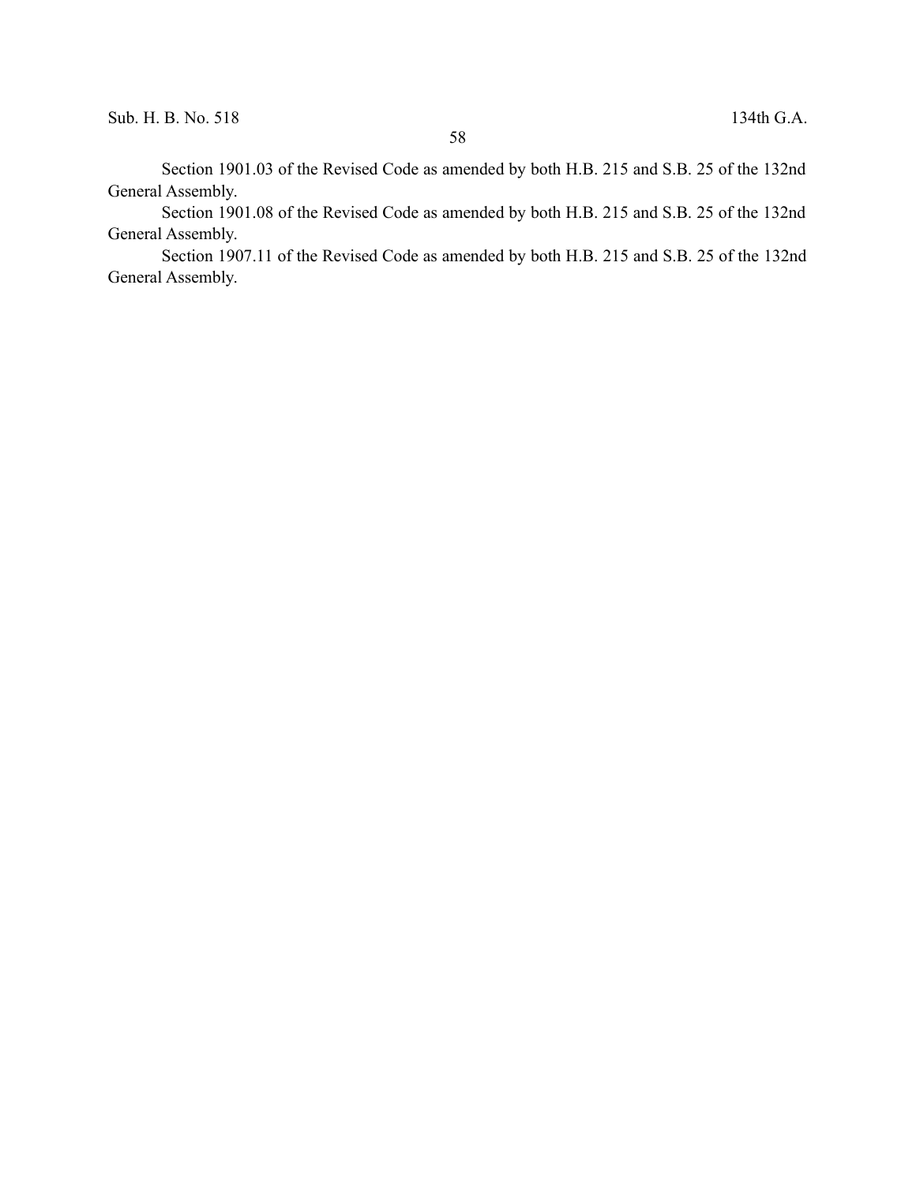Section 1901.03 of the Revised Code as amended by both H.B. 215 and S.B. 25 of the 132nd General Assembly.

Section 1901.08 of the Revised Code as amended by both H.B. 215 and S.B. 25 of the 132nd General Assembly.

Section 1907.11 of the Revised Code as amended by both H.B. 215 and S.B. 25 of the 132nd General Assembly.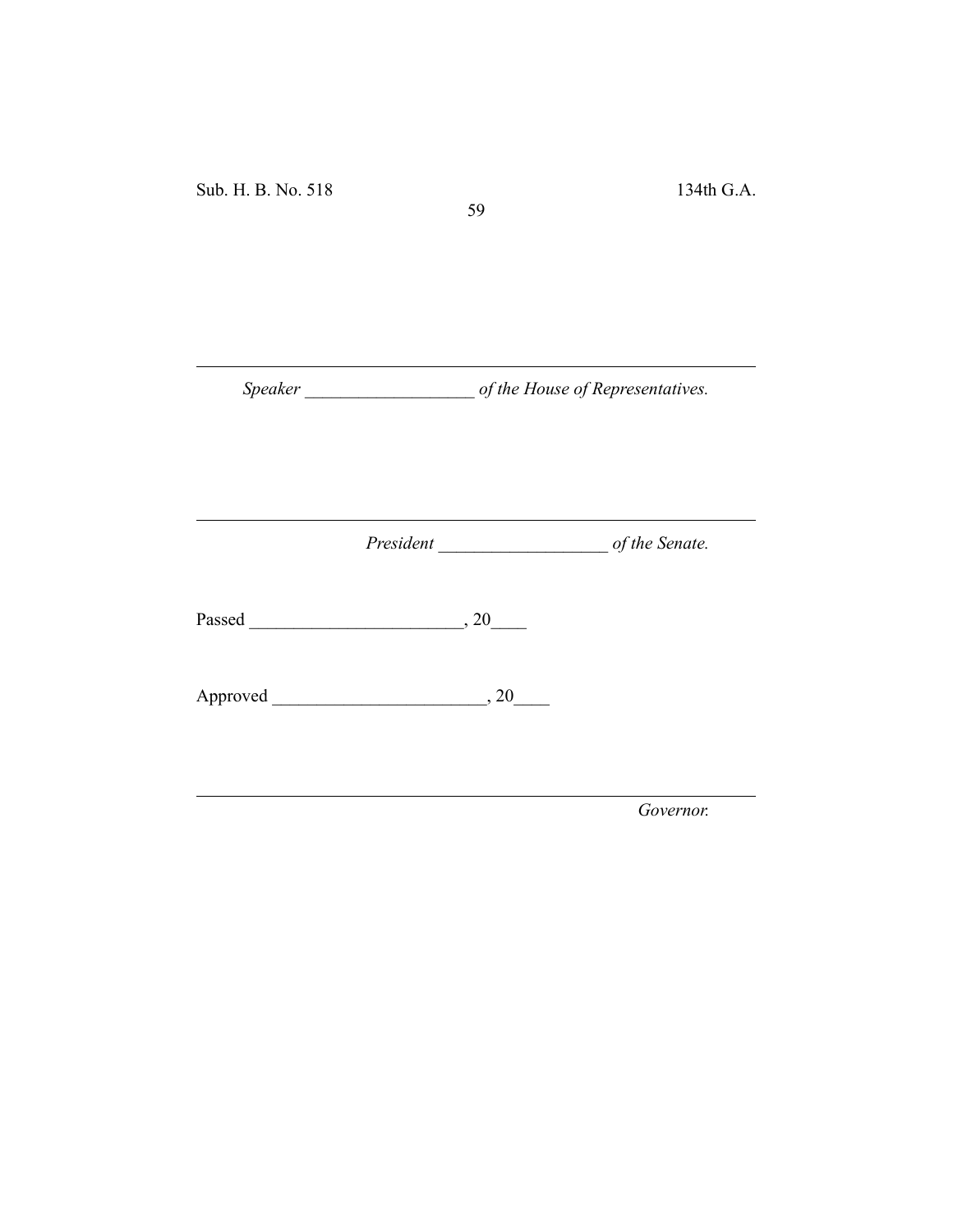---

*Speaker* ___________________ *of the House of Representatives.*

---

*President* ___________________ *of the Senate.*

Passed ________________________, 20____

Approved ________________________, 20____

---

*Governor.*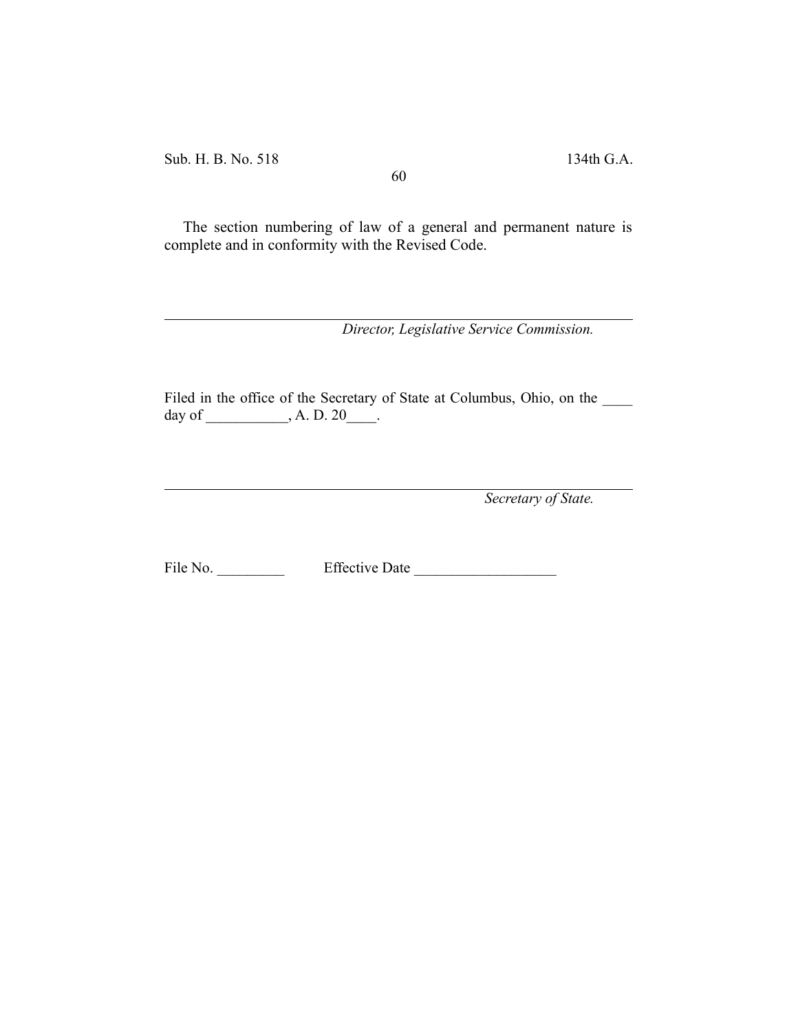The section numbering of law of a general and permanent nature is complete and in conformity with the Revised Code.

______________________________________________________

*Director, Legislative Service Commission.*

Filed in the office of the Secretary of State at Columbus, Ohio, on the ____ day of ___________, A. D. 20____.

______________________________________________________

*Secretary of State.*

File No. _________ Effective Date ___________________